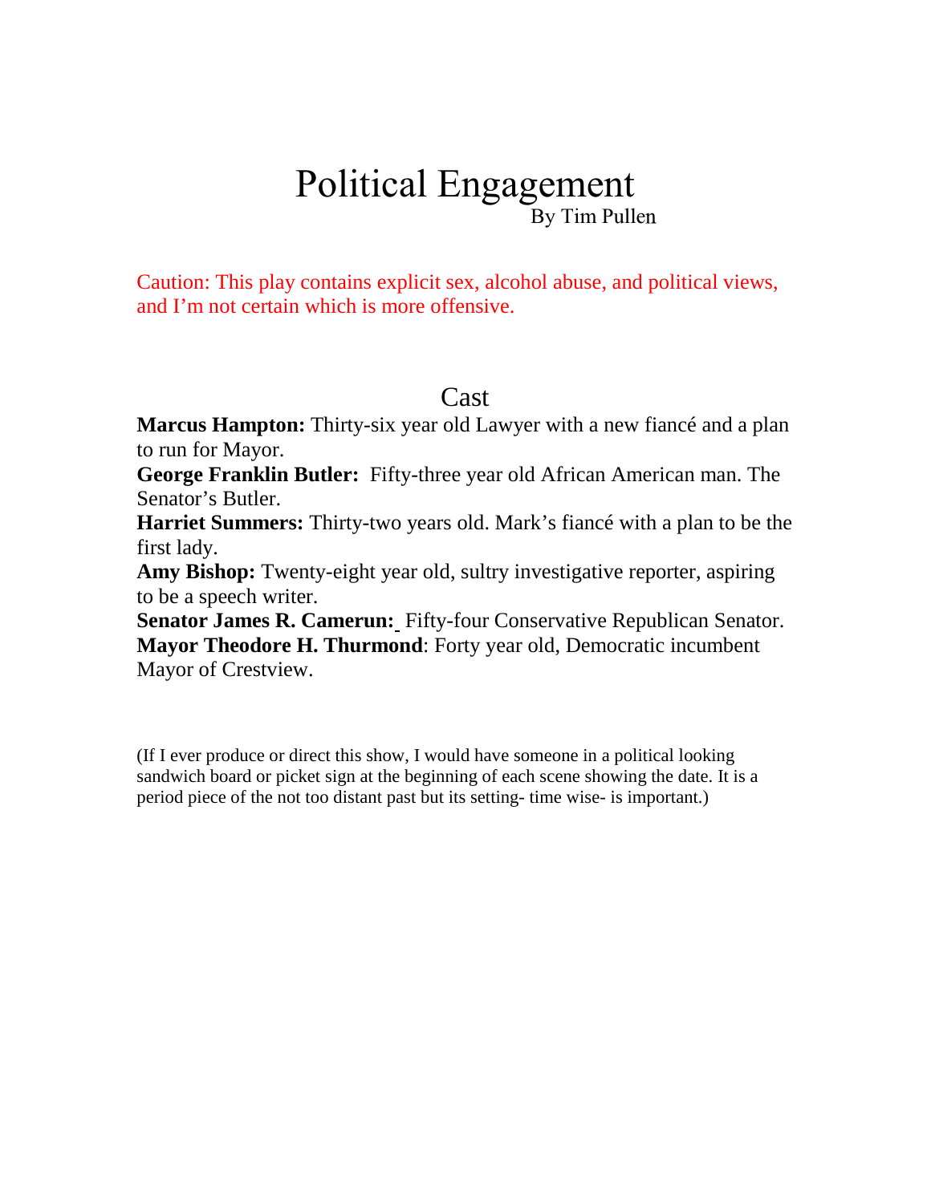# Political Engagement

By Tim Pullen

Caution: This play contains explicit sex, alcohol abuse, and political views, and I'm not certain which is more offensive.

## Cast

**Marcus Hampton:** Thirty-six year old Lawyer with a new fiancé and a plan to run for Mayor.

**George Franklin Butler:** Fifty-three year old African American man. The Senator's Butler.

**Harriet Summers:** Thirty-two years old. Mark's fiancé with a plan to be the first lady.

**Amy Bishop:** Twenty-eight year old, sultry investigative reporter, aspiring to be a speech writer.

**Senator James R. Camerun:** Fifty-four Conservative Republican Senator.

**Mayor Theodore H. Thurmond**: Forty year old, Democratic incumbent Mayor of Crestview.

(If I ever produce or direct this show, I would have someone in a political looking sandwich board or picket sign at the beginning of each scene showing the date. It is a period piece of the not too distant past but its setting- time wise- is important.)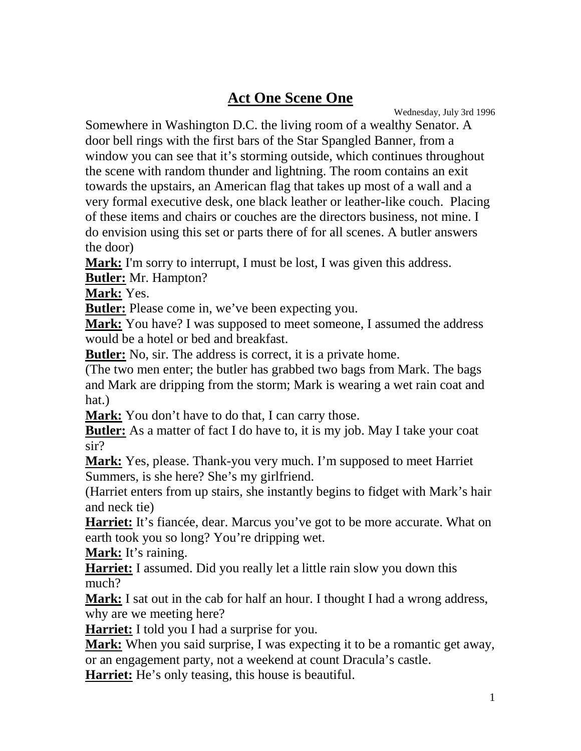# Act One Scene One

Wednesday, July 3rd 1996

Somewhere in Washington D.C. the living room of a wealthy Senator. A door bell rings with the first bars of the Star Spangled Banner, from a window you can see that it's storming outside, which continues throughout the scene with random thunder and lightning. The room contains an exit towards the upstairs, an American flag that takes up most of a wall and a very formal executive desk, one black leather or leather-like couch. Placing of these items and chairs or couches are the directors business, not mine. I do envision using this set or parts there of for all scenes. A butler answers the door)

**Mark:** I'm sorry to interrupt, I must be lost, I was given this address.

**Butler:** Mr. Hampton?

**Mark:** Yes.

**Butler:** Please come in, we've been expecting you.

**Mark:** You have? I was supposed to meet someone, I assumed the address would be a hotel or bed and breakfast.

**Butler:** No, sir. The address is correct, it is a private home.

(The two men enter; the butler has grabbed two bags from Mark. The bags and Mark are dripping from the storm; Mark is wearing a wet rain coat and hat.)

**Mark:** You don't have to do that, I can carry those.

**Butler:** As a matter of fact I do have to, it is my job. May I take your coat sir?

**Mark:** Yes, please. Thank-you very much. I'm supposed to meet Harriet Summers, is she here? She's my girlfriend.

(Harriet enters from up stairs, she instantly begins to fidget with Mark's hair and neck tie)

**Harriet:** It's fiancée, dear. Marcus you've got to be more accurate. What on earth took you so long? You're dripping wet.

**Mark:** It's raining.

**Harriet:** I assumed. Did you really let a little rain slow you down this much?

**Mark:** I sat out in the cab for half an hour. I thought I had a wrong address, why are we meeting here?

**Harriet:** I told you I had a surprise for you.

**Mark:** When you said surprise, I was expecting it to be a romantic get away, or an engagement party, not a weekend at count Dracula's castle.

**Harriet:** He's only teasing, this house is beautiful.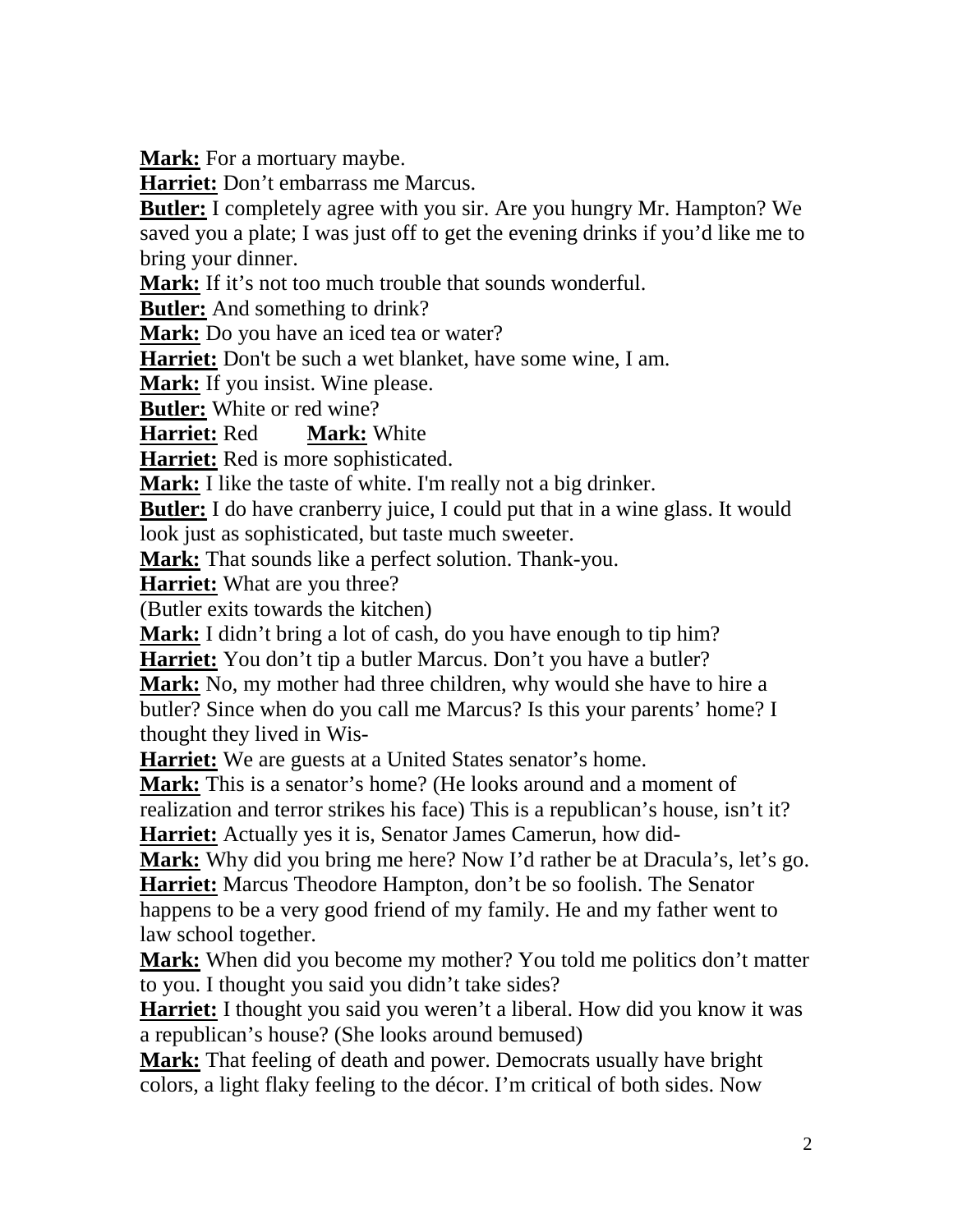**Mark:** For a mortuary maybe.

**Harriet:** Don't embarrass me Marcus.

**Butler:** I completely agree with you sir. Are you hungry Mr. Hampton? We saved you a plate; I was just off to get the evening drinks if you'd like me to bring your dinner.

**Mark:** If it's not too much trouble that sounds wonderful.

**Butler:** And something to drink?

**Mark:** Do you have an iced tea or water?

**Harriet:** Don't be such a wet blanket, have some wine, I am.

**Mark:** If you insist. Wine please.

**Butler:** White or red wine?

**Harriet:** Red **Mark:** White

**Harriet:** Red is more sophisticated.

**Mark:** I like the taste of white. I'm really not a big drinker.

**Butler:** I do have cranberry juice, I could put that in a wine glass. It would look just as sophisticated, but taste much sweeter.

**Mark:** That sounds like a perfect solution. Thank-you.

**Harriet:** What are you three?

(Butler exits towards the kitchen)

**Mark:** I didn't bring a lot of cash, do you have enough to tip him?

**Harriet:** You don't tip a butler Marcus. Don't you have a butler?

**Mark:** No, my mother had three children, why would she have to hire a butler? Since when do you call me Marcus? Is this your parents' home? I thought they lived in Wis-

**Harriet:** We are guests at a United States senator's home.

**Mark:** This is a senator's home? (He looks around and a moment of realization and terror strikes his face) This is a republican's house, isn't it?

**Harriet:** Actually yes it is, Senator James Camerun, how did-

**Mark:** Why did you bring me here? Now I'd rather be at Dracula's, let's go.

**Harriet:** Marcus Theodore Hampton, don't be so foolish. The Senator happens to be a very good friend of my family. He and my father went to law school together.

**Mark:** When did you become my mother? You told me politics don't matter to you. I thought you said you didn't take sides?

**Harriet:** I thought you said you weren't a liberal. How did you know it was a republican's house? (She looks around bemused)

**Mark:** That feeling of death and power. Democrats usually have bright colors, a light flaky feeling to the décor. I'm critical of both sides. Now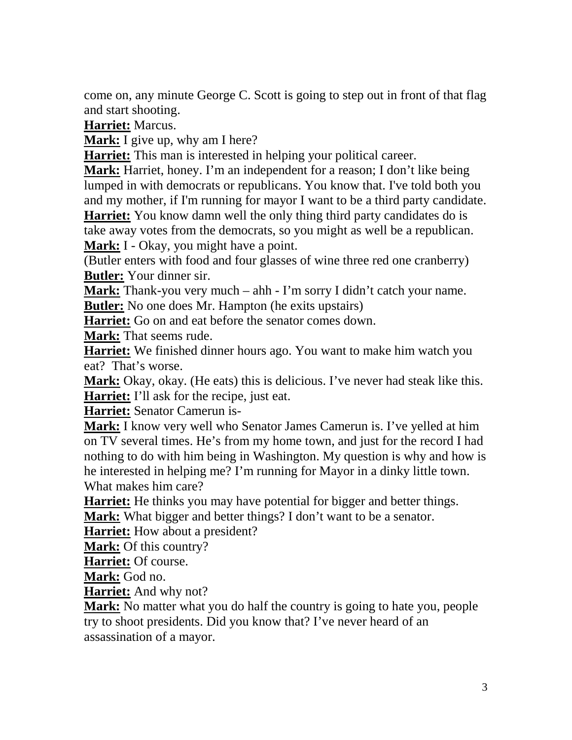come on, any minute George C. Scott is going to step out in front of that flag and start shooting.

**Harriet:** Marcus.

**Mark:** I give up, why am I here?

**Harriet:** This man is interested in helping your political career.

**Mark:** Harriet, honey. I'm an independent for a reason; I don't like being lumped in with democrats or republicans. You know that. I've told both you and my mother, if I'm running for mayor I want to be a third party candidate.

**Harriet:** You know damn well the only thing third party candidates do is take away votes from the democrats, so you might as well be a republican.

**Mark:** I - Okay, you might have a point.

(Butler enters with food and four glasses of wine three red one cranberry)

**Butler:** Your dinner sir.

**Mark:** Thank-you very much – ahh - I'm sorry I didn't catch your name.

**Butler:** No one does Mr. Hampton (he exits upstairs)

**Harriet:** Go on and eat before the senator comes down.

**Mark:** That seems rude.

**Harriet:** We finished dinner hours ago. You want to make him watch you eat? That's worse.

**Mark:** Okay, okay. (He eats) this is delicious. I've never had steak like this.

**Harriet:** I'll ask for the recipe, just eat.

**Harriet:** Senator Camerun is-

**Mark:** I know very well who Senator James Camerun is. I've yelled at him on TV several times. He's from my home town, and just for the record I had nothing to do with him being in Washington. My question is why and how is he interested in helping me? I'm running for Mayor in a dinky little town. What makes him care?

**Harriet:** He thinks you may have potential for bigger and better things.

**Mark:** What bigger and better things? I don't want to be a senator.

**Harriet:** How about a president?

**Mark:** Of this country?

**Harriet:** Of course.

**Mark:** God no.

**Harriet:** And why not?

**Mark:** No matter what you do half the country is going to hate you, people try to shoot presidents. Did you know that? I've never heard of an assassination of a mayor.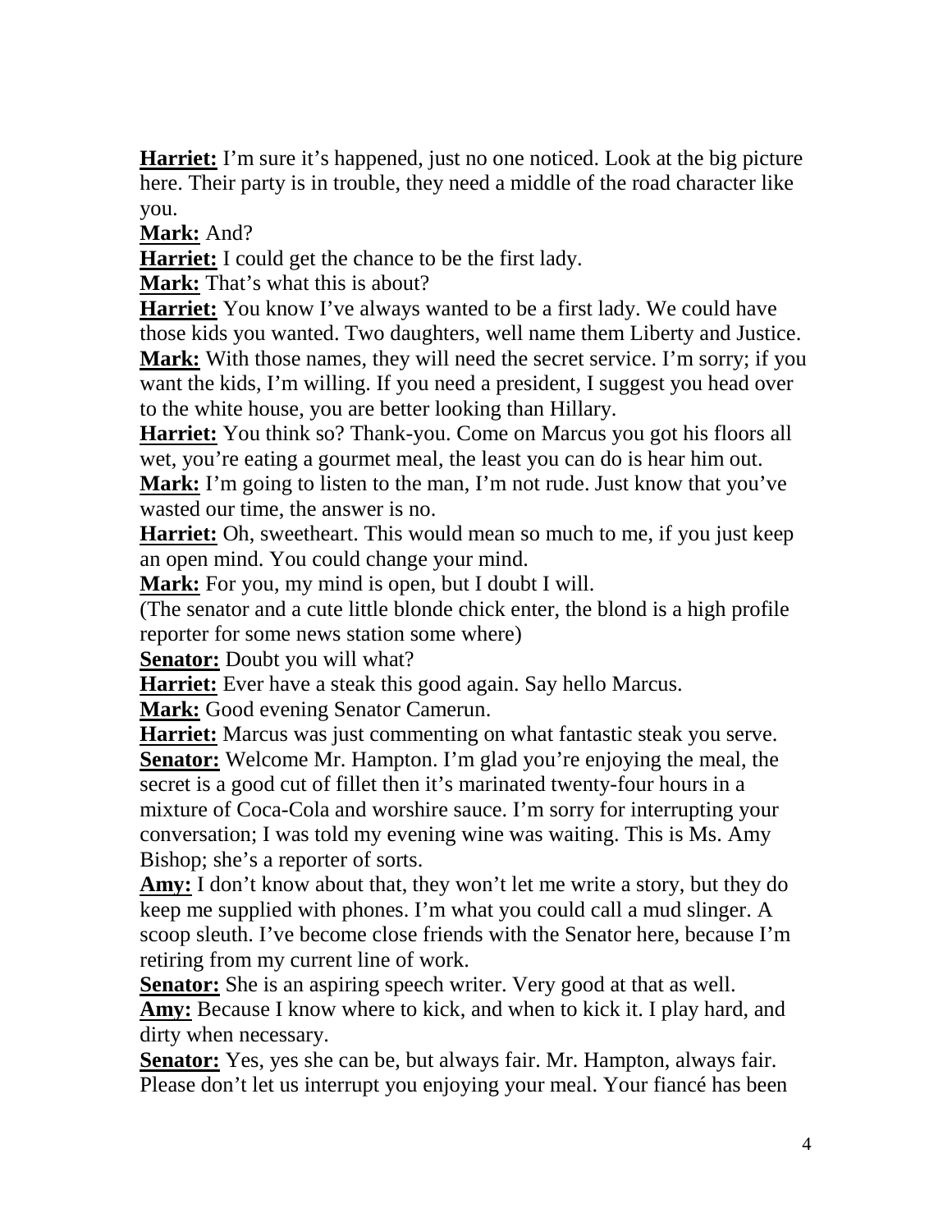**Harriet:** I'm sure it's happened, just no one noticed. Look at the big picture here. Their party is in trouble, they need a middle of the road character like you.

**Mark:** And?

**Harriet:** I could get the chance to be the first lady.

**Mark:** That's what this is about?

**Harriet:** You know I've always wanted to be a first lady. We could have those kids you wanted. Two daughters, well name them Liberty and Justice.

**Mark:** With those names, they will need the secret service. I'm sorry; if you want the kids, I'm willing. If you need a president, I suggest you head over to the white house, you are better looking than Hillary.

**Harriet:** You think so? Thank-you. Come on Marcus you got his floors all wet, you're eating a gourmet meal, the least you can do is hear him out.

**Mark:** I'm going to listen to the man, I'm not rude. Just know that you've wasted our time, the answer is no.

**Harriet:** Oh, sweetheart. This would mean so much to me, if you just keep an open mind. You could change your mind.

**Mark:** For you, my mind is open, but I doubt I will.

(The senator and a cute little blonde chick enter, the blond is a high profile reporter for some news station some where)

**Senator:** Doubt you will what?

**Harriet:** Ever have a steak this good again. Say hello Marcus.

**Mark:** Good evening Senator Camerun.

**Harriet:** Marcus was just commenting on what fantastic steak you serve.

**Senator:** Welcome Mr. Hampton. I'm glad you're enjoying the meal, the secret is a good cut of fillet then it's marinated twenty-four hours in a mixture of Coca-Cola and worshire sauce. I'm sorry for interrupting your conversation; I was told my evening wine was waiting. This is Ms. Amy Bishop; she's a reporter of sorts.

**Amy:** I don't know about that, they won't let me write a story, but they do keep me supplied with phones. I'm what you could call a mud slinger. A scoop sleuth. I've become close friends with the Senator here, because I'm retiring from my current line of work.

**Senator:** She is an aspiring speech writer. Very good at that as well.

**Amy:** Because I know where to kick, and when to kick it. I play hard, and dirty when necessary.

**Senator:** Yes, yes she can be, but always fair. Mr. Hampton, always fair. Please don't let us interrupt you enjoying your meal. Your fiancé has been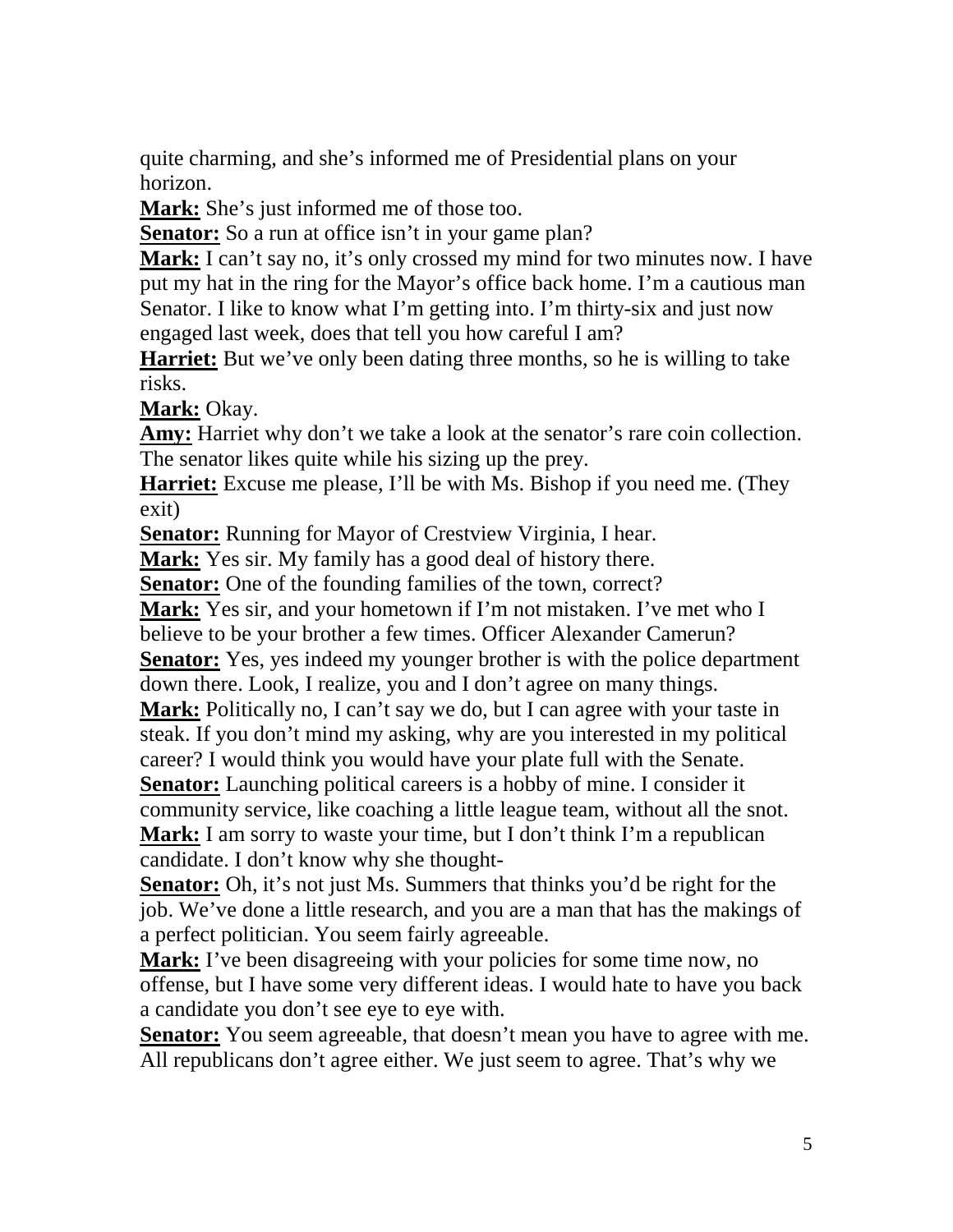quite charming, and she's informed me of Presidential plans on your horizon.

**Mark:** She's just informed me of those too.

**Senator:** So a run at office isn't in your game plan?

**Mark:** I can't say no, it's only crossed my mind for two minutes now. I have put my hat in the ring for the Mayor's office back home. I'm a cautious man Senator. I like to know what I'm getting into. I'm thirty-six and just now engaged last week, does that tell you how careful I am?

**Harriet:** But we've only been dating three months, so he is willing to take risks.

**Mark:** Okay.

**Amy:** Harriet why don't we take a look at the senator's rare coin collection. The senator likes quite while his sizing up the prey.

**Harriet:** Excuse me please, I'll be with Ms. Bishop if you need me. (They exit)

**Senator:** Running for Mayor of Crestview Virginia, I hear.

**Mark:** Yes sir. My family has a good deal of history there.

**Senator:** One of the founding families of the town, correct?

**Mark:** Yes sir, and your hometown if I'm not mistaken. I've met who I believe to be your brother a few times. Officer Alexander Camerun?

**Senator:** Yes, yes indeed my younger brother is with the police department down there. Look, I realize, you and I don't agree on many things.

**Mark:** Politically no, I can't say we do, but I can agree with your taste in steak. If you don't mind my asking, why are you interested in my political career? I would think you would have your plate full with the Senate.

**Senator:** Launching political careers is a hobby of mine. I consider it community service, like coaching a little league team, without all the snot.

**Mark:** I am sorry to waste your time, but I don't think I'm a republican candidate. I don't know why she thought-

**Senator:** Oh, it's not just Ms. Summers that thinks you'd be right for the job. We've done a little research, and you are a man that has the makings of a perfect politician. You seem fairly agreeable.

**Mark:** I've been disagreeing with your policies for some time now, no offense, but I have some very different ideas. I would hate to have you back a candidate you don't see eye to eye with.

**Senator:** You seem agreeable, that doesn't mean you have to agree with me. All republicans don't agree either. We just seem to agree. That's why we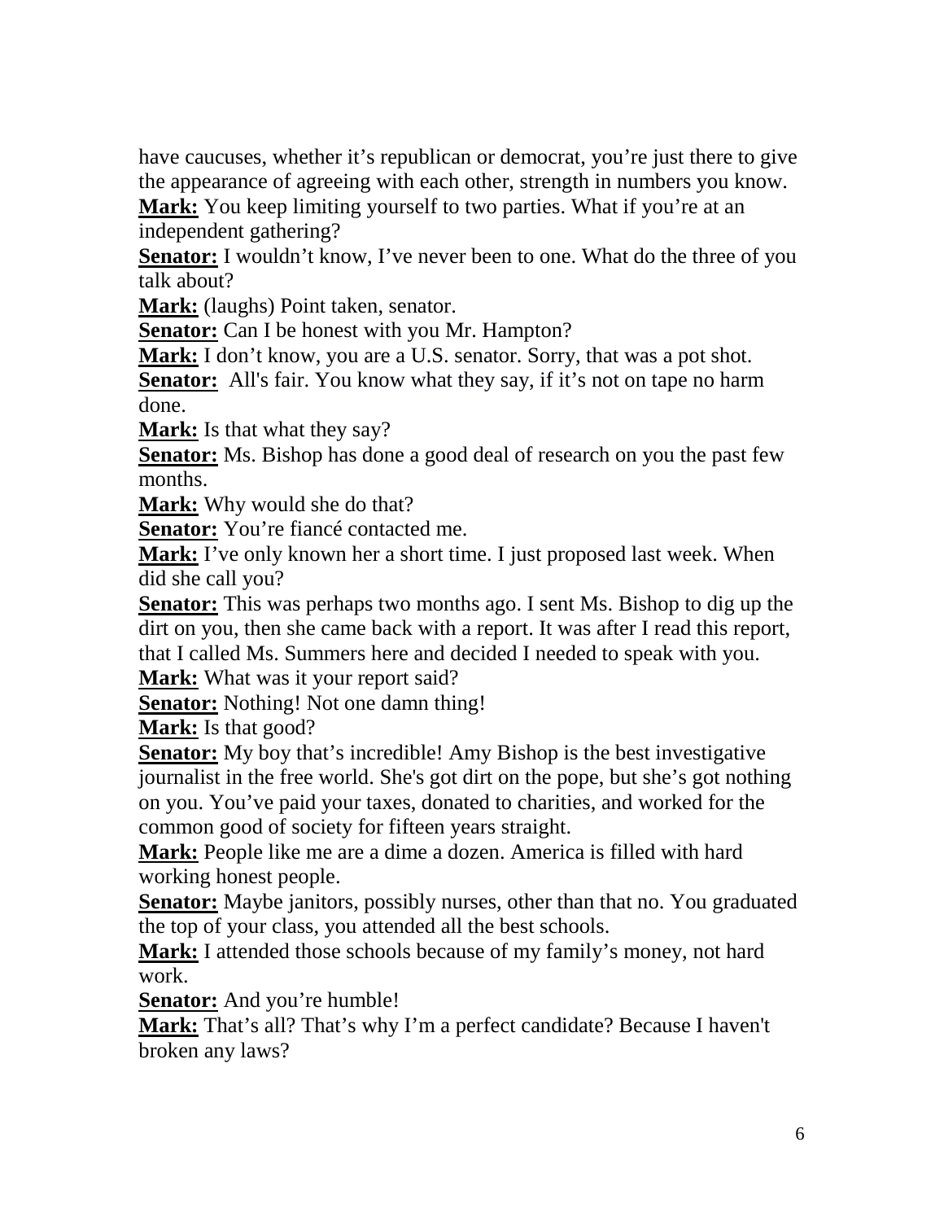have caucuses, whether it's republican or democrat, you're just there to give the appearance of agreeing with each other, strength in numbers you know.

**Mark:** You keep limiting yourself to two parties. What if you're at an independent gathering?

**Senator:** I wouldn't know, I've never been to one. What do the three of you talk about?

**Mark:** (laughs) Point taken, senator.

**Senator:** Can I be honest with you Mr. Hampton?

**Mark:** I don't know, you are a U.S. senator. Sorry, that was a pot shot.

**Senator:** All's fair. You know what they say, if it's not on tape no harm done.

**Mark:** Is that what they say?

**Senator:** Ms. Bishop has done a good deal of research on you the past few months.

**Mark:** Why would she do that?

**Senator:** You're fiancé contacted me.

**Mark:** I've only known her a short time. I just proposed last week. When did she call you?

**Senator:** This was perhaps two months ago. I sent Ms. Bishop to dig up the dirt on you, then she came back with a report. It was after I read this report, that I called Ms. Summers here and decided I needed to speak with you.

**Mark:** What was it your report said?

**Senator:** Nothing! Not one damn thing!

**Mark:** Is that good?

**Senator:** My boy that's incredible! Amy Bishop is the best investigative journalist in the free world. She's got dirt on the pope, but she's got nothing on you. You've paid your taxes, donated to charities, and worked for the common good of society for fifteen years straight.

**Mark:** People like me are a dime a dozen. America is filled with hard working honest people.

**Senator:** Maybe janitors, possibly nurses, other than that no. You graduated the top of your class, you attended all the best schools.

**Mark:** I attended those schools because of my family's money, not hard work.

**Senator:** And you're humble!

**Mark:** That's all? That's why I'm a perfect candidate? Because I haven't broken any laws?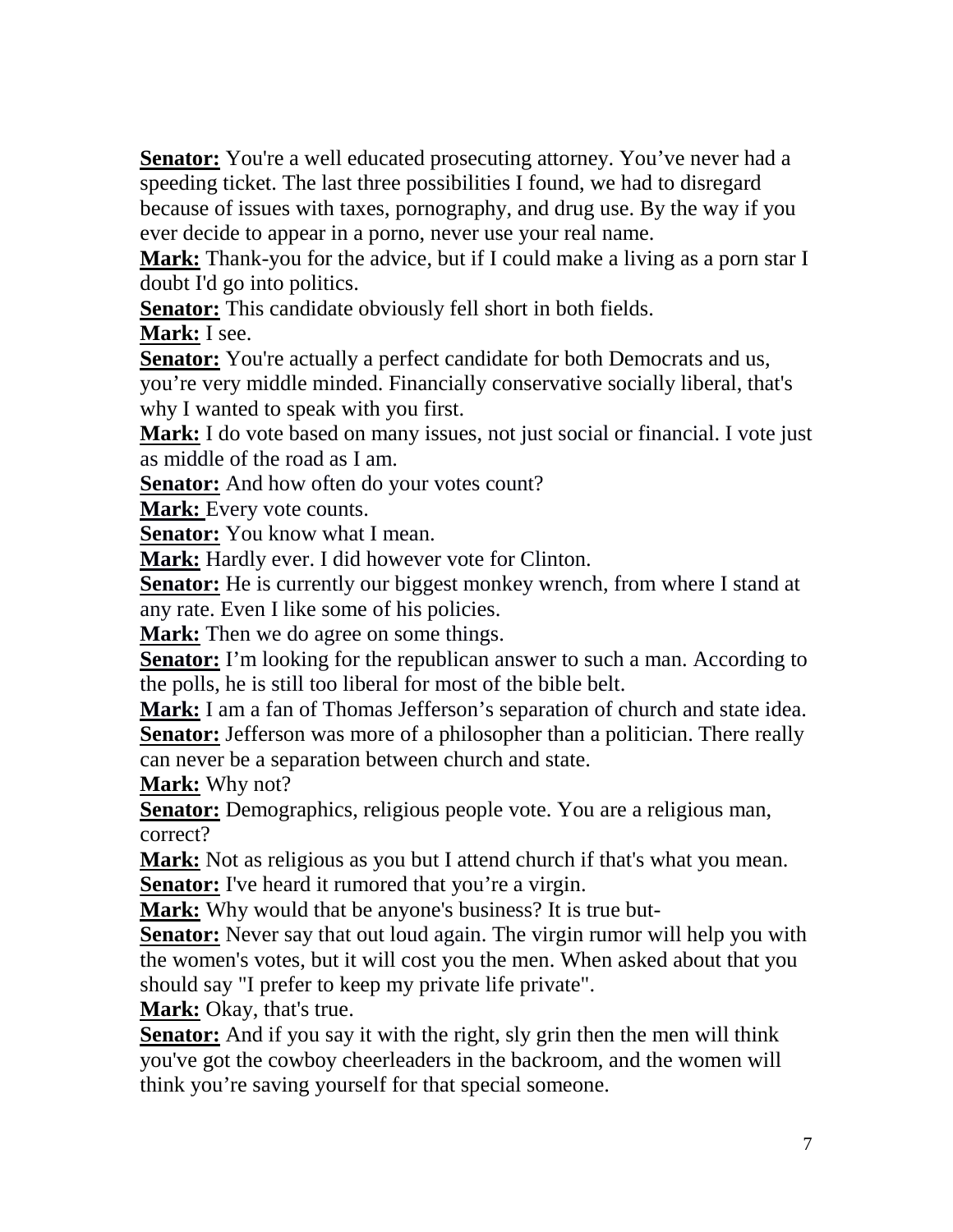**Senator:** You're a well educated prosecuting attorney. You've never had a speeding ticket. The last three possibilities I found, we had to disregard because of issues with taxes, pornography, and drug use. By the way if you ever decide to appear in a porno, never use your real name.

**Mark:** Thank-you for the advice, but if I could make a living as a porn star I doubt I'd go into politics.

**Senator:** This candidate obviously fell short in both fields.

**Mark:** I see.

**Senator:** You're actually a perfect candidate for both Democrats and us, you're very middle minded. Financially conservative socially liberal, that's why I wanted to speak with you first.

**Mark:** I do vote based on many issues, not just social or financial. I vote just as middle of the road as I am.

**Senator:** And how often do your votes count?

**Mark:** Every vote counts.

**Senator:** You know what I mean.

**Mark:** Hardly ever. I did however vote for Clinton.

**Senator:** He is currently our biggest monkey wrench, from where I stand at any rate. Even I like some of his policies.

**Mark:** Then we do agree on some things.

**Senator:** I'm looking for the republican answer to such a man. According to the polls, he is still too liberal for most of the bible belt.

**Mark:** I am a fan of Thomas Jefferson's separation of church and state idea.

**Senator:** Jefferson was more of a philosopher than a politician. There really can never be a separation between church and state.

**Mark:** Why not?

**Senator:** Demographics, religious people vote. You are a religious man, correct?

**Mark:** Not as religious as you but I attend church if that's what you mean.

**Senator:** I've heard it rumored that you're a virgin.

**Mark:** Why would that be anyone's business? It is true but-

**Senator:** Never say that out loud again. The virgin rumor will help you with the women's votes, but it will cost you the men. When asked about that you should say "I prefer to keep my private life private".

**Mark:** Okay, that's true.

**Senator:** And if you say it with the right, sly grin then the men will think you've got the cowboy cheerleaders in the backroom, and the women will think you're saving yourself for that special someone.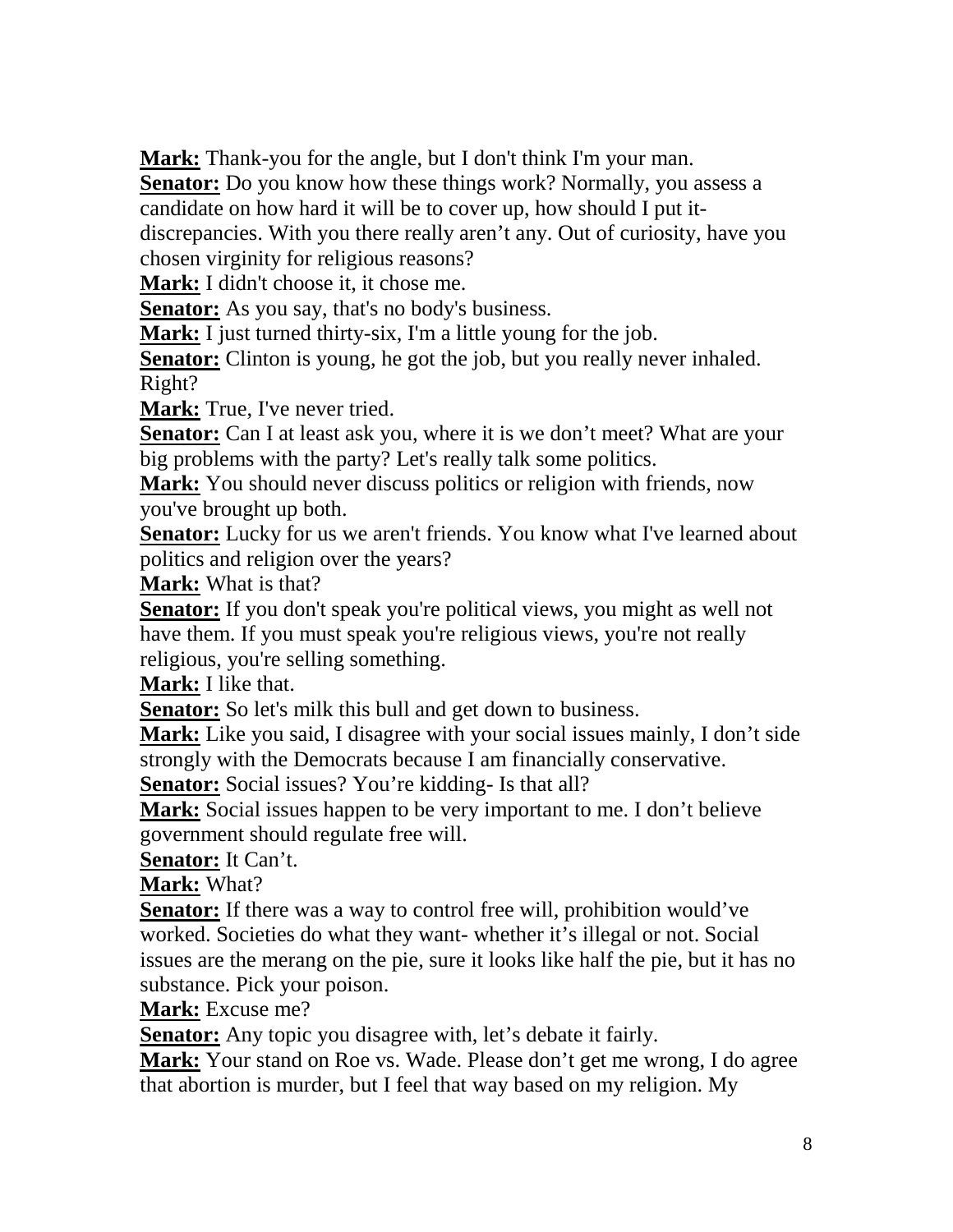**Mark:** Thank-you for the angle, but I don't think I'm your man.
**Senator:** Do you know how these things work? Normally, you assess a candidate on how hard it will be to cover up, how should I put it- discrepancies. With you there really aren't any. Out of curiosity, have you chosen virginity for religious reasons?
**Mark:** I didn't choose it, it chose me.
**Senator:** As you say, that's no body's business.
**Mark:** I just turned thirty-six, I'm a little young for the job.
**Senator:** Clinton is young, he got the job, but you really never inhaled. Right?
**Mark:** True, I've never tried.
**Senator:** Can I at least ask you, where it is we don't meet? What are your big problems with the party? Let's really talk some politics.
**Mark:** You should never discuss politics or religion with friends, now you've brought up both.
**Senator:** Lucky for us we aren't friends. You know what I've learned about politics and religion over the years?
**Mark:** What is that?
**Senator:** If you don't speak you're political views, you might as well not have them. If you must speak you're religious views, you're not really religious, you're selling something.
**Mark:** I like that.
**Senator:** So let's milk this bull and get down to business.
**Mark:** Like you said, I disagree with your social issues mainly, I don't side strongly with the Democrats because I am financially conservative.
**Senator:** Social issues? You're kidding- Is that all?
**Mark:** Social issues happen to be very important to me. I don't believe government should regulate free will.
**Senator:** It Can't.
**Mark:** What?
**Senator:** If there was a way to control free will, prohibition would've worked. Societies do what they want- whether it's illegal or not. Social issues are the merang on the pie, sure it looks like half the pie, but it has no substance. Pick your poison.
**Mark:** Excuse me?
**Senator:** Any topic you disagree with, let's debate it fairly.
**Mark:** Your stand on Roe vs. Wade. Please don't get me wrong, I do agree that abortion is murder, but I feel that way based on my religion. My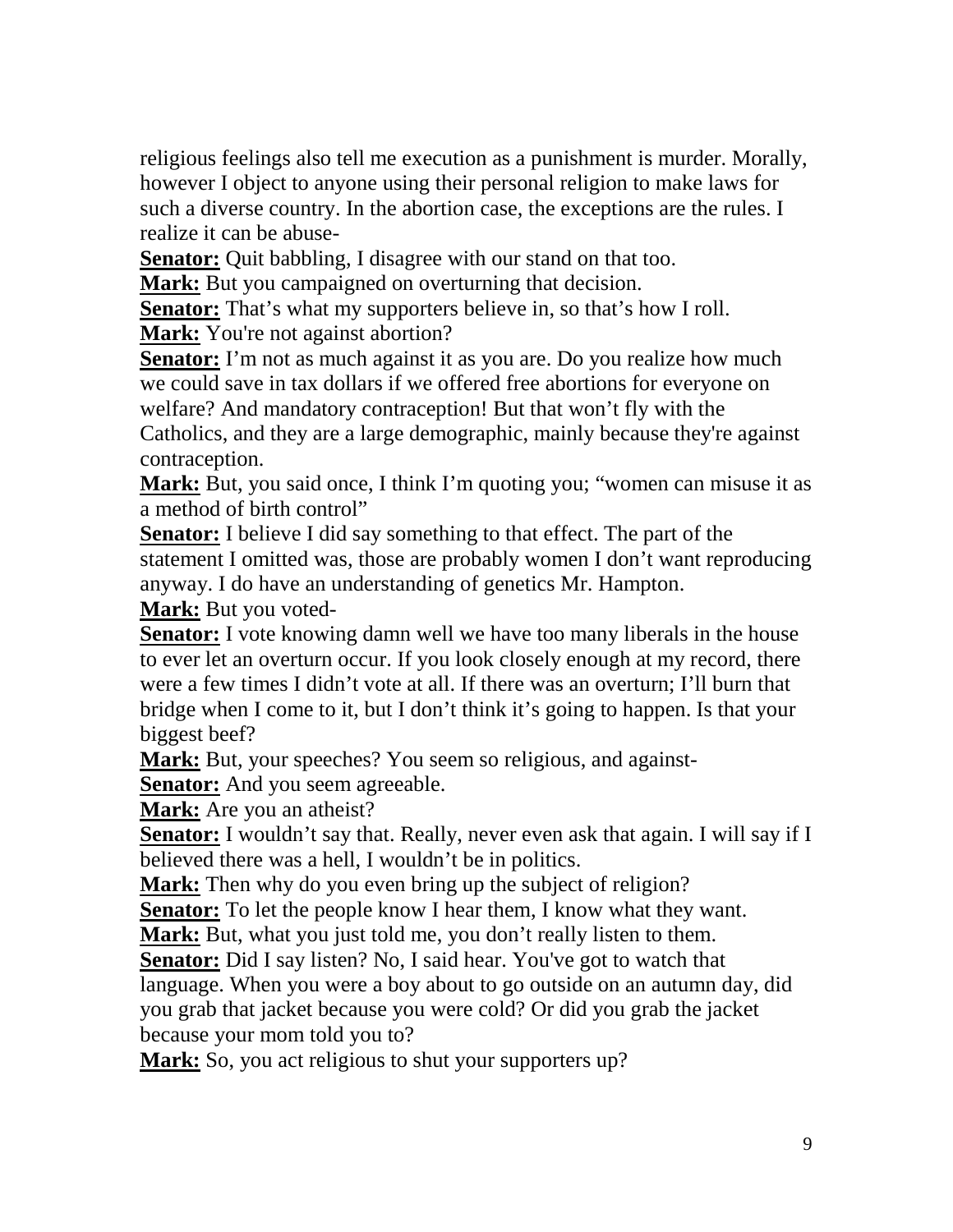religious feelings also tell me execution as a punishment is murder. Morally, however I object to anyone using their personal religion to make laws for such a diverse country. In the abortion case, the exceptions are the rules. I realize it can be abuse-

**Senator:** Quit babbling, I disagree with our stand on that too.

**Mark:** But you campaigned on overturning that decision.

**Senator:** That's what my supporters believe in, so that's how I roll.

**Mark:** You're not against abortion?

**Senator:** I'm not as much against it as you are. Do you realize how much we could save in tax dollars if we offered free abortions for everyone on welfare? And mandatory contraception! But that won't fly with the Catholics, and they are a large demographic, mainly because they're against contraception.

**Mark:** But, you said once, I think I'm quoting you; "women can misuse it as a method of birth control"

**Senator:** I believe I did say something to that effect. The part of the statement I omitted was, those are probably women I don't want reproducing anyway. I do have an understanding of genetics Mr. Hampton.

**Mark:** But you voted-

**Senator:** I vote knowing damn well we have too many liberals in the house to ever let an overturn occur. If you look closely enough at my record, there were a few times I didn't vote at all. If there was an overturn; I'll burn that bridge when I come to it, but I don't think it's going to happen. Is that your biggest beef?

**Mark:** But, your speeches? You seem so religious, and against-

**Senator:** And you seem agreeable.

**Mark:** Are you an atheist?

**Senator:** I wouldn't say that. Really, never even ask that again. I will say if I believed there was a hell, I wouldn't be in politics.

**Mark:** Then why do you even bring up the subject of religion?

**Senator:** To let the people know I hear them, I know what they want.

**Mark:** But, what you just told me, you don't really listen to them.

**Senator:** Did I say listen? No, I said hear. You've got to watch that language. When you were a boy about to go outside on an autumn day, did you grab that jacket because you were cold? Or did you grab the jacket because your mom told you to?

**Mark:** So, you act religious to shut your supporters up?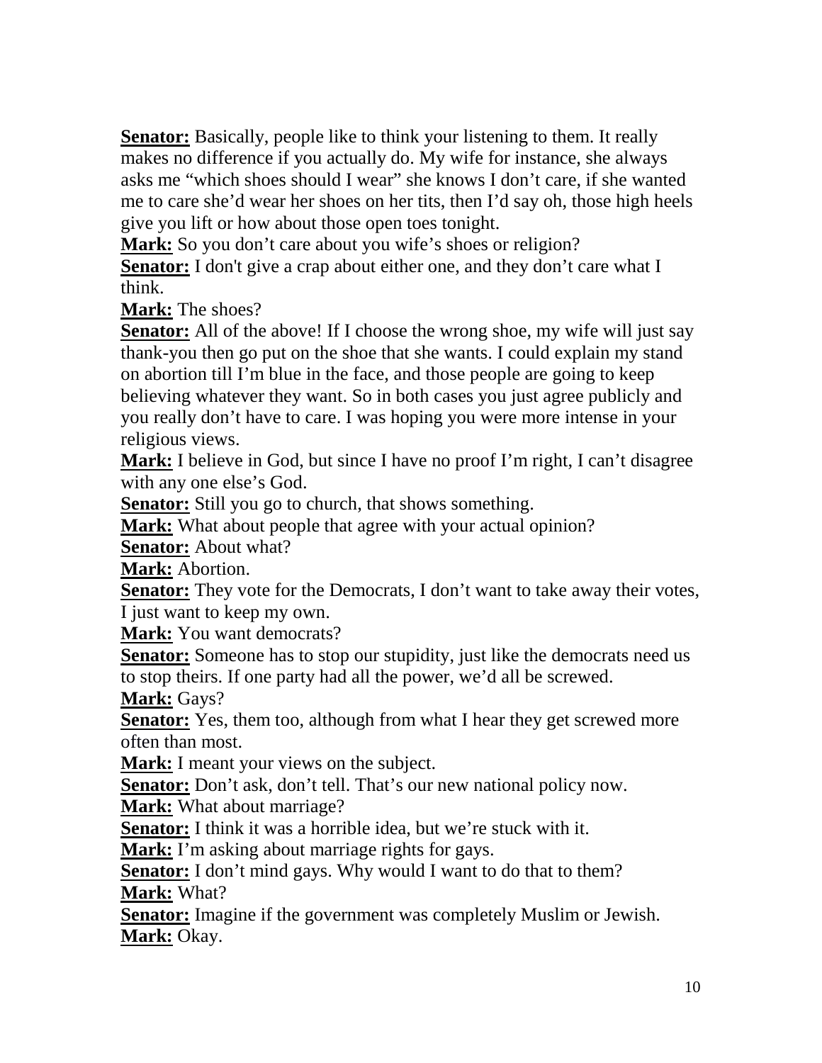**Senator:** Basically, people like to think your listening to them. It really makes no difference if you actually do. My wife for instance, she always asks me “which shoes should I wear” she knows I don’t care, if she wanted me to care she’d wear her shoes on her tits, then I’d say oh, those high heels give you lift or how about those open toes tonight.

**Mark:** So you don’t care about you wife’s shoes or religion?

**Senator:** I don't give a crap about either one, and they don’t care what I think.

**Mark:** The shoes?

**Senator:** All of the above! If I choose the wrong shoe, my wife will just say thank-you then go put on the shoe that she wants. I could explain my stand on abortion till I’m blue in the face, and those people are going to keep believing whatever they want. So in both cases you just agree publicly and you really don’t have to care. I was hoping you were more intense in your religious views.

**Mark:** I believe in God, but since I have no proof I’m right, I can’t disagree with any one else’s God.

**Senator:** Still you go to church, that shows something.

**Mark:** What about people that agree with your actual opinion?

**Senator:** About what?

**Mark:** Abortion.

**Senator:** They vote for the Democrats, I don’t want to take away their votes, I just want to keep my own.

**Mark:** You want democrats?

**Senator:** Someone has to stop our stupidity, just like the democrats need us to stop theirs. If one party had all the power, we’d all be screwed.

**Mark:** Gays?

**Senator:** Yes, them too, although from what I hear they get screwed more often than most.

**Mark:** I meant your views on the subject.

**Senator:** Don’t ask, don’t tell. That’s our new national policy now.

**Mark:** What about marriage?

**Senator:** I think it was a horrible idea, but we’re stuck with it.

**Mark:** I’m asking about marriage rights for gays.

**Senator:** I don’t mind gays. Why would I want to do that to them?

**Mark:** What?

**Senator:** Imagine if the government was completely Muslim or Jewish.

**Mark:** Okay.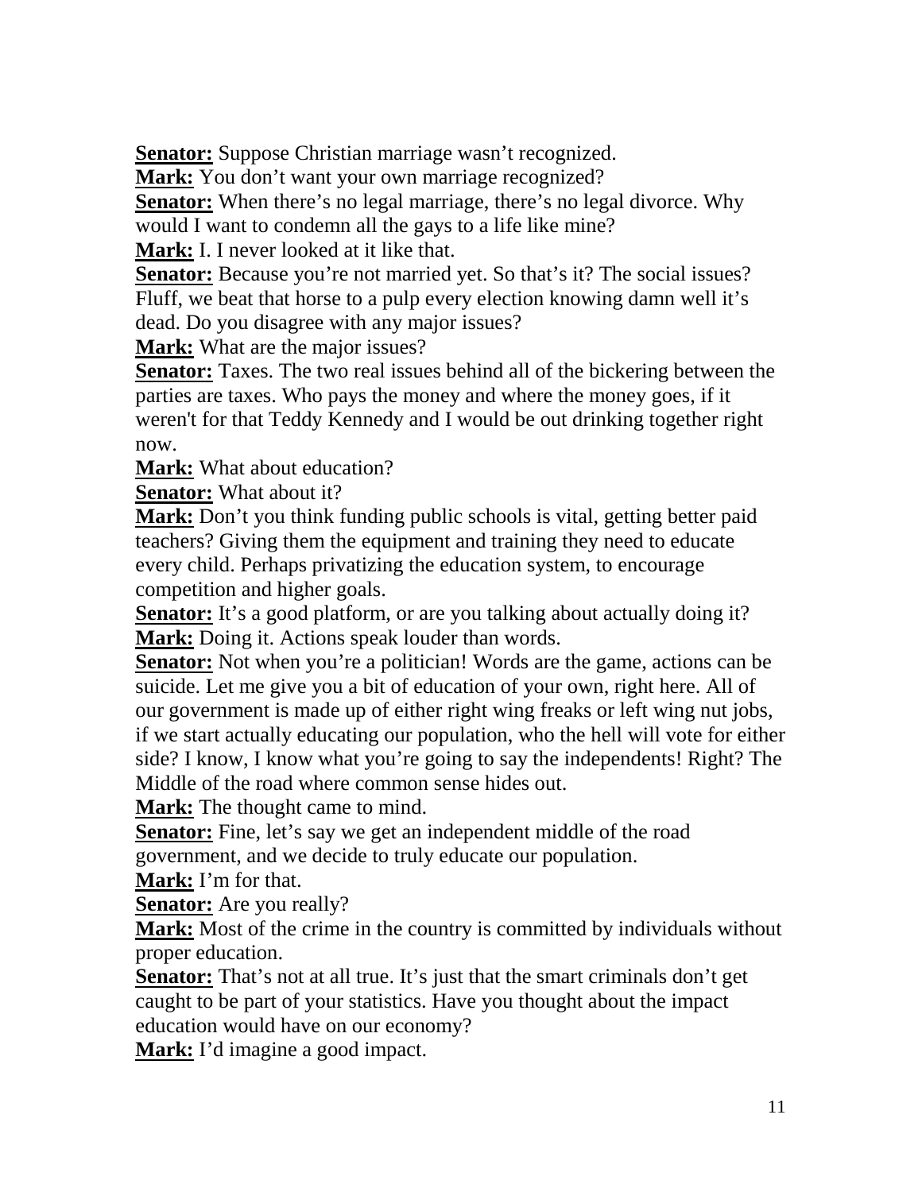**Senator:** Suppose Christian marriage wasn't recognized.

**Mark:** You don't want your own marriage recognized?

**Senator:** When there's no legal marriage, there's no legal divorce. Why would I want to condemn all the gays to a life like mine?

**Mark:** I. I never looked at it like that.

**Senator:** Because you're not married yet. So that's it? The social issues? Fluff, we beat that horse to a pulp every election knowing damn well it's dead. Do you disagree with any major issues?

**Mark:** What are the major issues?

**Senator:** Taxes. The two real issues behind all of the bickering between the parties are taxes. Who pays the money and where the money goes, if it weren't for that Teddy Kennedy and I would be out drinking together right now.

**Mark:** What about education?

**Senator:** What about it?

**Mark:** Don't you think funding public schools is vital, getting better paid teachers? Giving them the equipment and training they need to educate every child. Perhaps privatizing the education system, to encourage competition and higher goals.

**Senator:** It's a good platform, or are you talking about actually doing it?

**Mark:** Doing it. Actions speak louder than words.

**Senator:** Not when you're a politician! Words are the game, actions can be suicide. Let me give you a bit of education of your own, right here. All of our government is made up of either right wing freaks or left wing nut jobs, if we start actually educating our population, who the hell will vote for either side? I know, I know what you're going to say the independents! Right? The Middle of the road where common sense hides out.

**Mark:** The thought came to mind.

**Senator:** Fine, let's say we get an independent middle of the road government, and we decide to truly educate our population.

**Mark:** I'm for that.

**Senator:** Are you really?

**Mark:** Most of the crime in the country is committed by individuals without proper education.

**Senator:** That's not at all true. It's just that the smart criminals don't get caught to be part of your statistics. Have you thought about the impact education would have on our economy?

**Mark:** I'd imagine a good impact.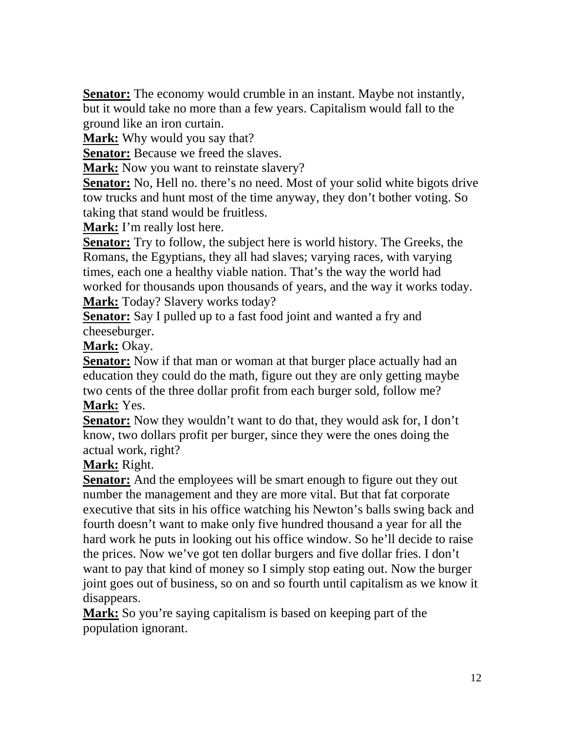**Senator:** The economy would crumble in an instant. Maybe not instantly, but it would take no more than a few years. Capitalism would fall to the ground like an iron curtain.

**Mark:** Why would you say that?

**Senator:** Because we freed the slaves.

**Mark:** Now you want to reinstate slavery?

**Senator:** No, Hell no. there's no need. Most of your solid white bigots drive tow trucks and hunt most of the time anyway, they don't bother voting. So taking that stand would be fruitless.

**Mark:** I'm really lost here.

**Senator:** Try to follow, the subject here is world history. The Greeks, the Romans, the Egyptians, they all had slaves; varying races, with varying times, each one a healthy viable nation. That's the way the world had worked for thousands upon thousands of years, and the way it works today.

**Mark:** Today? Slavery works today?

**Senator:** Say I pulled up to a fast food joint and wanted a fry and cheeseburger.

**Mark:** Okay.

**Senator:** Now if that man or woman at that burger place actually had an education they could do the math, figure out they are only getting maybe two cents of the three dollar profit from each burger sold, follow me?

**Mark:** Yes.

**Senator:** Now they wouldn't want to do that, they would ask for, I don't know, two dollars profit per burger, since they were the ones doing the actual work, right?

**Mark:** Right.

**Senator:** And the employees will be smart enough to figure out they out number the management and they are more vital. But that fat corporate executive that sits in his office watching his Newton's balls swing back and fourth doesn't want to make only five hundred thousand a year for all the hard work he puts in looking out his office window. So he'll decide to raise the prices. Now we've got ten dollar burgers and five dollar fries. I don't want to pay that kind of money so I simply stop eating out. Now the burger joint goes out of business, so on and so fourth until capitalism as we know it disappears.

**Mark:** So you're saying capitalism is based on keeping part of the population ignorant.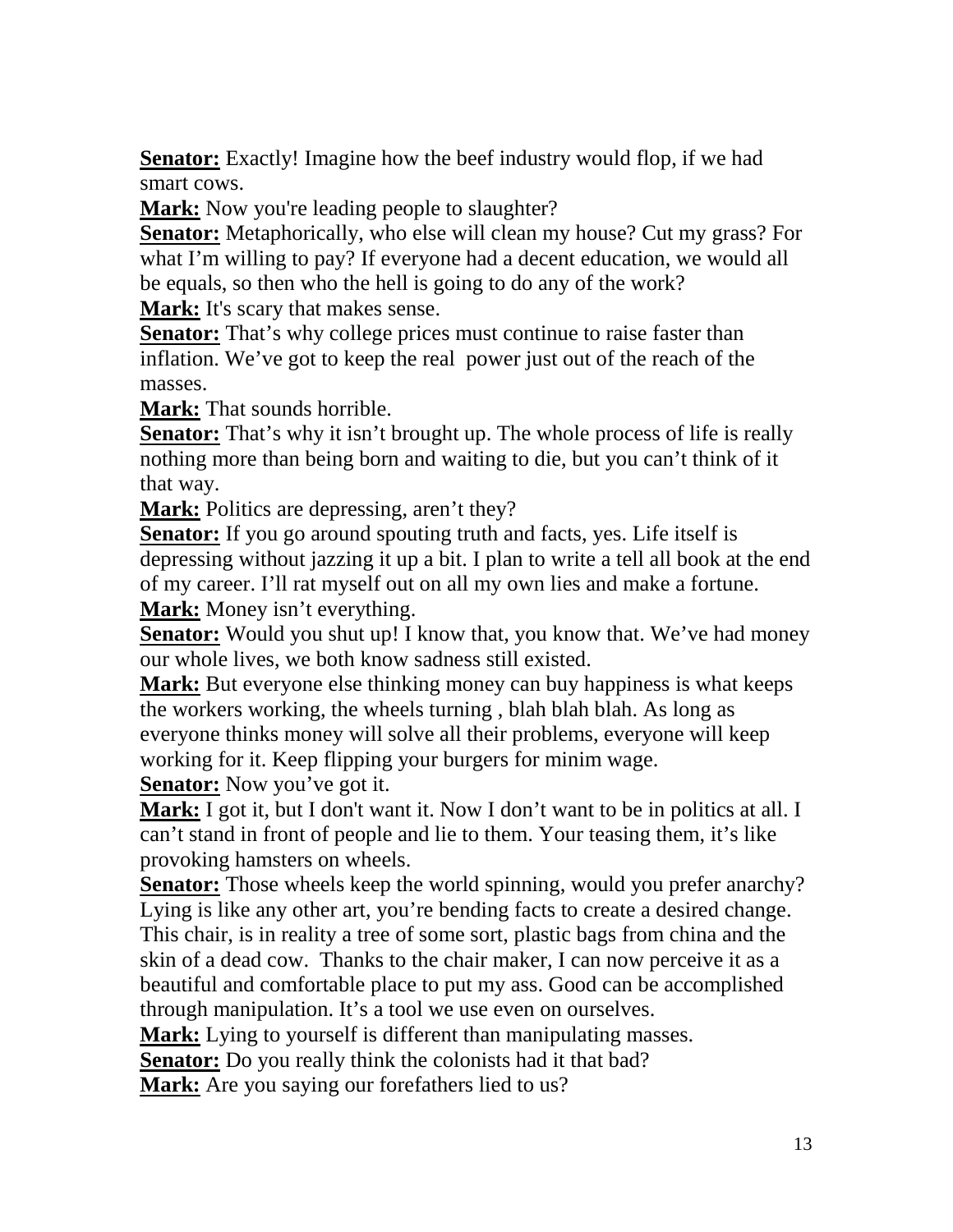**Senator:** Exactly! Imagine how the beef industry would flop, if we had smart cows.
**Mark:** Now you're leading people to slaughter?
**Senator:** Metaphorically, who else will clean my house? Cut my grass? For what I'm willing to pay? If everyone had a decent education, we would all be equals, so then who the hell is going to do any of the work?
**Mark:** It's scary that makes sense.
**Senator:** That's why college prices must continue to raise faster than inflation. We've got to keep the real power just out of the reach of the masses.
**Mark:** That sounds horrible.
**Senator:** That's why it isn't brought up. The whole process of life is really nothing more than being born and waiting to die, but you can't think of it that way.
**Mark:** Politics are depressing, aren't they?
**Senator:** If you go around spouting truth and facts, yes. Life itself is depressing without jazzing it up a bit. I plan to write a tell all book at the end of my career. I'll rat myself out on all my own lies and make a fortune.
**Mark:** Money isn't everything.
**Senator:** Would you shut up! I know that, you know that. We've had money our whole lives, we both know sadness still existed.
**Mark:** But everyone else thinking money can buy happiness is what keeps the workers working, the wheels turning , blah blah blah. As long as everyone thinks money will solve all their problems, everyone will keep working for it. Keep flipping your burgers for minim wage.
**Senator:** Now you've got it.
**Mark:** I got it, but I don't want it. Now I don't want to be in politics at all. I can't stand in front of people and lie to them. Your teasing them, it's like provoking hamsters on wheels.
**Senator:** Those wheels keep the world spinning, would you prefer anarchy? Lying is like any other art, you're bending facts to create a desired change. This chair, is in reality a tree of some sort, plastic bags from china and the skin of a dead cow. Thanks to the chair maker, I can now perceive it as a beautiful and comfortable place to put my ass. Good can be accomplished through manipulation. It's a tool we use even on ourselves.
**Mark:** Lying to yourself is different than manipulating masses.
**Senator:** Do you really think the colonists had it that bad?
**Mark:** Are you saying our forefathers lied to us?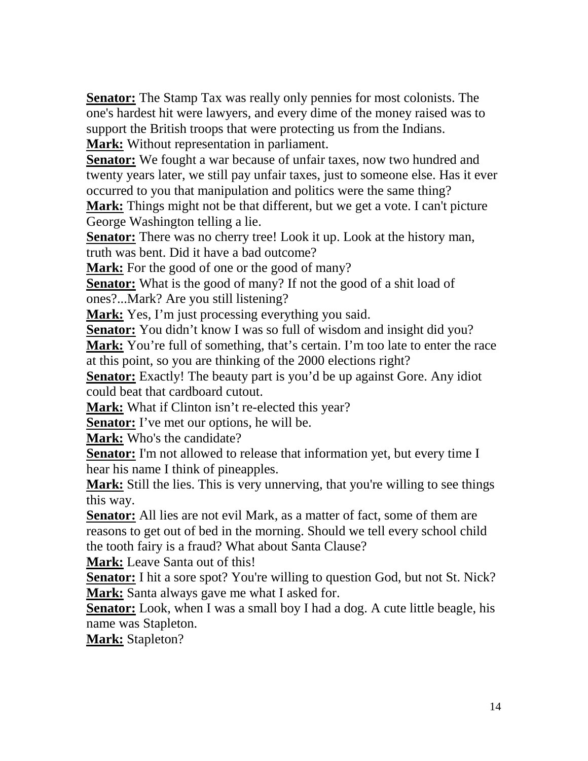**Senator:** The Stamp Tax was really only pennies for most colonists. The one's hardest hit were lawyers, and every dime of the money raised was to support the British troops that were protecting us from the Indians.

**Mark:** Without representation in parliament.

**Senator:** We fought a war because of unfair taxes, now two hundred and twenty years later, we still pay unfair taxes, just to someone else. Has it ever occurred to you that manipulation and politics were the same thing?

**Mark:** Things might not be that different, but we get a vote. I can't picture George Washington telling a lie.

**Senator:** There was no cherry tree! Look it up. Look at the history man, truth was bent. Did it have a bad outcome?

**Mark:** For the good of one or the good of many?

**Senator:** What is the good of many? If not the good of a shit load of ones?...Mark? Are you still listening?

**Mark:** Yes, I'm just processing everything you said.

**Senator:** You didn't know I was so full of wisdom and insight did you?

**Mark:** You're full of something, that's certain. I'm too late to enter the race at this point, so you are thinking of the 2000 elections right?

**Senator:** Exactly! The beauty part is you'd be up against Gore. Any idiot could beat that cardboard cutout.

**Mark:** What if Clinton isn't re-elected this year?

**Senator:** I've met our options, he will be.

**Mark:** Who's the candidate?

**Senator:** I'm not allowed to release that information yet, but every time I hear his name I think of pineapples.

**Mark:** Still the lies. This is very unnerving, that you're willing to see things this way.

**Senator:** All lies are not evil Mark, as a matter of fact, some of them are reasons to get out of bed in the morning. Should we tell every school child the tooth fairy is a fraud? What about Santa Clause?

**Mark:** Leave Santa out of this!

**Senator:** I hit a sore spot? You're willing to question God, but not St. Nick?

**Mark:** Santa always gave me what I asked for.

**Senator:** Look, when I was a small boy I had a dog. A cute little beagle, his name was Stapleton.

**Mark:** Stapleton?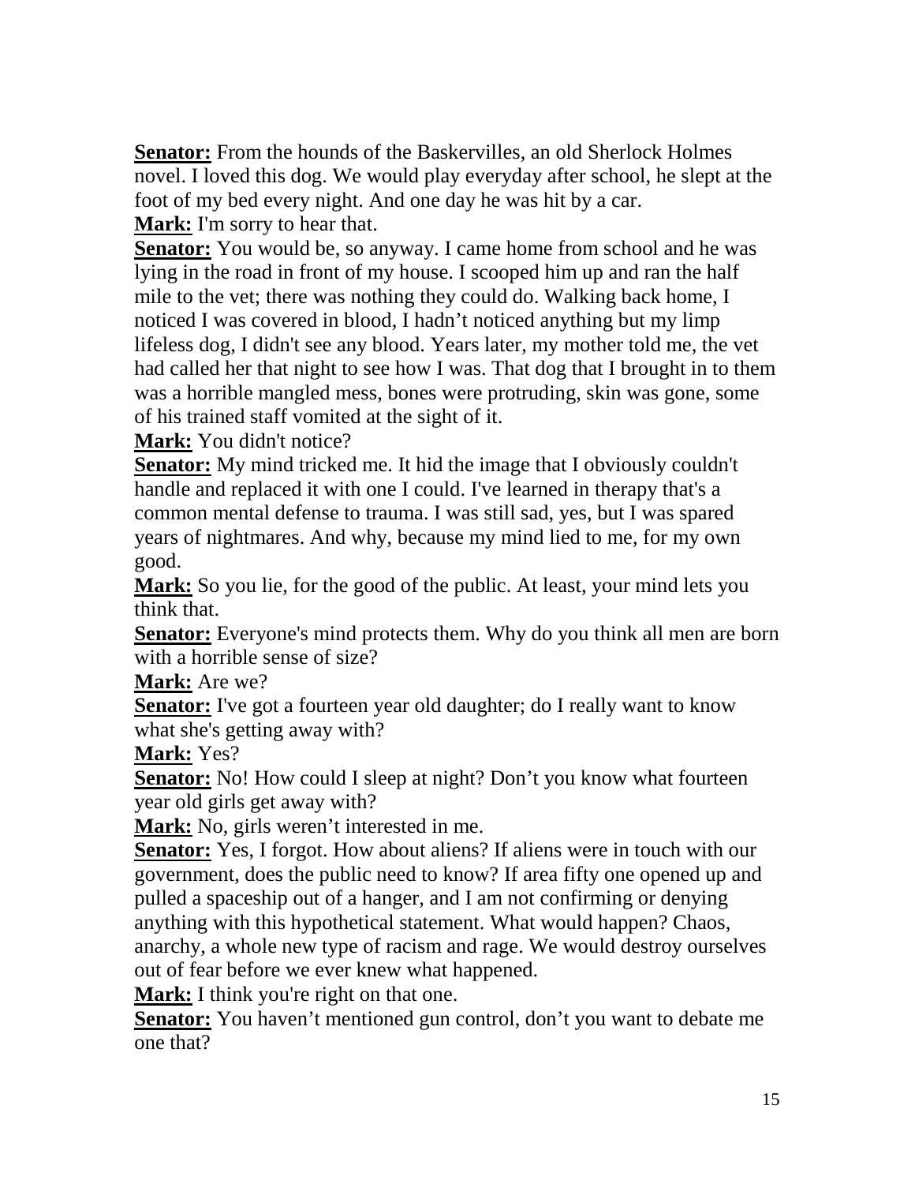**<u>Senator:</u>** From the hounds of the Baskervilles, an old Sherlock Holmes novel. I loved this dog. We would play everyday after school, he slept at the foot of my bed every night. And one day he was hit by a car.

**<u>Mark:</u>** I'm sorry to hear that.

**<u>Senator:</u>** You would be, so anyway. I came home from school and he was lying in the road in front of my house. I scooped him up and ran the half mile to the vet; there was nothing they could do. Walking back home, I noticed I was covered in blood, I hadn't noticed anything but my limp lifeless dog, I didn't see any blood. Years later, my mother told me, the vet had called her that night to see how I was. That dog that I brought in to them was a horrible mangled mess, bones were protruding, skin was gone, some of his trained staff vomited at the sight of it.

**<u>Mark:</u>** You didn't notice?

**<u>Senator:</u>** My mind tricked me. It hid the image that I obviously couldn't handle and replaced it with one I could. I've learned in therapy that's a common mental defense to trauma. I was still sad, yes, but I was spared years of nightmares. And why, because my mind lied to me, for my own good.

**<u>Mark:</u>** So you lie, for the good of the public. At least, your mind lets you think that.

**<u>Senator:</u>** Everyone's mind protects them. Why do you think all men are born with a horrible sense of size?

**<u>Mark:</u>** Are we?

**<u>Senator:</u>** I've got a fourteen year old daughter; do I really want to know what she's getting away with?

**<u>Mark:</u>** Yes?

**<u>Senator:</u>** No! How could I sleep at night? Don't you know what fourteen year old girls get away with?

**<u>Mark:</u>** No, girls weren't interested in me.

**<u>Senator:</u>** Yes, I forgot. How about aliens? If aliens were in touch with our government, does the public need to know? If area fifty one opened up and pulled a spaceship out of a hanger, and I am not confirming or denying anything with this hypothetical statement. What would happen? Chaos, anarchy, a whole new type of racism and rage. We would destroy ourselves out of fear before we ever knew what happened.

**<u>Mark:</u>** I think you're right on that one.

**<u>Senator:</u>** You haven't mentioned gun control, don't you want to debate me one that?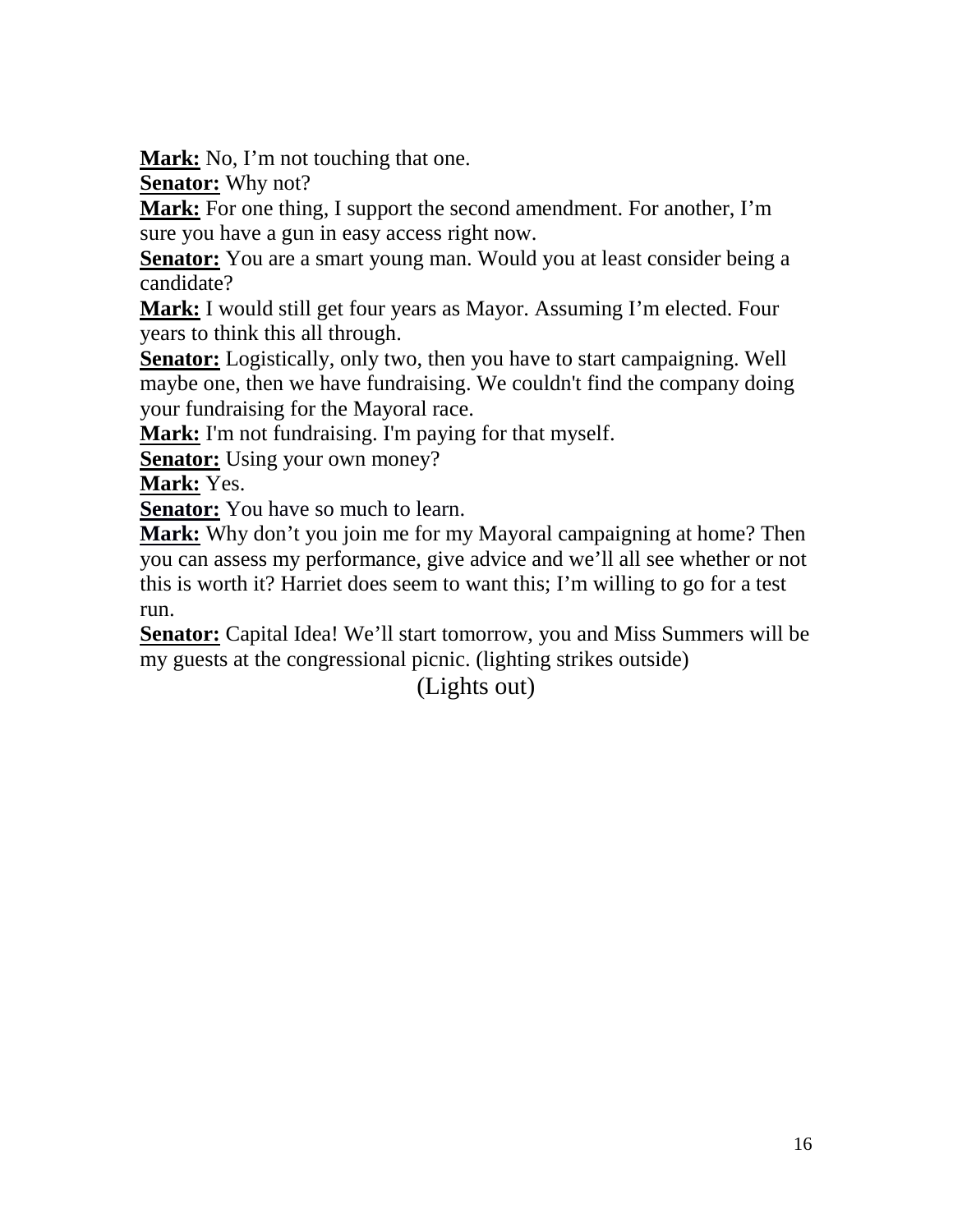**Mark:** No, I'm not touching that one.
**Senator:** Why not?
**Mark:** For one thing, I support the second amendment. For another, I'm sure you have a gun in easy access right now.
**Senator:** You are a smart young man. Would you at least consider being a candidate?
**Mark:** I would still get four years as Mayor. Assuming I'm elected. Four years to think this all through.
**Senator:** Logistically, only two, then you have to start campaigning. Well maybe one, then we have fundraising. We couldn't find the company doing your fundraising for the Mayoral race.
**Mark:** I'm not fundraising. I'm paying for that myself.
**Senator:** Using your own money?
**Mark:** Yes.
**Senator:** You have so much to learn.
**Mark:** Why don't you join me for my Mayoral campaigning at home? Then you can assess my performance, give advice and we'll all see whether or not this is worth it? Harriet does seem to want this; I'm willing to go for a test run.
**Senator:** Capital Idea! We'll start tomorrow, you and Miss Summers will be my guests at the congressional picnic. (lighting strikes outside)

(Lights out)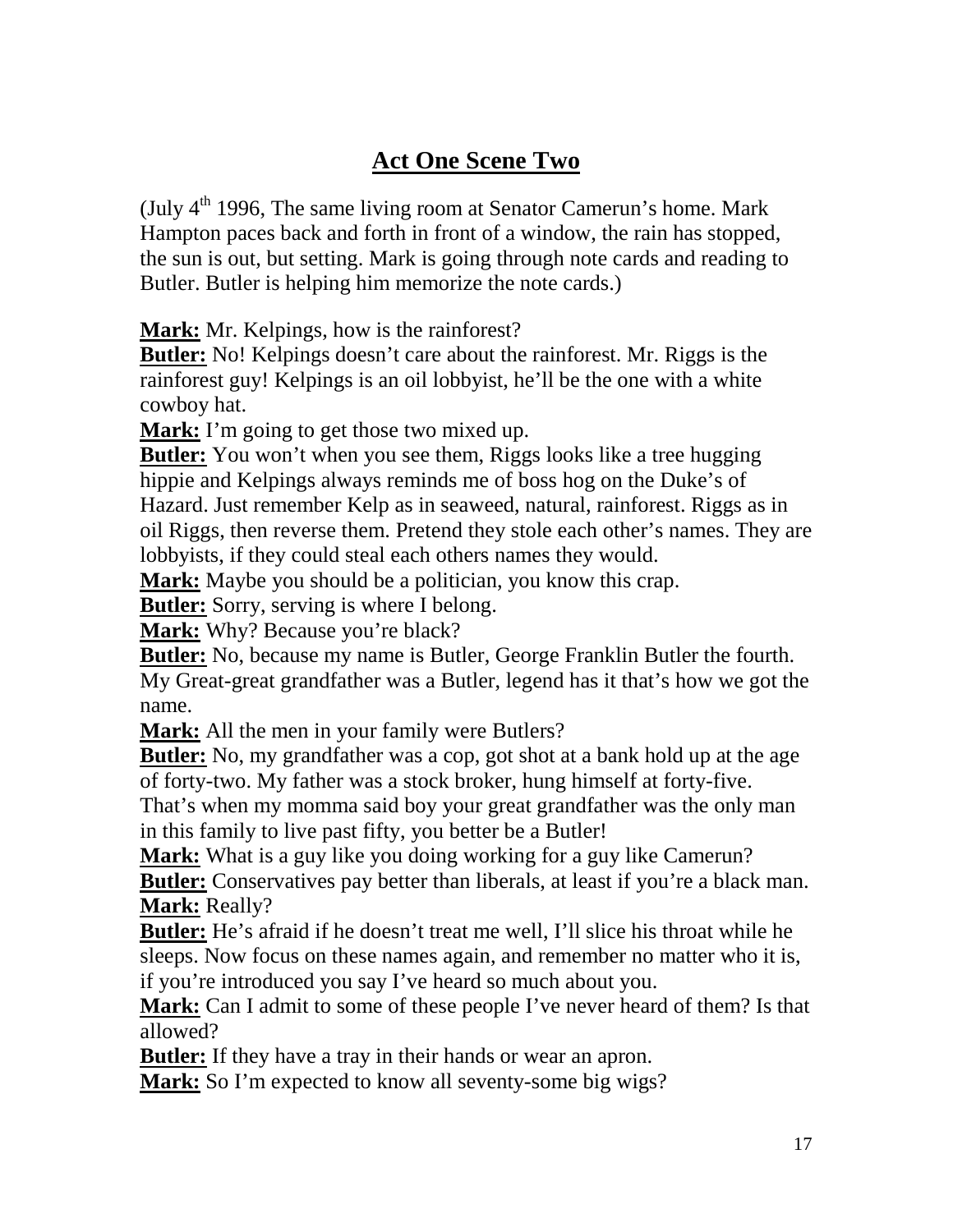## Act One Scene Two

(July 4th 1996, The same living room at Senator Camerun's home. Mark Hampton paces back and forth in front of a window, the rain has stopped, the sun is out, but setting. Mark is going through note cards and reading to Butler. Butler is helping him memorize the note cards.)

**Mark:** Mr. Kelpings, how is the rainforest?

**Butler:** No! Kelpings doesn't care about the rainforest. Mr. Riggs is the rainforest guy! Kelpings is an oil lobbyist, he'll be the one with a white cowboy hat.

**Mark:** I'm going to get those two mixed up.

**Butler:** You won't when you see them, Riggs looks like a tree hugging hippie and Kelpings always reminds me of boss hog on the Duke's of Hazard. Just remember Kelp as in seaweed, natural, rainforest. Riggs as in oil Riggs, then reverse them. Pretend they stole each other's names. They are lobbyists, if they could steal each others names they would.

**Mark:** Maybe you should be a politician, you know this crap.

**Butler:** Sorry, serving is where I belong.

**Mark:** Why? Because you're black?

**Butler:** No, because my name is Butler, George Franklin Butler the fourth. My Great-great grandfather was a Butler, legend has it that's how we got the name.

**Mark:** All the men in your family were Butlers?

**Butler:** No, my grandfather was a cop, got shot at a bank hold up at the age of forty-two. My father was a stock broker, hung himself at forty-five. That's when my momma said boy your great grandfather was the only man in this family to live past fifty, you better be a Butler!

**Mark:** What is a guy like you doing working for a guy like Camerun?

**Butler:** Conservatives pay better than liberals, at least if you're a black man.

**Mark:** Really?

**Butler:** He's afraid if he doesn't treat me well, I'll slice his throat while he sleeps. Now focus on these names again, and remember no matter who it is, if you're introduced you say I've heard so much about you.

**Mark:** Can I admit to some of these people I've never heard of them? Is that allowed?

**Butler:** If they have a tray in their hands or wear an apron.

**Mark:** So I'm expected to know all seventy-some big wigs?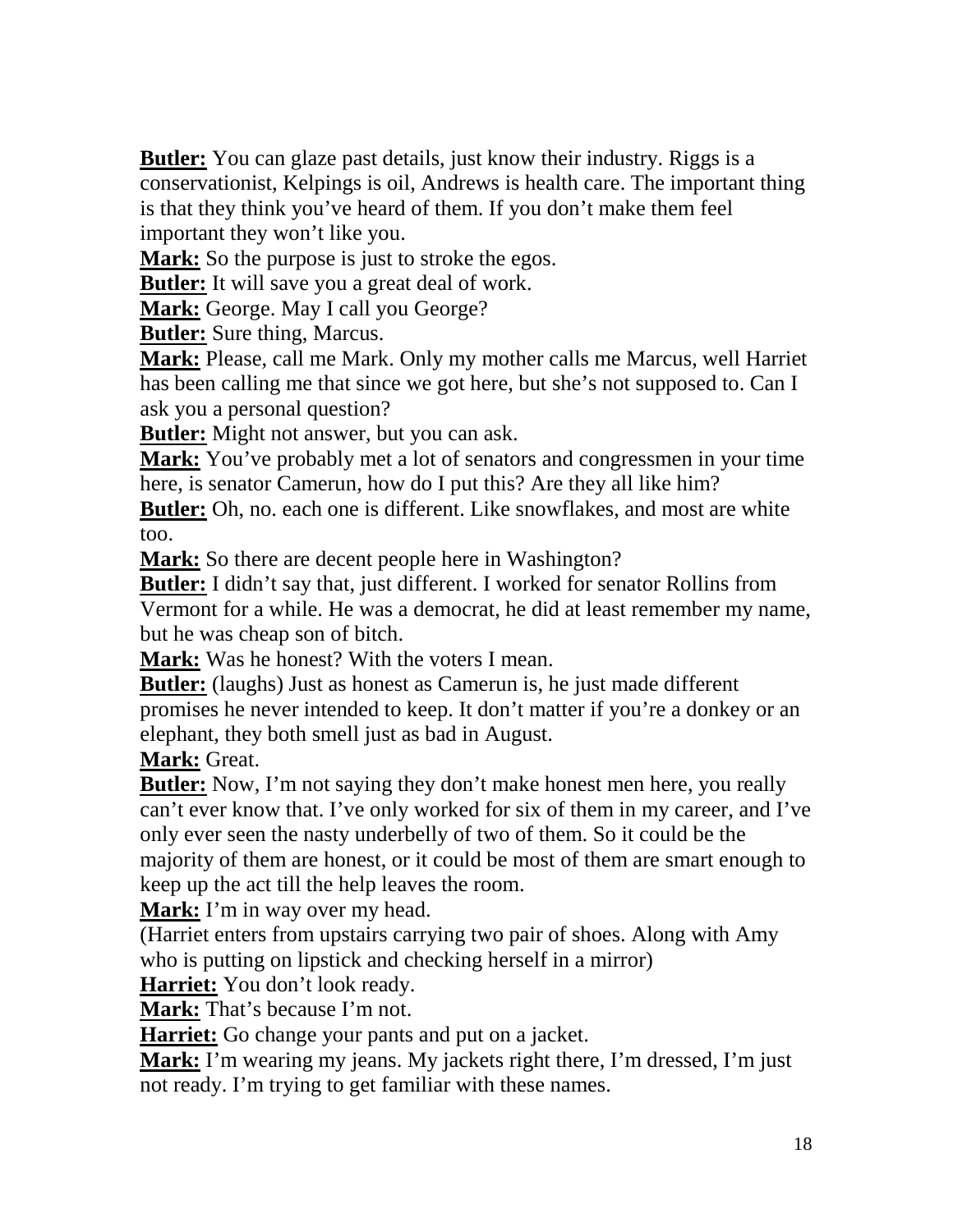**Butler:** You can glaze past details, just know their industry. Riggs is a conservationist, Kelpings is oil, Andrews is health care. The important thing is that they think you've heard of them. If you don't make them feel important they won't like you.

**Mark:** So the purpose is just to stroke the egos.

**Butler:** It will save you a great deal of work.

**Mark:** George. May I call you George?

**Butler:** Sure thing, Marcus.

**Mark:** Please, call me Mark. Only my mother calls me Marcus, well Harriet has been calling me that since we got here, but she's not supposed to. Can I ask you a personal question?

**Butler:** Might not answer, but you can ask.

**Mark:** You've probably met a lot of senators and congressmen in your time here, is senator Camerun, how do I put this? Are they all like him?

**Butler:** Oh, no. each one is different. Like snowflakes, and most are white too.

**Mark:** So there are decent people here in Washington?

**Butler:** I didn't say that, just different. I worked for senator Rollins from Vermont for a while. He was a democrat, he did at least remember my name, but he was cheap son of bitch.

**Mark:** Was he honest? With the voters I mean.

**Butler:** (laughs) Just as honest as Camerun is, he just made different promises he never intended to keep. It don't matter if you're a donkey or an elephant, they both smell just as bad in August.

**Mark:** Great.

**Butler:** Now, I'm not saying they don't make honest men here, you really can't ever know that. I've only worked for six of them in my career, and I've only ever seen the nasty underbelly of two of them. So it could be the majority of them are honest, or it could be most of them are smart enough to keep up the act till the help leaves the room.

**Mark:** I'm in way over my head.

(Harriet enters from upstairs carrying two pair of shoes. Along with Amy who is putting on lipstick and checking herself in a mirror)

**Harriet:** You don't look ready.

**Mark:** That's because I'm not.

**Harriet:** Go change your pants and put on a jacket.

**Mark:** I'm wearing my jeans. My jackets right there, I'm dressed, I'm just not ready. I'm trying to get familiar with these names.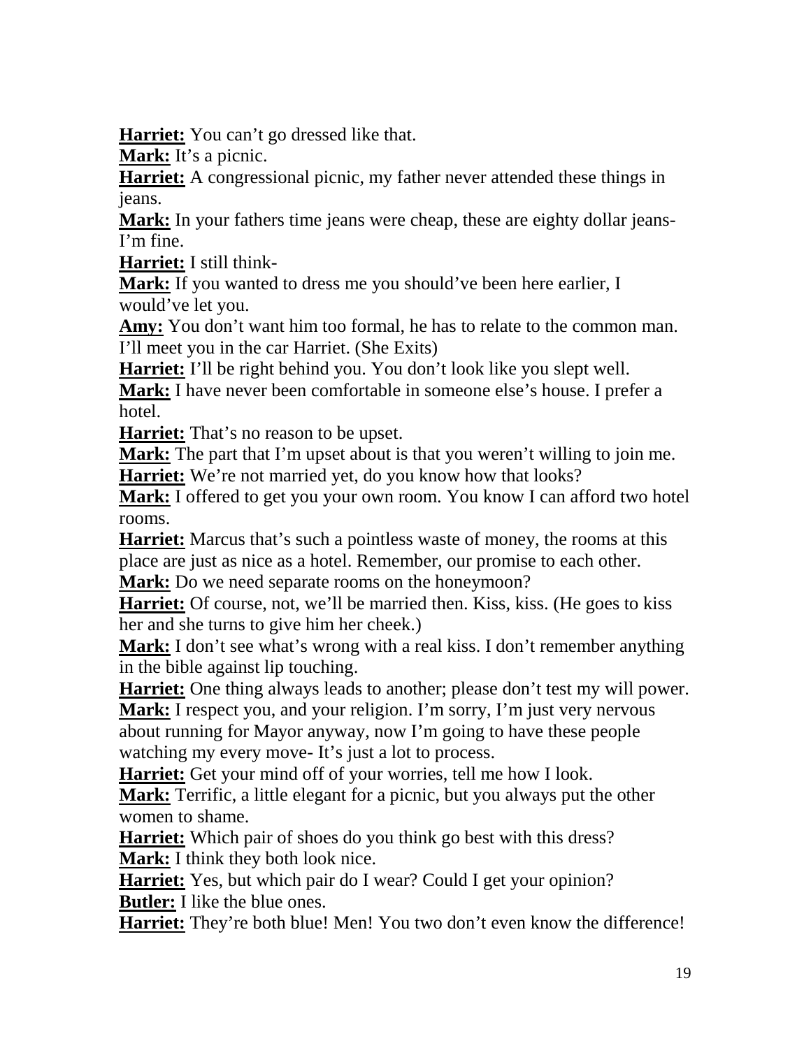**Harriet:** You can't go dressed like that.
**Mark:** It's a picnic.
**Harriet:** A congressional picnic, my father never attended these things in jeans.
**Mark:** In your fathers time jeans were cheap, these are eighty dollar jeans- I'm fine.
**Harriet:** I still think-
**Mark:** If you wanted to dress me you should've been here earlier, I would've let you.
**Amy:** You don't want him too formal, he has to relate to the common man. I'll meet you in the car Harriet. (She Exits)
**Harriet:** I'll be right behind you. You don't look like you slept well.
**Mark:** I have never been comfortable in someone else's house. I prefer a hotel.
**Harriet:** That's no reason to be upset.
**Mark:** The part that I'm upset about is that you weren't willing to join me.
**Harriet:** We're not married yet, do you know how that looks?
**Mark:** I offered to get you your own room. You know I can afford two hotel rooms.
**Harriet:** Marcus that's such a pointless waste of money, the rooms at this place are just as nice as a hotel. Remember, our promise to each other.
**Mark:** Do we need separate rooms on the honeymoon?
**Harriet:** Of course, not, we'll be married then. Kiss, kiss. (He goes to kiss her and she turns to give him her cheek.)
**Mark:** I don't see what's wrong with a real kiss. I don't remember anything in the bible against lip touching.
**Harriet:** One thing always leads to another; please don't test my will power.
**Mark:** I respect you, and your religion. I'm sorry, I'm just very nervous about running for Mayor anyway, now I'm going to have these people watching my every move- It's just a lot to process.
**Harriet:** Get your mind off of your worries, tell me how I look.
**Mark:** Terrific, a little elegant for a picnic, but you always put the other women to shame.
**Harriet:** Which pair of shoes do you think go best with this dress?
**Mark:** I think they both look nice.
**Harriet:** Yes, but which pair do I wear? Could I get your opinion?
**Butler:** I like the blue ones.
**Harriet:** They're both blue! Men! You two don't even know the difference!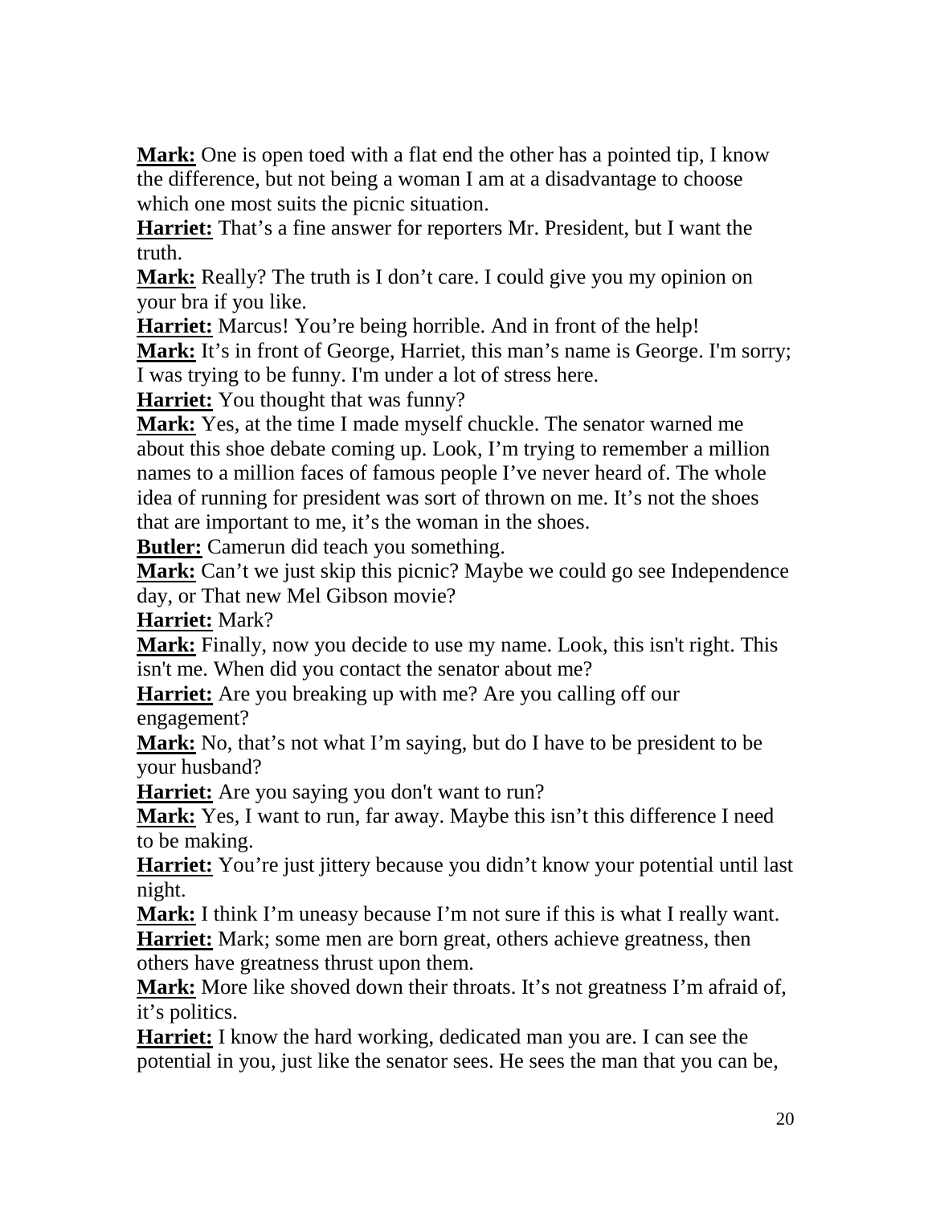**Mark:** One is open toed with a flat end the other has a pointed tip, I know the difference, but not being a woman I am at a disadvantage to choose which one most suits the picnic situation.

**Harriet:** That's a fine answer for reporters Mr. President, but I want the truth.

**Mark:** Really? The truth is I don't care. I could give you my opinion on your bra if you like.

**Harriet:** Marcus! You're being horrible. And in front of the help!

**Mark:** It's in front of George, Harriet, this man's name is George. I'm sorry; I was trying to be funny. I'm under a lot of stress here.

**Harriet:** You thought that was funny?

**Mark:** Yes, at the time I made myself chuckle. The senator warned me about this shoe debate coming up. Look, I'm trying to remember a million names to a million faces of famous people I've never heard of. The whole idea of running for president was sort of thrown on me. It's not the shoes that are important to me, it's the woman in the shoes.

**Butler:** Camerun did teach you something.

**Mark:** Can't we just skip this picnic? Maybe we could go see Independence day, or That new Mel Gibson movie?

**Harriet:** Mark?

**Mark:** Finally, now you decide to use my name. Look, this isn't right. This isn't me. When did you contact the senator about me?

**Harriet:** Are you breaking up with me? Are you calling off our engagement?

**Mark:** No, that's not what I'm saying, but do I have to be president to be your husband?

**Harriet:** Are you saying you don't want to run?

**Mark:** Yes, I want to run, far away. Maybe this isn't this difference I need to be making.

**Harriet:** You're just jittery because you didn't know your potential until last night.

**Mark:** I think I'm uneasy because I'm not sure if this is what I really want.

**Harriet:** Mark; some men are born great, others achieve greatness, then others have greatness thrust upon them.

**Mark:** More like shoved down their throats. It's not greatness I'm afraid of, it's politics.

**Harriet:** I know the hard working, dedicated man you are. I can see the potential in you, just like the senator sees. He sees the man that you can be,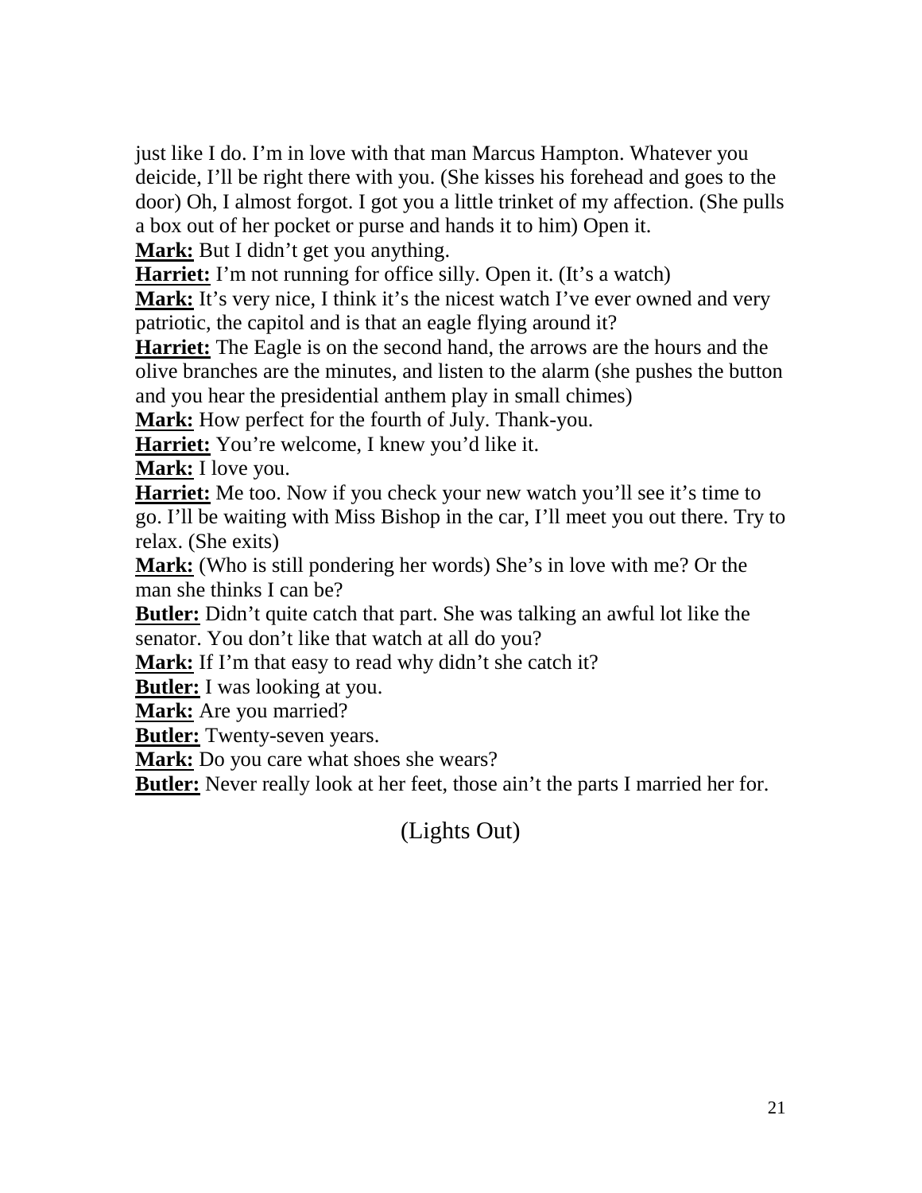just like I do. I’m in love with that man Marcus Hampton. Whatever you deicide, I’ll be right there with you. (She kisses his forehead and goes to the door) Oh, I almost forgot. I got you a little trinket of my affection. (She pulls a box out of her pocket or purse and hands it to him) Open it.

**Mark:** But I didn’t get you anything.

**Harriet:** I’m not running for office silly. Open it. (It’s a watch)

**Mark:** It’s very nice, I think it’s the nicest watch I’ve ever owned and very patriotic, the capitol and is that an eagle flying around it?

**Harriet:** The Eagle is on the second hand, the arrows are the hours and the olive branches are the minutes, and listen to the alarm (she pushes the button and you hear the presidential anthem play in small chimes)

**Mark:** How perfect for the fourth of July. Thank-you.

**Harriet:** You’re welcome, I knew you’d like it.

**Mark:** I love you.

**Harriet:** Me too. Now if you check your new watch you’ll see it’s time to go. I’ll be waiting with Miss Bishop in the car, I’ll meet you out there. Try to relax. (She exits)

**Mark:** (Who is still pondering her words) She’s in love with me? Or the man she thinks I can be?

**Butler:** Didn’t quite catch that part. She was talking an awful lot like the senator. You don’t like that watch at all do you?

**Mark:** If I’m that easy to read why didn’t she catch it?

**Butler:** I was looking at you.

**Mark:** Are you married?

**Butler:** Twenty-seven years.

**Mark:** Do you care what shoes she wears?

**Butler:** Never really look at her feet, those ain’t the parts I married her for.

(Lights Out)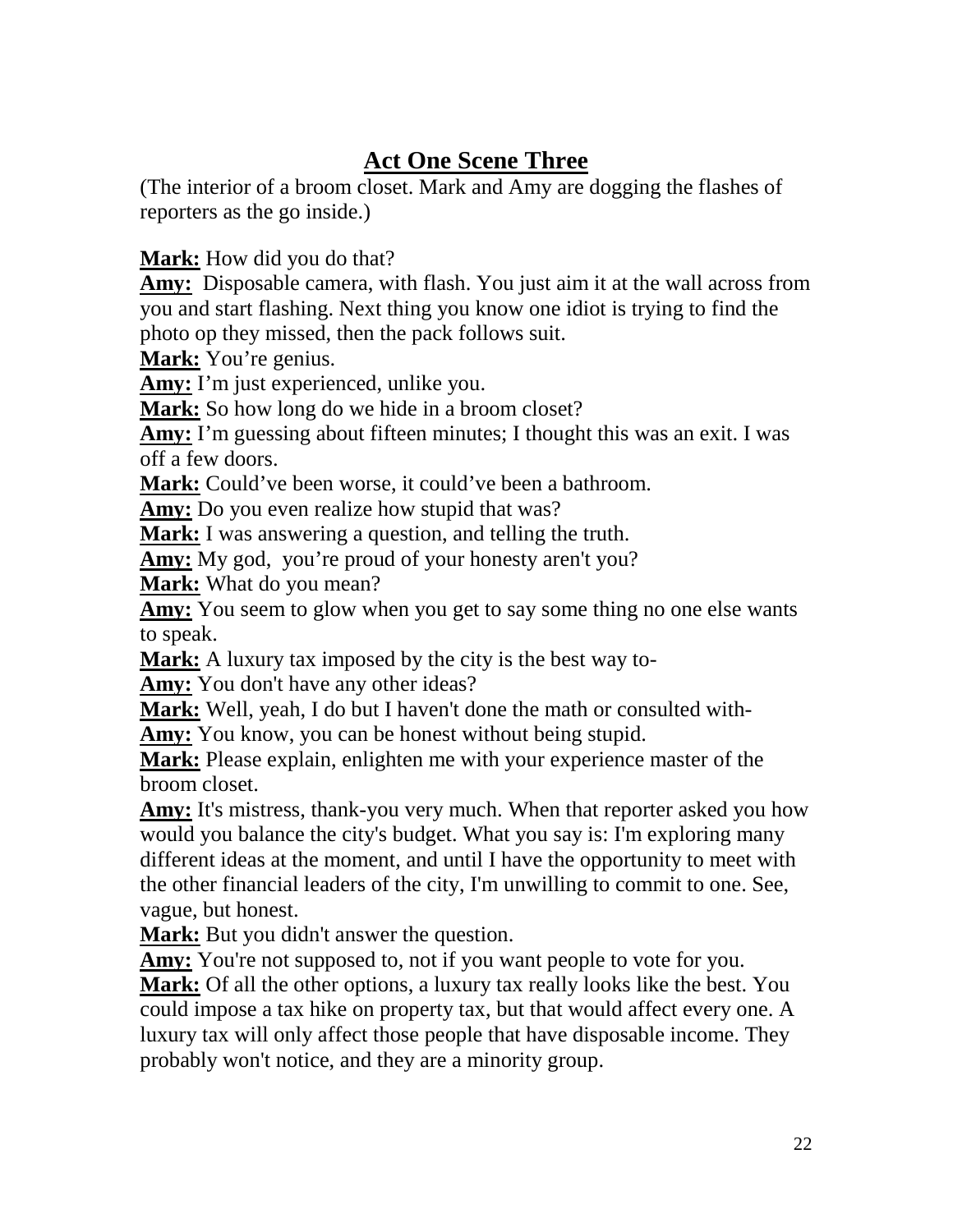## Act One Scene Three

(The interior of a broom closet. Mark and Amy are dogging the flashes of reporters as the go inside.)

**Mark:** How did you do that?
**Amy:** Disposable camera, with flash. You just aim it at the wall across from you and start flashing. Next thing you know one idiot is trying to find the photo op they missed, then the pack follows suit.
**Mark:** You're genius.
**Amy:** I'm just experienced, unlike you.
**Mark:** So how long do we hide in a broom closet?
**Amy:** I'm guessing about fifteen minutes; I thought this was an exit. I was off a few doors.
**Mark:** Could've been worse, it could've been a bathroom.
**Amy:** Do you even realize how stupid that was?
**Mark:** I was answering a question, and telling the truth.
**Amy:** My god, you're proud of your honesty aren't you?
**Mark:** What do you mean?
**Amy:** You seem to glow when you get to say some thing no one else wants to speak.
**Mark:** A luxury tax imposed by the city is the best way to-
**Amy:** You don't have any other ideas?
**Mark:** Well, yeah, I do but I haven't done the math or consulted with-
**Amy:** You know, you can be honest without being stupid.
**Mark:** Please explain, enlighten me with your experience master of the broom closet.
**Amy:** It's mistress, thank-you very much. When that reporter asked you how would you balance the city's budget. What you say is: I'm exploring many different ideas at the moment, and until I have the opportunity to meet with the other financial leaders of the city, I'm unwilling to commit to one. See, vague, but honest.
**Mark:** But you didn't answer the question.
**Amy:** You're not supposed to, not if you want people to vote for you.
**Mark:** Of all the other options, a luxury tax really looks like the best. You could impose a tax hike on property tax, but that would affect every one. A luxury tax will only affect those people that have disposable income. They probably won't notice, and they are a minority group.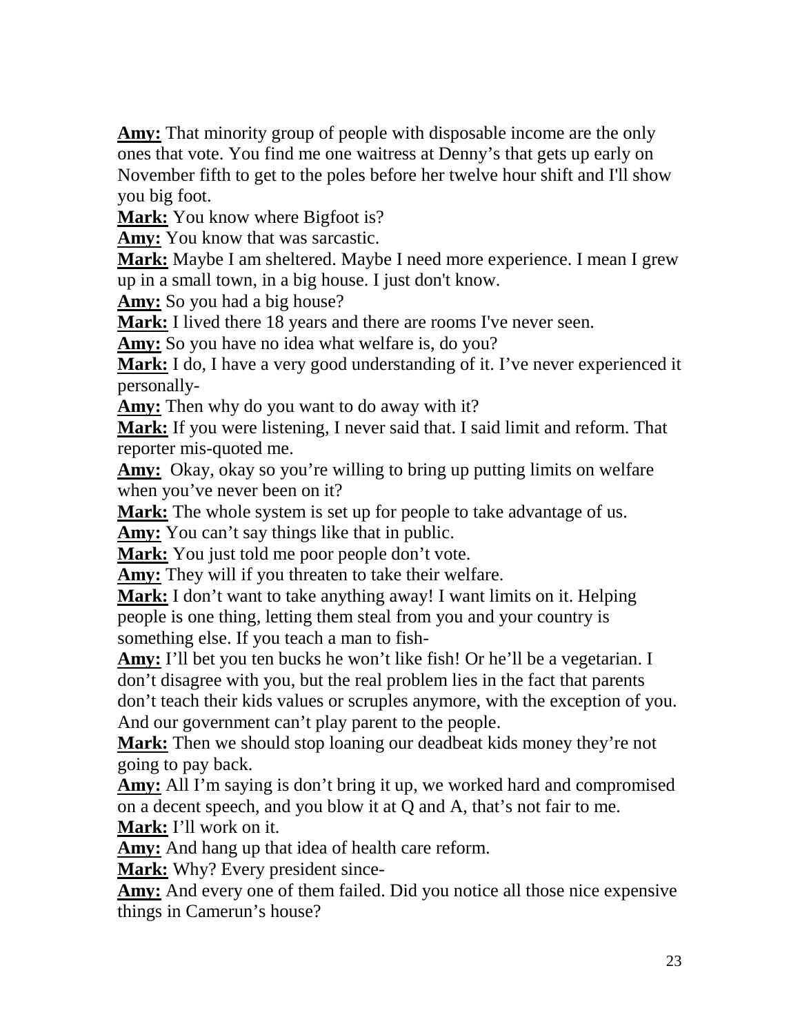**Amy:** That minority group of people with disposable income are the only ones that vote. You find me one waitress at Denny's that gets up early on November fifth to get to the poles before her twelve hour shift and I'll show you big foot.

**Mark:** You know where Bigfoot is?

**Amy:** You know that was sarcastic.

**Mark:** Maybe I am sheltered. Maybe I need more experience. I mean I grew up in a small town, in a big house. I just don't know.

**Amy:** So you had a big house?

**Mark:** I lived there 18 years and there are rooms I've never seen.

**Amy:** So you have no idea what welfare is, do you?

**Mark:** I do, I have a very good understanding of it. I've never experienced it personally-

**Amy:** Then why do you want to do away with it?

**Mark:** If you were listening, I never said that. I said limit and reform. That reporter mis-quoted me.

**Amy:** Okay, okay so you're willing to bring up putting limits on welfare when you've never been on it?

**Mark:** The whole system is set up for people to take advantage of us.

**Amy:** You can't say things like that in public.

**Mark:** You just told me poor people don't vote.

**Amy:** They will if you threaten to take their welfare.

**Mark:** I don't want to take anything away! I want limits on it. Helping people is one thing, letting them steal from you and your country is something else. If you teach a man to fish-

**Amy:** I'll bet you ten bucks he won't like fish! Or he'll be a vegetarian. I don't disagree with you, but the real problem lies in the fact that parents don't teach their kids values or scruples anymore, with the exception of you. And our government can't play parent to the people.

**Mark:** Then we should stop loaning our deadbeat kids money they're not going to pay back.

**Amy:** All I'm saying is don't bring it up, we worked hard and compromised on a decent speech, and you blow it at Q and A, that's not fair to me.

**Mark:** I'll work on it.

**Amy:** And hang up that idea of health care reform.

**Mark:** Why? Every president since-

**Amy:** And every one of them failed. Did you notice all those nice expensive things in Camerun's house?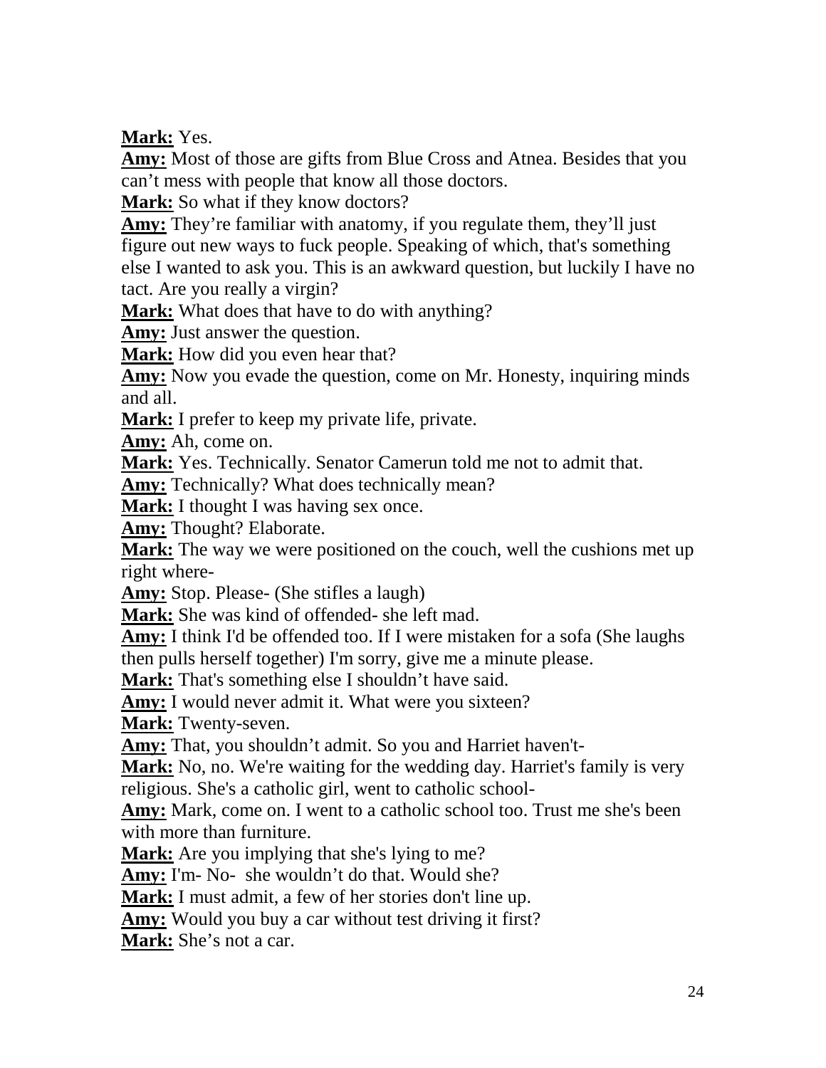**Mark:** Yes.

**Amy:** Most of those are gifts from Blue Cross and Atnea. Besides that you can't mess with people that know all those doctors.

**Mark:** So what if they know doctors?

**Amy:** They're familiar with anatomy, if you regulate them, they'll just figure out new ways to fuck people. Speaking of which, that's something else I wanted to ask you. This is an awkward question, but luckily I have no tact. Are you really a virgin?

**Mark:** What does that have to do with anything?

**Amy:** Just answer the question.

**Mark:** How did you even hear that?

**Amy:** Now you evade the question, come on Mr. Honesty, inquiring minds and all.

**Mark:** I prefer to keep my private life, private.

**Amy:** Ah, come on.

**Mark:** Yes. Technically. Senator Camerun told me not to admit that.

**Amy:** Technically? What does technically mean?

**Mark:** I thought I was having sex once.

**Amy:** Thought? Elaborate.

**Mark:** The way we were positioned on the couch, well the cushions met up right where-

**Amy:** Stop. Please- (She stifles a laugh)

**Mark:** She was kind of offended- she left mad.

**Amy:** I think I'd be offended too. If I were mistaken for a sofa (She laughs then pulls herself together) I'm sorry, give me a minute please.

**Mark:** That's something else I shouldn't have said.

**Amy:** I would never admit it. What were you sixteen?

**Mark:** Twenty-seven.

**Amy:** That, you shouldn't admit. So you and Harriet haven't-

**Mark:** No, no. We're waiting for the wedding day. Harriet's family is very religious. She's a catholic girl, went to catholic school-

**Amy:** Mark, come on. I went to a catholic school too. Trust me she's been with more than furniture.

**Mark:** Are you implying that she's lying to me?

**Amy:** I'm- No- she wouldn't do that. Would she?

**Mark:** I must admit, a few of her stories don't line up.

**Amy:** Would you buy a car without test driving it first?

**Mark:** She's not a car.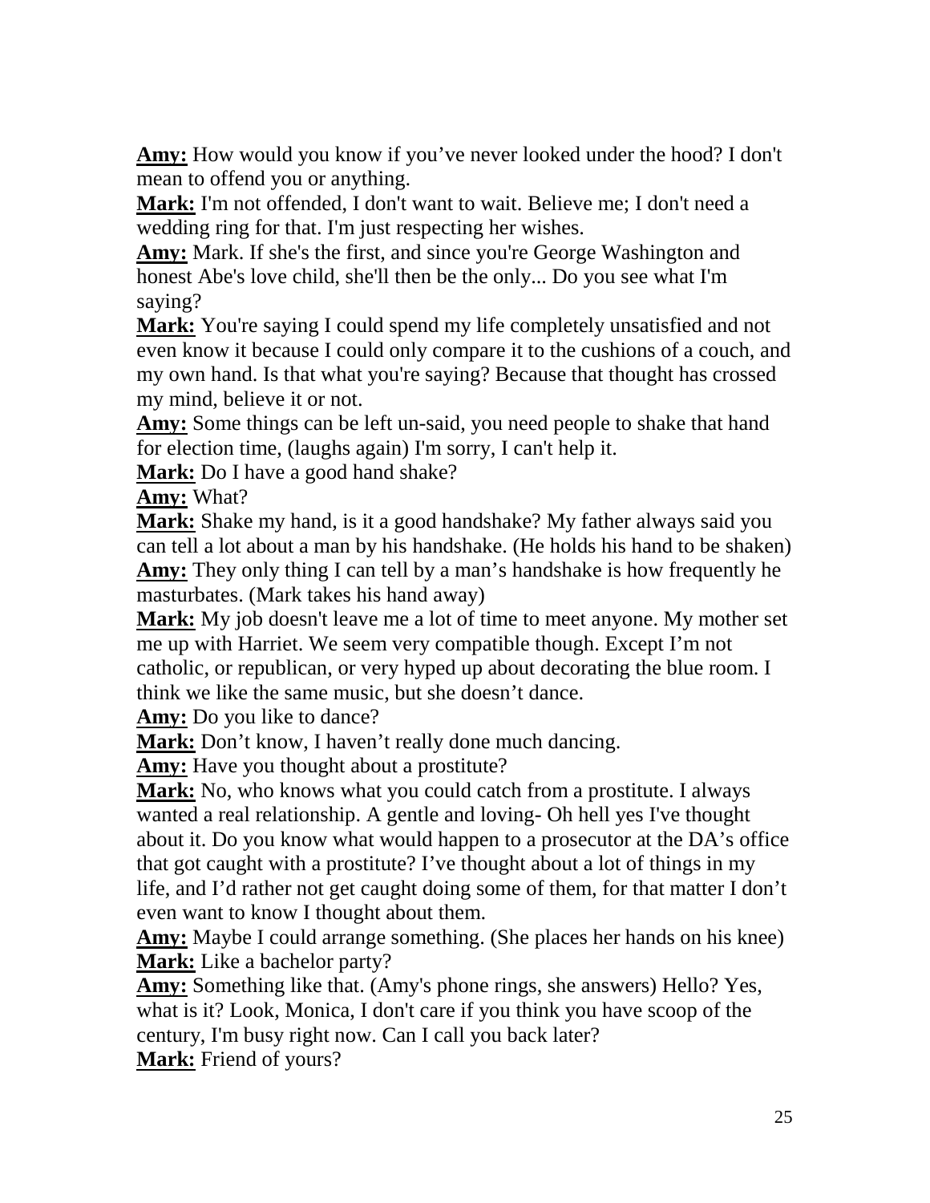**Amy:** How would you know if you've never looked under the hood? I don't mean to offend you or anything.

**Mark:** I'm not offended, I don't want to wait. Believe me; I don't need a wedding ring for that. I'm just respecting her wishes.

**Amy:** Mark. If she's the first, and since you're George Washington and honest Abe's love child, she'll then be the only... Do you see what I'm saying?

**Mark:** You're saying I could spend my life completely unsatisfied and not even know it because I could only compare it to the cushions of a couch, and my own hand. Is that what you're saying? Because that thought has crossed my mind, believe it or not.

**Amy:** Some things can be left un-said, you need people to shake that hand for election time, (laughs again) I'm sorry, I can't help it.

**Mark:** Do I have a good hand shake?

**Amy:** What?

**Mark:** Shake my hand, is it a good handshake? My father always said you can tell a lot about a man by his handshake. (He holds his hand to be shaken)

**Amy:** They only thing I can tell by a man's handshake is how frequently he masturbates. (Mark takes his hand away)

**Mark:** My job doesn't leave me a lot of time to meet anyone. My mother set me up with Harriet. We seem very compatible though. Except I'm not catholic, or republican, or very hyped up about decorating the blue room. I think we like the same music, but she doesn't dance.

**Amy:** Do you like to dance?

**Mark:** Don't know, I haven't really done much dancing.

**Amy:** Have you thought about a prostitute?

**Mark:** No, who knows what you could catch from a prostitute. I always wanted a real relationship. A gentle and loving- Oh hell yes I've thought about it. Do you know what would happen to a prosecutor at the DA's office that got caught with a prostitute? I've thought about a lot of things in my life, and I'd rather not get caught doing some of them, for that matter I don't even want to know I thought about them.

**Amy:** Maybe I could arrange something. (She places her hands on his knee)

**Mark:** Like a bachelor party?

**Amy:** Something like that. (Amy's phone rings, she answers) Hello? Yes, what is it? Look, Monica, I don't care if you think you have scoop of the century, I'm busy right now. Can I call you back later?

**Mark:** Friend of yours?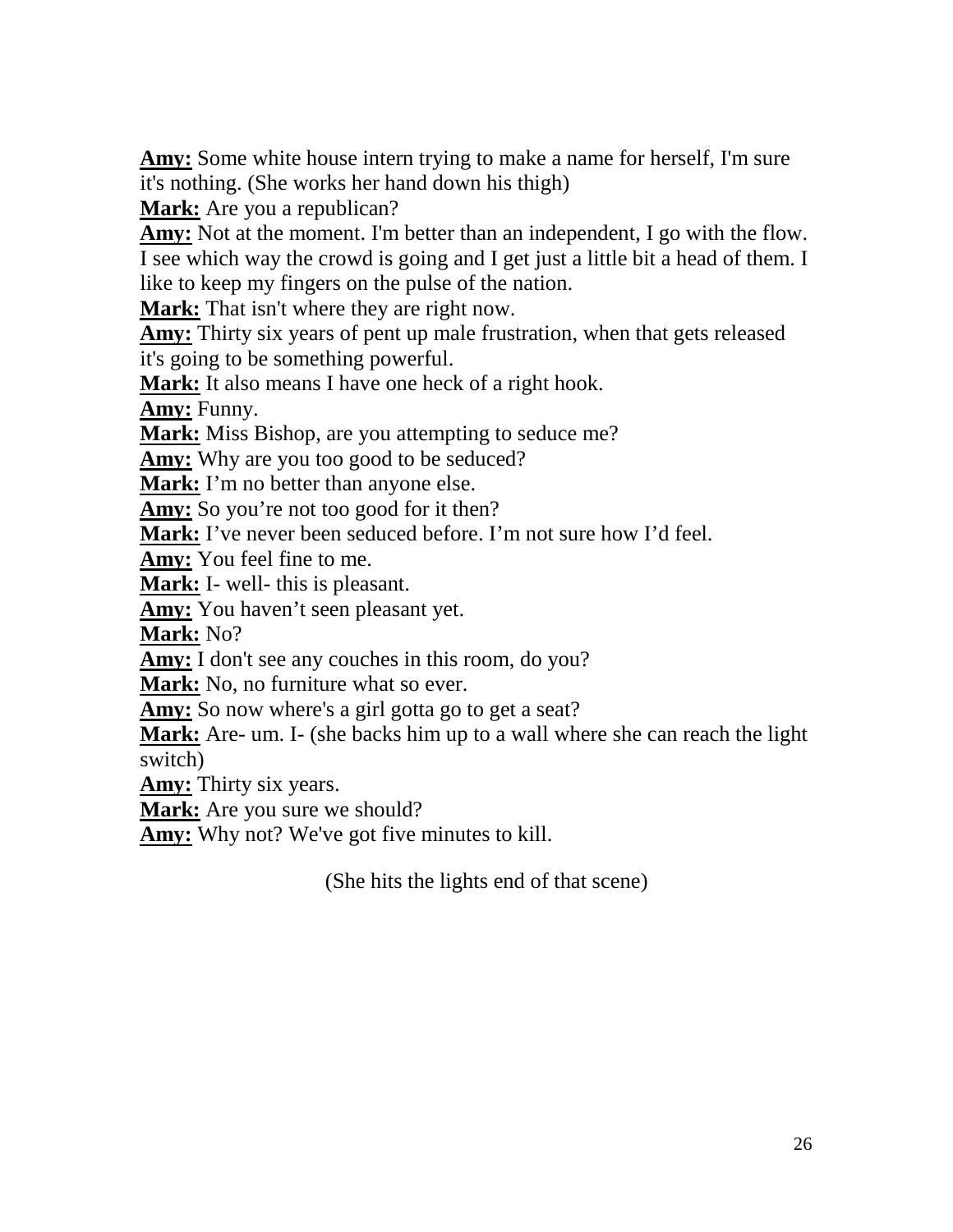**Amy:** Some white house intern trying to make a name for herself, I'm sure it's nothing. (She works her hand down his thigh)

**Mark:** Are you a republican?

**Amy:** Not at the moment. I'm better than an independent, I go with the flow. I see which way the crowd is going and I get just a little bit a head of them. I like to keep my fingers on the pulse of the nation.

**Mark:** That isn't where they are right now.

**Amy:** Thirty six years of pent up male frustration, when that gets released it's going to be something powerful.

**Mark:** It also means I have one heck of a right hook.

**Amy:** Funny.

**Mark:** Miss Bishop, are you attempting to seduce me?

**Amy:** Why are you too good to be seduced?

**Mark:** I'm no better than anyone else.

**Amy:** So you're not too good for it then?

**Mark:** I've never been seduced before. I'm not sure how I'd feel.

**Amy:** You feel fine to me.

**Mark:** I- well- this is pleasant.

**Amy:** You haven't seen pleasant yet.

**Mark:** No?

**Amy:** I don't see any couches in this room, do you?

**Mark:** No, no furniture what so ever.

**Amy:** So now where's a girl gotta go to get a seat?

**Mark:** Are- um. I- (she backs him up to a wall where she can reach the light switch)

**Amy:** Thirty six years.

**Mark:** Are you sure we should?

**Amy:** Why not? We've got five minutes to kill.

(She hits the lights end of that scene)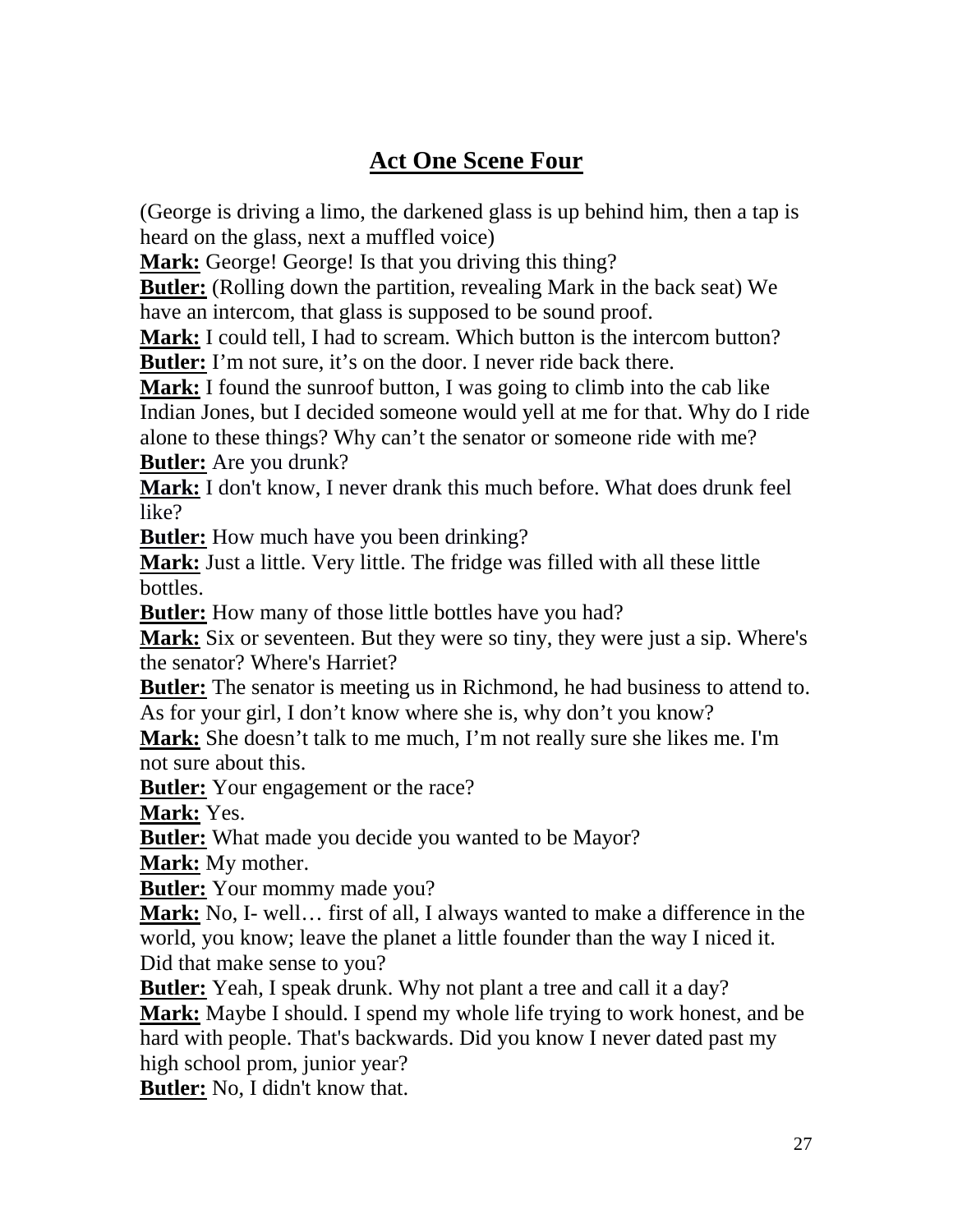## Act One Scene Four

(George is driving a limo, the darkened glass is up behind him, then a tap is heard on the glass, next a muffled voice)

**Mark:** George! George! Is that you driving this thing?

**Butler:** (Rolling down the partition, revealing Mark in the back seat) We have an intercom, that glass is supposed to be sound proof.

**Mark:** I could tell, I had to scream. Which button is the intercom button?

**Butler:** I'm not sure, it's on the door. I never ride back there.

**Mark:** I found the sunroof button, I was going to climb into the cab like Indian Jones, but I decided someone would yell at me for that. Why do I ride alone to these things? Why can't the senator or someone ride with me?

**Butler:** Are you drunk?

**Mark:** I don't know, I never drank this much before. What does drunk feel like?

**Butler:** How much have you been drinking?

**Mark:** Just a little. Very little. The fridge was filled with all these little bottles.

**Butler:** How many of those little bottles have you had?

**Mark:** Six or seventeen. But they were so tiny, they were just a sip. Where's the senator? Where's Harriet?

**Butler:** The senator is meeting us in Richmond, he had business to attend to. As for your girl, I don't know where she is, why don't you know?

**Mark:** She doesn't talk to me much, I'm not really sure she likes me. I'm not sure about this.

**Butler:** Your engagement or the race?

**Mark:** Yes.

**Butler:** What made you decide you wanted to be Mayor?

**Mark:** My mother.

**Butler:** Your mommy made you?

**Mark:** No, I- well… first of all, I always wanted to make a difference in the world, you know; leave the planet a little founder than the way I niced it. Did that make sense to you?

**Butler:** Yeah, I speak drunk. Why not plant a tree and call it a day?

**Mark:** Maybe I should. I spend my whole life trying to work honest, and be hard with people. That's backwards. Did you know I never dated past my high school prom, junior year?

**Butler:** No, I didn't know that.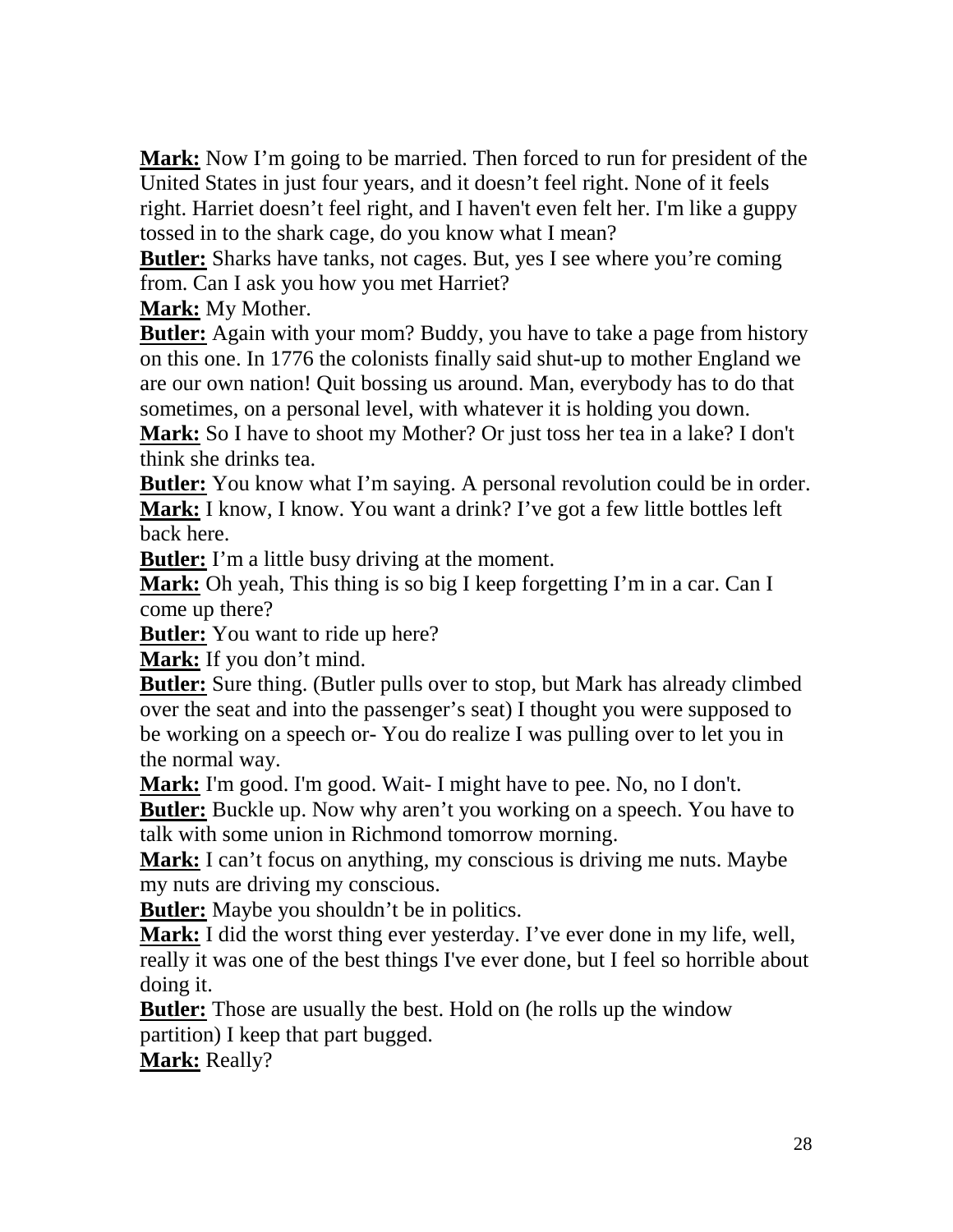**Mark:** Now I'm going to be married. Then forced to run for president of the United States in just four years, and it doesn't feel right. None of it feels right. Harriet doesn't feel right, and I haven't even felt her. I'm like a guppy tossed in to the shark cage, do you know what I mean?

**Butler:** Sharks have tanks, not cages. But, yes I see where you're coming from. Can I ask you how you met Harriet?

**Mark:** My Mother.

**Butler:** Again with your mom? Buddy, you have to take a page from history on this one. In 1776 the colonists finally said shut-up to mother England we are our own nation! Quit bossing us around. Man, everybody has to do that sometimes, on a personal level, with whatever it is holding you down.

**Mark:** So I have to shoot my Mother? Or just toss her tea in a lake? I don't think she drinks tea.

**Butler:** You know what I'm saying. A personal revolution could be in order.

**Mark:** I know, I know. You want a drink? I've got a few little bottles left back here.

**Butler:** I'm a little busy driving at the moment.

**Mark:** Oh yeah, This thing is so big I keep forgetting I'm in a car. Can I come up there?

**Butler:** You want to ride up here?

**Mark:** If you don't mind.

**Butler:** Sure thing. (Butler pulls over to stop, but Mark has already climbed over the seat and into the passenger's seat) I thought you were supposed to be working on a speech or- You do realize I was pulling over to let you in the normal way.

**Mark:** I'm good. I'm good. Wait- I might have to pee. No, no I don't.

**Butler:** Buckle up. Now why aren't you working on a speech. You have to talk with some union in Richmond tomorrow morning.

**Mark:** I can't focus on anything, my conscious is driving me nuts. Maybe my nuts are driving my conscious.

**Butler:** Maybe you shouldn't be in politics.

**Mark:** I did the worst thing ever yesterday. I've ever done in my life, well, really it was one of the best things I've ever done, but I feel so horrible about doing it.

**Butler:** Those are usually the best. Hold on (he rolls up the window partition) I keep that part bugged.

**Mark:** Really?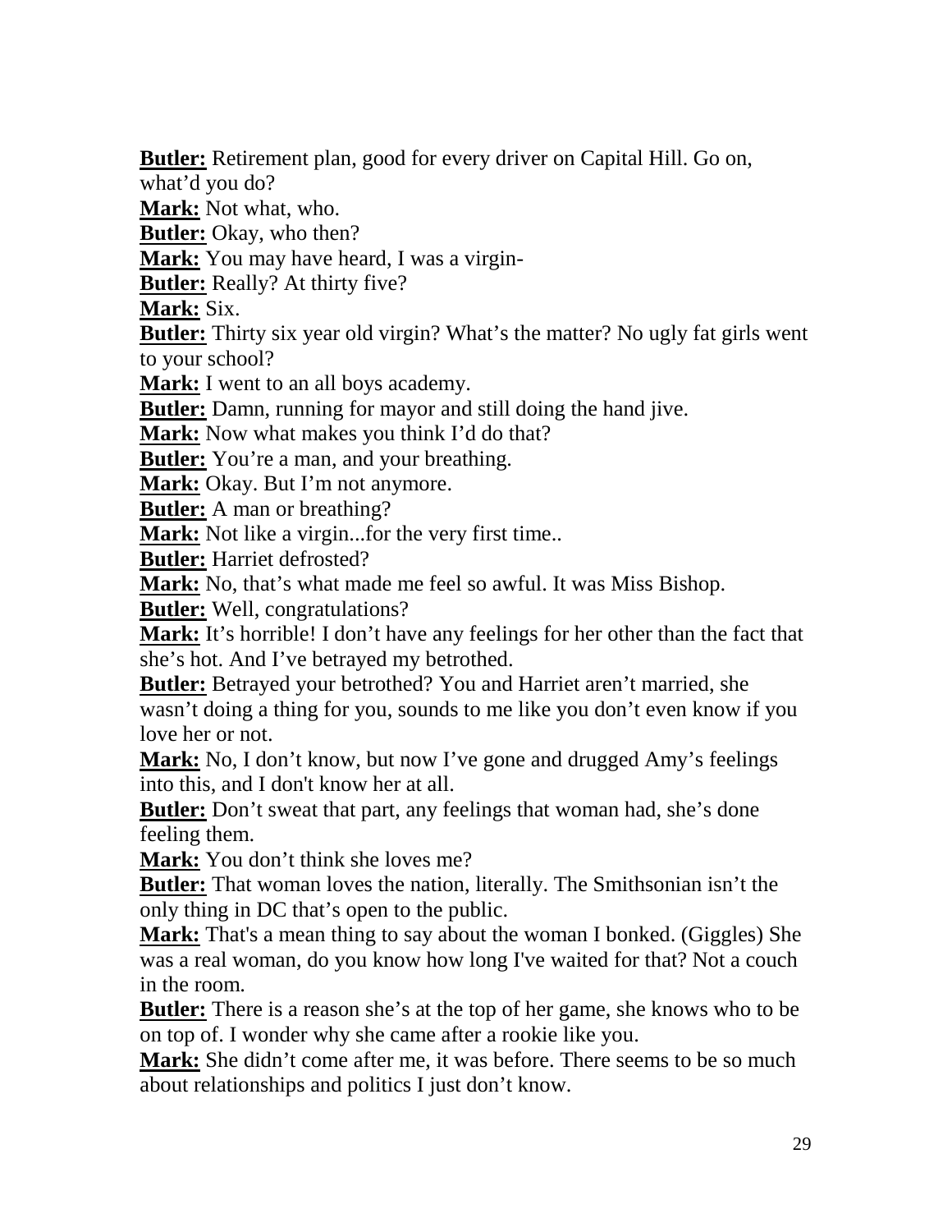**Butler:** Retirement plan, good for every driver on Capital Hill. Go on, what'd you do?

**Mark:** Not what, who.

**Butler:** Okay, who then?

**Mark:** You may have heard, I was a virgin-

**Butler:** Really? At thirty five?

**Mark:** Six.

**Butler:** Thirty six year old virgin? What's the matter? No ugly fat girls went to your school?

**Mark:** I went to an all boys academy.

**Butler:** Damn, running for mayor and still doing the hand jive.

**Mark:** Now what makes you think I'd do that?

**Butler:** You're a man, and your breathing.

**Mark:** Okay. But I'm not anymore.

**Butler:** A man or breathing?

**Mark:** Not like a virgin...for the very first time..

**Butler:** Harriet defrosted?

**Mark:** No, that's what made me feel so awful. It was Miss Bishop.

**Butler:** Well, congratulations?

**Mark:** It's horrible! I don't have any feelings for her other than the fact that she's hot. And I've betrayed my betrothed.

**Butler:** Betrayed your betrothed? You and Harriet aren't married, she wasn't doing a thing for you, sounds to me like you don't even know if you love her or not.

**Mark:** No, I don't know, but now I've gone and drugged Amy's feelings into this, and I don't know her at all.

**Butler:** Don't sweat that part, any feelings that woman had, she's done feeling them.

**Mark:** You don't think she loves me?

**Butler:** That woman loves the nation, literally. The Smithsonian isn't the only thing in DC that's open to the public.

**Mark:** That's a mean thing to say about the woman I bonked. (Giggles) She was a real woman, do you know how long I've waited for that? Not a couch in the room.

**Butler:** There is a reason she's at the top of her game, she knows who to be on top of. I wonder why she came after a rookie like you.

**Mark:** She didn't come after me, it was before. There seems to be so much about relationships and politics I just don't know.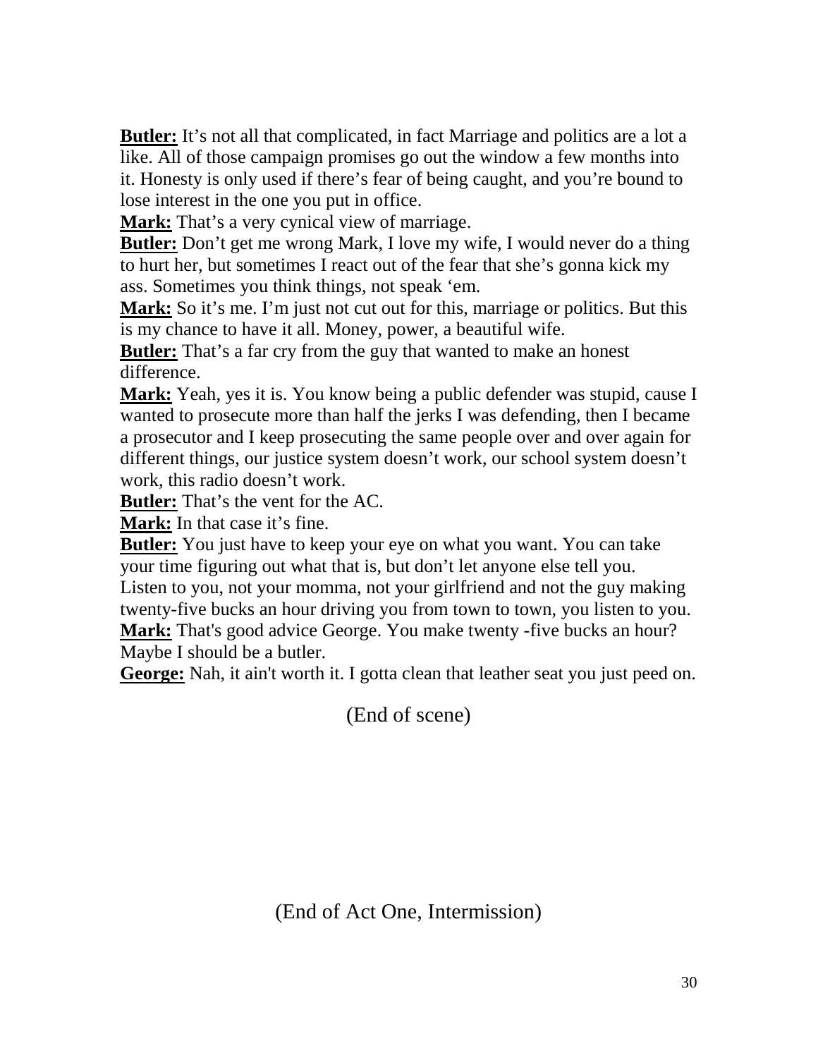**Butler:** It's not all that complicated, in fact Marriage and politics are a lot a like. All of those campaign promises go out the window a few months into it. Honesty is only used if there's fear of being caught, and you're bound to lose interest in the one you put in office.
**Mark:** That's a very cynical view of marriage.
**Butler:** Don't get me wrong Mark, I love my wife, I would never do a thing to hurt her, but sometimes I react out of the fear that she's gonna kick my ass. Sometimes you think things, not speak 'em.
**Mark:** So it's me. I'm just not cut out for this, marriage or politics. But this is my chance to have it all. Money, power, a beautiful wife.
**Butler:** That's a far cry from the guy that wanted to make an honest difference.
**Mark:** Yeah, yes it is. You know being a public defender was stupid, cause I wanted to prosecute more than half the jerks I was defending, then I became a prosecutor and I keep prosecuting the same people over and over again for different things, our justice system doesn't work, our school system doesn't work, this radio doesn't work.
**Butler:** That's the vent for the AC.
**Mark:** In that case it's fine.
**Butler:** You just have to keep your eye on what you want. You can take your time figuring out what that is, but don't let anyone else tell you. Listen to you, not your momma, not your girlfriend and not the guy making twenty-five bucks an hour driving you from town to town, you listen to you.
**Mark:** That's good advice George. You make twenty -five bucks an hour? Maybe I should be a butler.
**George:** Nah, it ain't worth it. I gotta clean that leather seat you just peed on.

(End of scene)

(End of Act One, Intermission)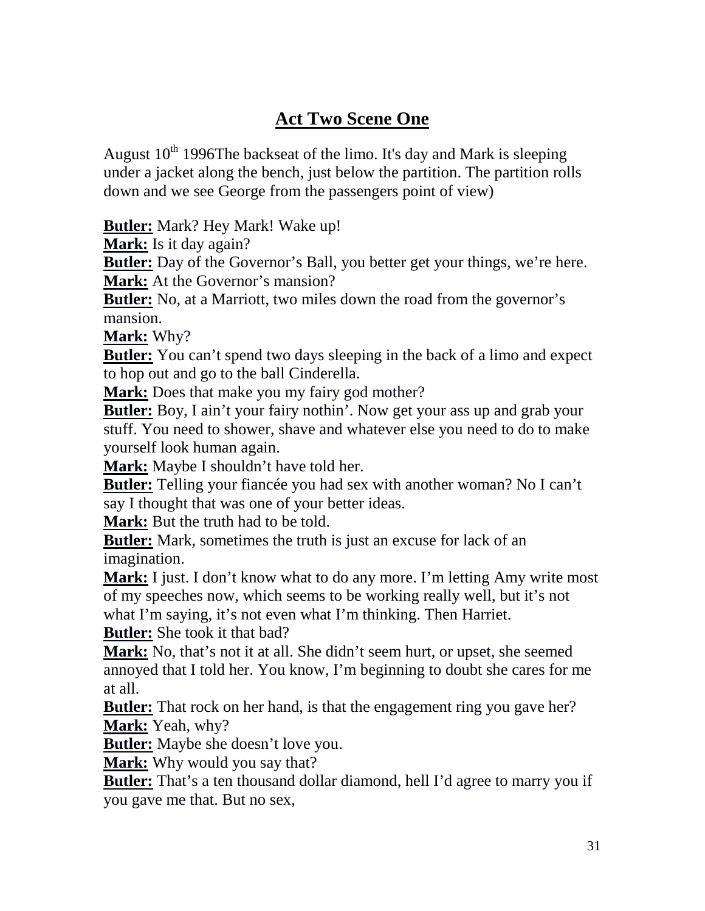## Act Two Scene One

August 10th 1996The backseat of the limo. It's day and Mark is sleeping under a jacket along the bench, just below the partition. The partition rolls down and we see George from the passengers point of view)

**Butler:** Mark? Hey Mark! Wake up!
**Mark:** Is it day again?
**Butler:** Day of the Governor's Ball, you better get your things, we're here.
**Mark:** At the Governor's mansion?
**Butler:** No, at a Marriott, two miles down the road from the governor's mansion.
**Mark:** Why?
**Butler:** You can't spend two days sleeping in the back of a limo and expect to hop out and go to the ball Cinderella.
**Mark:** Does that make you my fairy god mother?
**Butler:** Boy, I ain't your fairy nothin'. Now get your ass up and grab your stuff. You need to shower, shave and whatever else you need to do to make yourself look human again.
**Mark:** Maybe I shouldn't have told her.
**Butler:** Telling your fiancée you had sex with another woman? No I can't say I thought that was one of your better ideas.
**Mark:** But the truth had to be told.
**Butler:** Mark, sometimes the truth is just an excuse for lack of an imagination.
**Mark:** I just. I don't know what to do any more. I'm letting Amy write most of my speeches now, which seems to be working really well, but it's not what I'm saying, it's not even what I'm thinking. Then Harriet.
**Butler:** She took it that bad?
**Mark:** No, that's not it at all. She didn't seem hurt, or upset, she seemed annoyed that I told her. You know, I'm beginning to doubt she cares for me at all.
**Butler:** That rock on her hand, is that the engagement ring you gave her?
**Mark:** Yeah, why?
**Butler:** Maybe she doesn't love you.
**Mark:** Why would you say that?
**Butler:** That's a ten thousand dollar diamond, hell I'd agree to marry you if you gave me that. But no sex,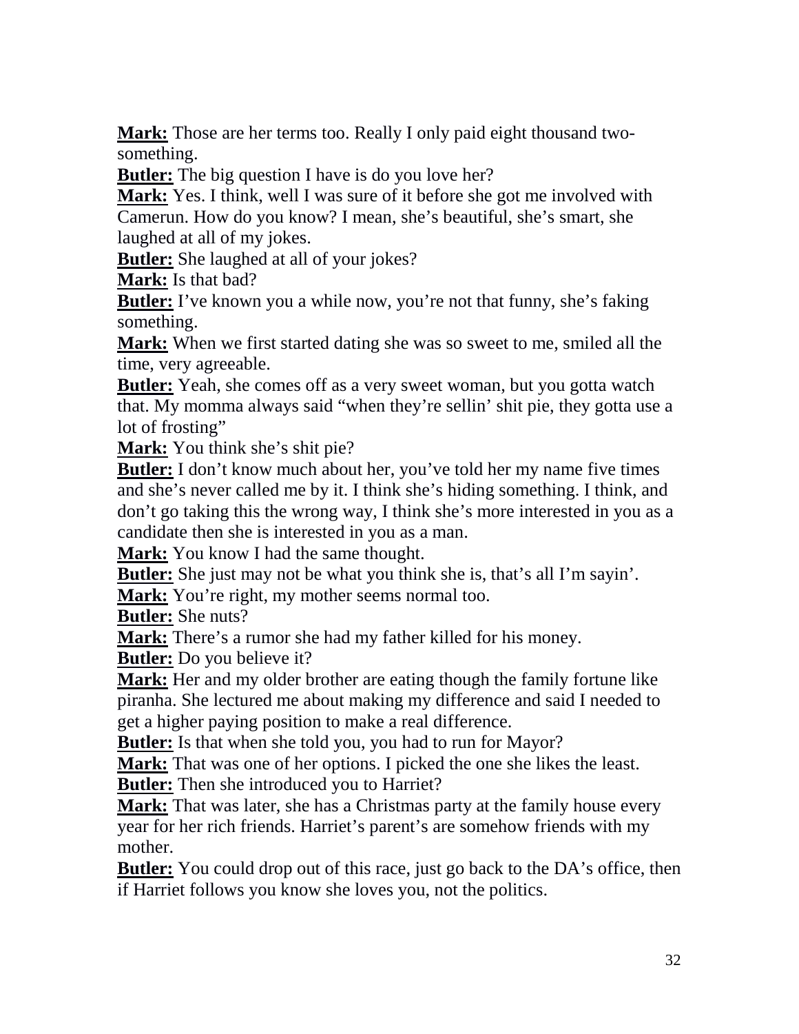**Mark:** Those are her terms too. Really I only paid eight thousand two-something.
**Butler:** The big question I have is do you love her?
**Mark:** Yes. I think, well I was sure of it before she got me involved with Camerun. How do you know? I mean, she's beautiful, she's smart, she laughed at all of my jokes.
**Butler:** She laughed at all of your jokes?
**Mark:** Is that bad?
**Butler:** I've known you a while now, you're not that funny, she's faking something.
**Mark:** When we first started dating she was so sweet to me, smiled all the time, very agreeable.
**Butler:** Yeah, she comes off as a very sweet woman, but you gotta watch that. My momma always said "when they're sellin' shit pie, they gotta use a lot of frosting"
**Mark:** You think she's shit pie?
**Butler:** I don't know much about her, you've told her my name five times and she's never called me by it. I think she's hiding something. I think, and don't go taking this the wrong way, I think she's more interested in you as a candidate then she is interested in you as a man.
**Mark:** You know I had the same thought.
**Butler:** She just may not be what you think she is, that's all I'm sayin'.
**Mark:** You're right, my mother seems normal too.
**Butler:** She nuts?
**Mark:** There's a rumor she had my father killed for his money.
**Butler:** Do you believe it?
**Mark:** Her and my older brother are eating though the family fortune like piranha. She lectured me about making my difference and said I needed to get a higher paying position to make a real difference.
**Butler:** Is that when she told you, you had to run for Mayor?
**Mark:** That was one of her options. I picked the one she likes the least.
**Butler:** Then she introduced you to Harriet?
**Mark:** That was later, she has a Christmas party at the family house every year for her rich friends. Harriet's parent's are somehow friends with my mother.
**Butler:** You could drop out of this race, just go back to the DA's office, then if Harriet follows you know she loves you, not the politics.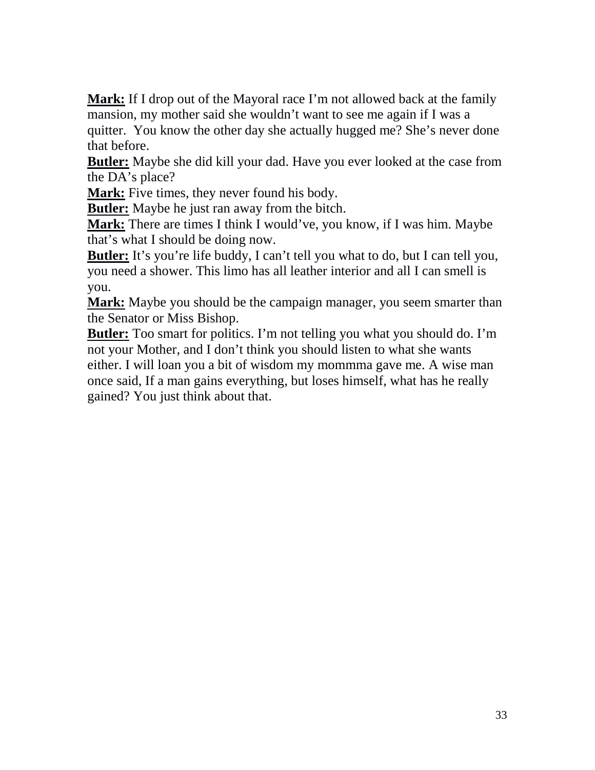**Mark:** If I drop out of the Mayoral race I'm not allowed back at the family mansion, my mother said she wouldn't want to see me again if I was a quitter. You know the other day she actually hugged me? She's never done that before.

**Butler:** Maybe she did kill your dad. Have you ever looked at the case from the DA's place?

**Mark:** Five times, they never found his body.

**Butler:** Maybe he just ran away from the bitch.

**Mark:** There are times I think I would've, you know, if I was him. Maybe that's what I should be doing now.

**Butler:** It's you're life buddy, I can't tell you what to do, but I can tell you, you need a shower. This limo has all leather interior and all I can smell is you.

**Mark:** Maybe you should be the campaign manager, you seem smarter than the Senator or Miss Bishop.

**Butler:** Too smart for politics. I'm not telling you what you should do. I'm not your Mother, and I don't think you should listen to what she wants either. I will loan you a bit of wisdom my mommma gave me. A wise man once said, If a man gains everything, but loses himself, what has he really gained? You just think about that.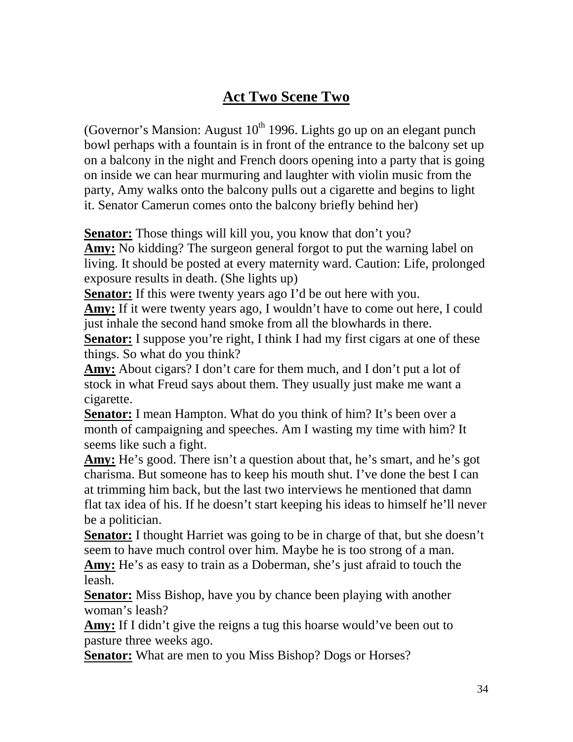## Act Two Scene Two

(Governor's Mansion: August 10th 1996. Lights go up on an elegant punch bowl perhaps with a fountain is in front of the entrance to the balcony set up on a balcony in the night and French doors opening into a party that is going on inside we can hear murmuring and laughter with violin music from the party, Amy walks onto the balcony pulls out a cigarette and begins to light it. Senator Camerun comes onto the balcony briefly behind her)

**Senator:** Those things will kill you, you know that don't you?
**Amy:** No kidding? The surgeon general forgot to put the warning label on living. It should be posted at every maternity ward. Caution: Life, prolonged exposure results in death. (She lights up)
**Senator:** If this were twenty years ago I'd be out here with you.
**Amy:** If it were twenty years ago, I wouldn't have to come out here, I could just inhale the second hand smoke from all the blowhards in there.
**Senator:** I suppose you're right, I think I had my first cigars at one of these things. So what do you think?
**Amy:** About cigars? I don't care for them much, and I don't put a lot of stock in what Freud says about them. They usually just make me want a cigarette.
**Senator:** I mean Hampton. What do you think of him? It's been over a month of campaigning and speeches. Am I wasting my time with him? It seems like such a fight.
**Amy:** He's good. There isn't a question about that, he's smart, and he's got charisma. But someone has to keep his mouth shut. I've done the best I can at trimming him back, but the last two interviews he mentioned that damn flat tax idea of his. If he doesn't start keeping his ideas to himself he'll never be a politician.
**Senator:** I thought Harriet was going to be in charge of that, but she doesn't seem to have much control over him. Maybe he is too strong of a man.
**Amy:** He's as easy to train as a Doberman, she's just afraid to touch the leash.
**Senator:** Miss Bishop, have you by chance been playing with another woman's leash?
**Amy:** If I didn't give the reigns a tug this hoarse would've been out to pasture three weeks ago.
**Senator:** What are men to you Miss Bishop? Dogs or Horses?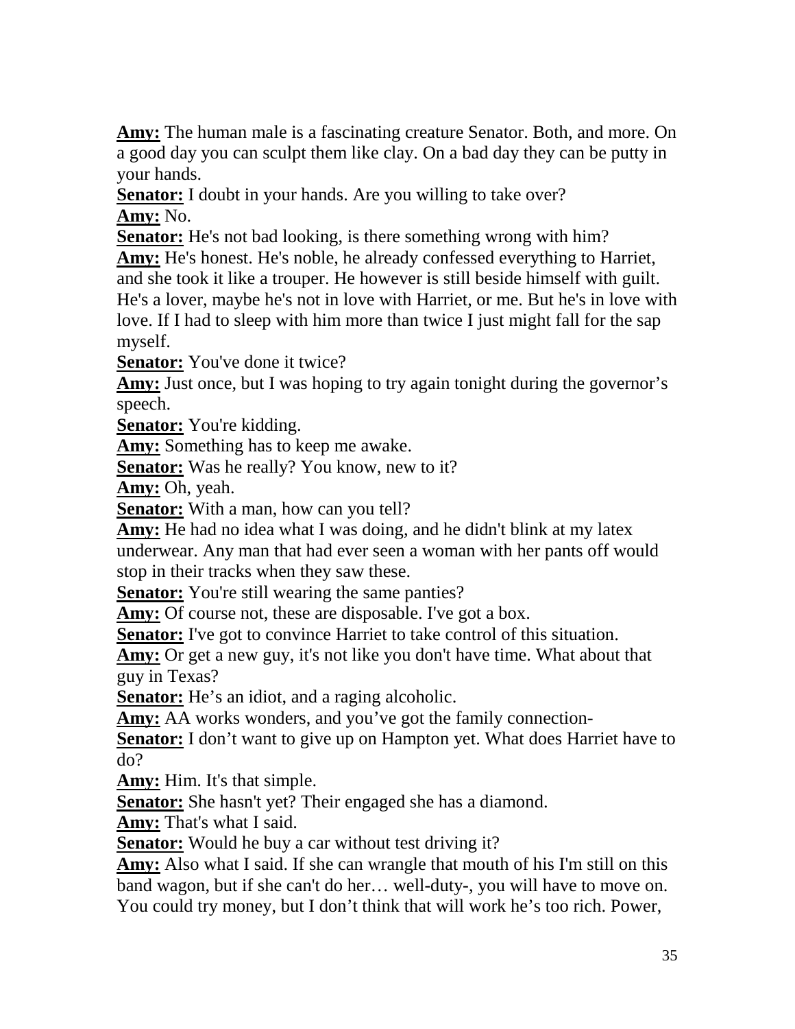**Amy:** The human male is a fascinating creature Senator. Both, and more. On a good day you can sculpt them like clay. On a bad day they can be putty in your hands.

**Senator:** I doubt in your hands. Are you willing to take over?

**Amy:** No.

**Senator:** He's not bad looking, is there something wrong with him?

**Amy:** He's honest. He's noble, he already confessed everything to Harriet, and she took it like a trouper. He however is still beside himself with guilt. He's a lover, maybe he's not in love with Harriet, or me. But he's in love with love. If I had to sleep with him more than twice I just might fall for the sap myself.

**Senator:** You've done it twice?

**Amy:** Just once, but I was hoping to try again tonight during the governor's speech.

**Senator:** You're kidding.

**Amy:** Something has to keep me awake.

**Senator:** Was he really? You know, new to it?

**Amy:** Oh, yeah.

**Senator:** With a man, how can you tell?

**Amy:** He had no idea what I was doing, and he didn't blink at my latex underwear. Any man that had ever seen a woman with her pants off would stop in their tracks when they saw these.

**Senator:** You're still wearing the same panties?

**Amy:** Of course not, these are disposable. I've got a box.

**Senator:** I've got to convince Harriet to take control of this situation.

**Amy:** Or get a new guy, it's not like you don't have time. What about that guy in Texas?

**Senator:** He's an idiot, and a raging alcoholic.

**Amy:** AA works wonders, and you've got the family connection-

**Senator:** I don't want to give up on Hampton yet. What does Harriet have to do?

**Amy:** Him. It's that simple.

**Senator:** She hasn't yet? Their engaged she has a diamond.

**Amy:** That's what I said.

**Senator:** Would he buy a car without test driving it?

**Amy:** Also what I said. If she can wrangle that mouth of his I'm still on this band wagon, but if she can't do her… well-duty-, you will have to move on. You could try money, but I don't think that will work he's too rich. Power,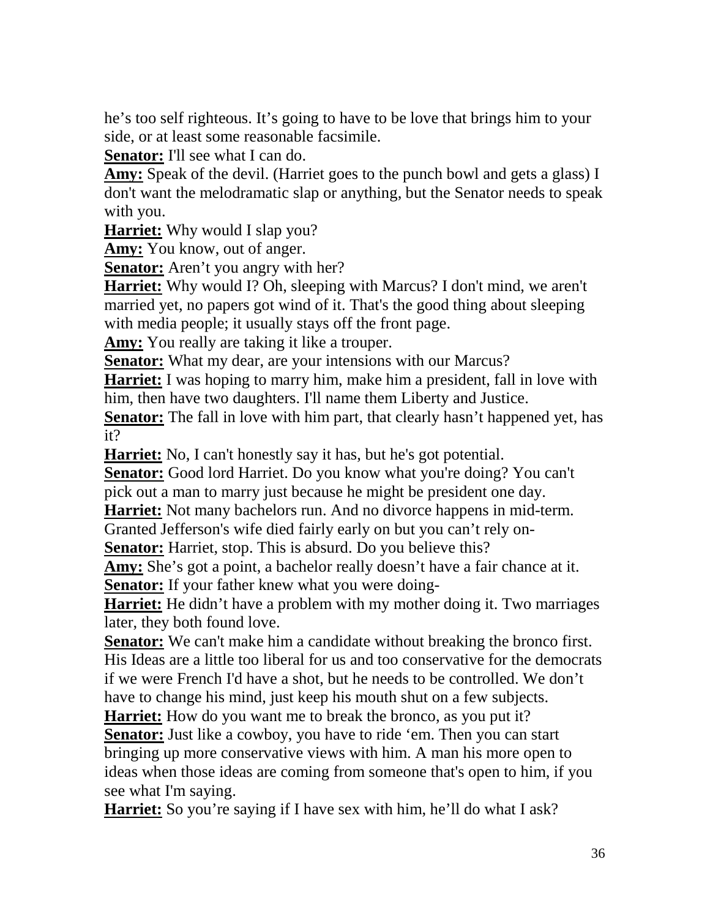he's too self righteous. It's going to have to be love that brings him to your side, or at least some reasonable facsimile.

**Senator:** I'll see what I can do.

**Amy:** Speak of the devil. (Harriet goes to the punch bowl and gets a glass) I don't want the melodramatic slap or anything, but the Senator needs to speak with you.

**Harriet:** Why would I slap you?

**Amy:** You know, out of anger.

**Senator:** Aren't you angry with her?

**Harriet:** Why would I? Oh, sleeping with Marcus? I don't mind, we aren't married yet, no papers got wind of it. That's the good thing about sleeping with media people; it usually stays off the front page.

**Amy:** You really are taking it like a trouper.

**Senator:** What my dear, are your intensions with our Marcus?

**Harriet:** I was hoping to marry him, make him a president, fall in love with him, then have two daughters. I'll name them Liberty and Justice.

**Senator:** The fall in love with him part, that clearly hasn't happened yet, has it?

**Harriet:** No, I can't honestly say it has, but he's got potential.

**Senator:** Good lord Harriet. Do you know what you're doing? You can't pick out a man to marry just because he might be president one day.

**Harriet:** Not many bachelors run. And no divorce happens in mid-term. Granted Jefferson's wife died fairly early on but you can't rely on-

**Senator:** Harriet, stop. This is absurd. Do you believe this?

**Amy:** She's got a point, a bachelor really doesn't have a fair chance at it.

**Senator:** If your father knew what you were doing-

**Harriet:** He didn't have a problem with my mother doing it. Two marriages later, they both found love.

**Senator:** We can't make him a candidate without breaking the bronco first. His Ideas are a little too liberal for us and too conservative for the democrats if we were French I'd have a shot, but he needs to be controlled. We don't have to change his mind, just keep his mouth shut on a few subjects.

**Harriet:** How do you want me to break the bronco, as you put it?

**Senator:** Just like a cowboy, you have to ride 'em. Then you can start bringing up more conservative views with him. A man his more open to ideas when those ideas are coming from someone that's open to him, if you see what I'm saying.

**Harriet:** So you're saying if I have sex with him, he'll do what I ask?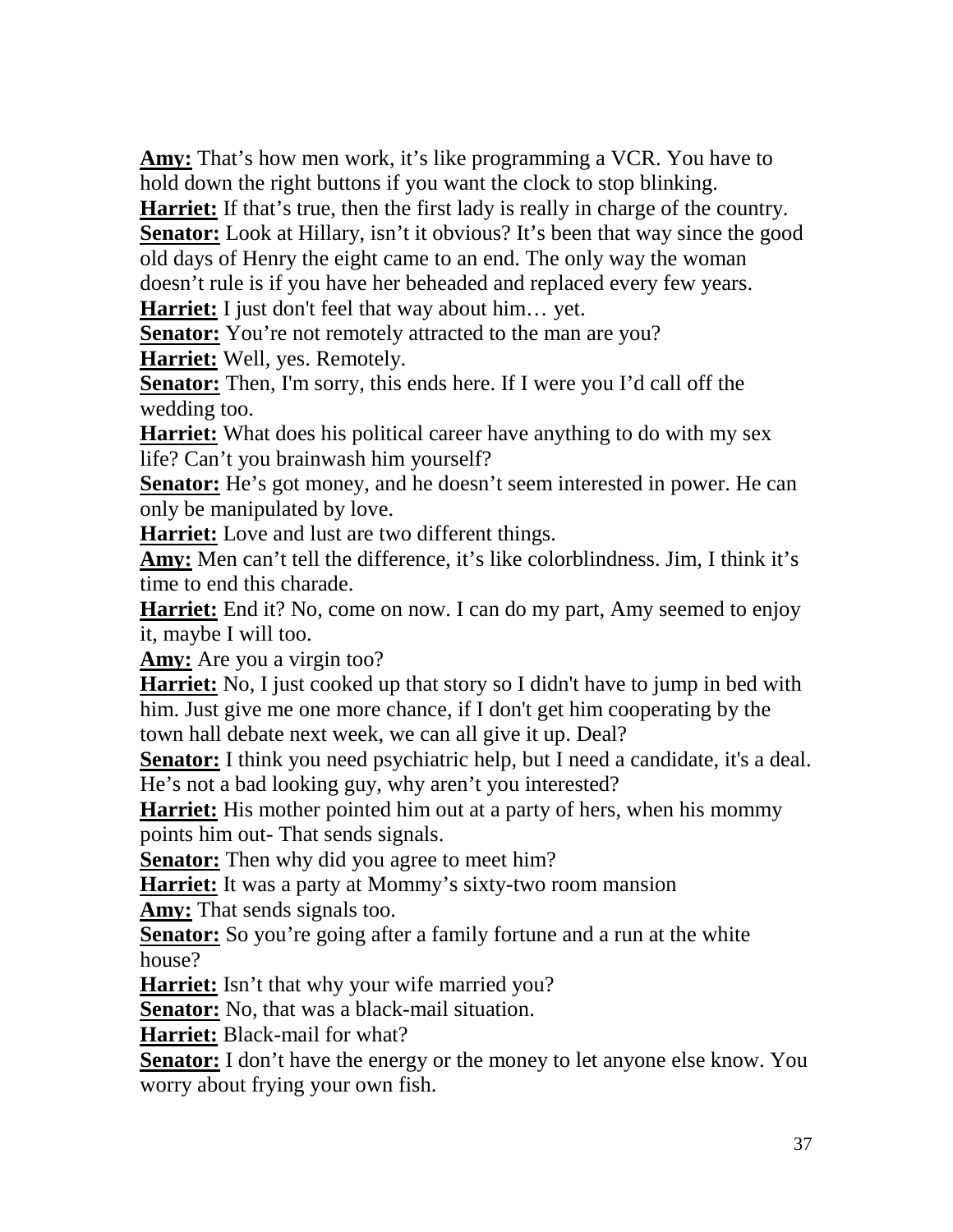**Amy:** That's how men work, it's like programming a VCR. You have to hold down the right buttons if you want the clock to stop blinking.
**Harriet:** If that's true, then the first lady is really in charge of the country.
**Senator:** Look at Hillary, isn't it obvious? It's been that way since the good old days of Henry the eight came to an end. The only way the woman doesn't rule is if you have her beheaded and replaced every few years.
**Harriet:** I just don't feel that way about him… yet.
**Senator:** You're not remotely attracted to the man are you?
**Harriet:** Well, yes. Remotely.
**Senator:** Then, I'm sorry, this ends here. If I were you I'd call off the wedding too.
**Harriet:** What does his political career have anything to do with my sex life? Can't you brainwash him yourself?
**Senator:** He's got money, and he doesn't seem interested in power. He can only be manipulated by love.
**Harriet:** Love and lust are two different things.
**Amy:** Men can't tell the difference, it's like colorblindness. Jim, I think it's time to end this charade.
**Harriet:** End it? No, come on now. I can do my part, Amy seemed to enjoy it, maybe I will too.
**Amy:** Are you a virgin too?
**Harriet:** No, I just cooked up that story so I didn't have to jump in bed with him. Just give me one more chance, if I don't get him cooperating by the town hall debate next week, we can all give it up. Deal?
**Senator:** I think you need psychiatric help, but I need a candidate, it's a deal. He's not a bad looking guy, why aren't you interested?
**Harriet:** His mother pointed him out at a party of hers, when his mommy points him out- That sends signals.
**Senator:** Then why did you agree to meet him?
**Harriet:** It was a party at Mommy's sixty-two room mansion
**Amy:** That sends signals too.
**Senator:** So you're going after a family fortune and a run at the white house?
**Harriet:** Isn't that why your wife married you?
**Senator:** No, that was a black-mail situation.
**Harriet:** Black-mail for what?
**Senator:** I don't have the energy or the money to let anyone else know. You worry about frying your own fish.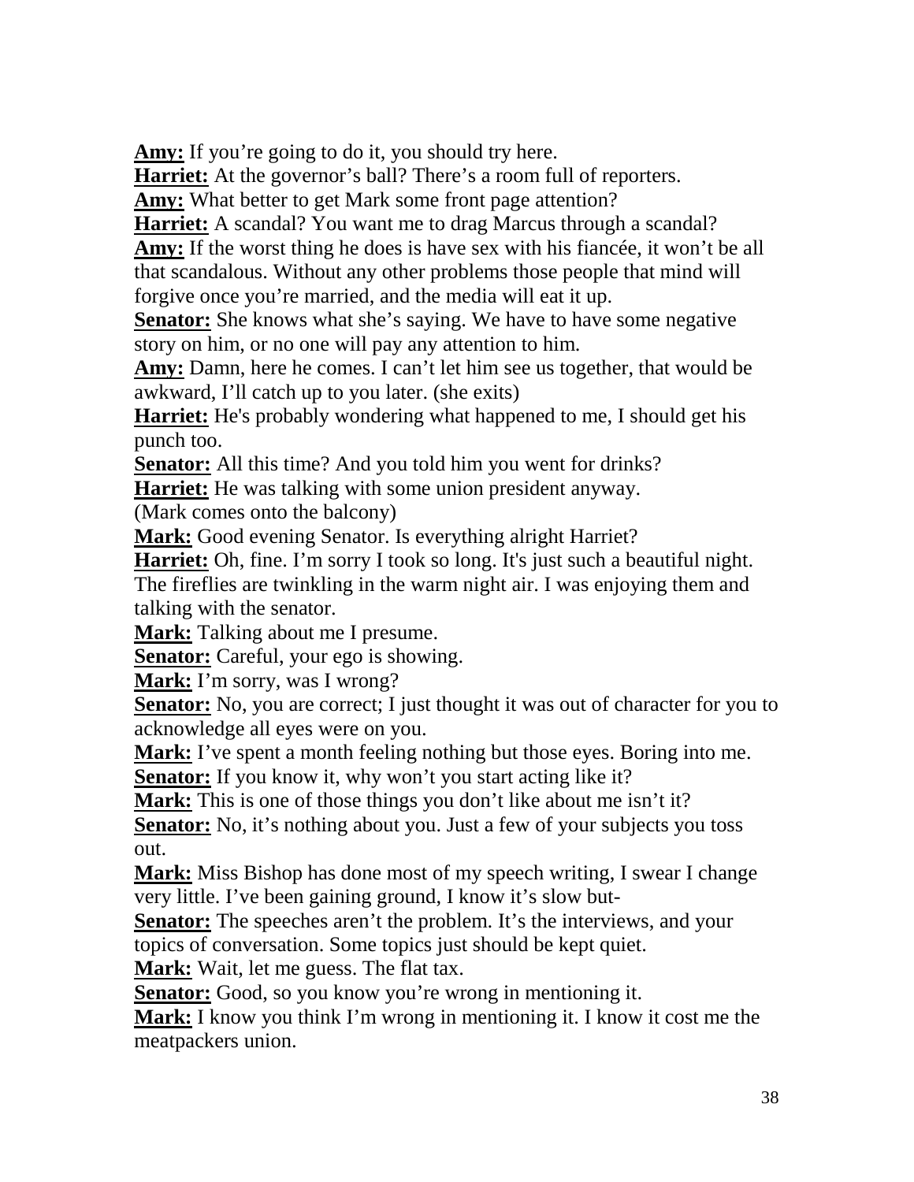**Amy:** If you're going to do it, you should try here.

**Harriet:** At the governor's ball? There's a room full of reporters.

**Amy:** What better to get Mark some front page attention?

**Harriet:** A scandal? You want me to drag Marcus through a scandal?

**Amy:** If the worst thing he does is have sex with his fiancée, it won't be all that scandalous. Without any other problems those people that mind will forgive once you're married, and the media will eat it up.

**Senator:** She knows what she's saying. We have to have some negative story on him, or no one will pay any attention to him.

**Amy:** Damn, here he comes. I can't let him see us together, that would be awkward, I'll catch up to you later. (she exits)

**Harriet:** He's probably wondering what happened to me, I should get his punch too.

**Senator:** All this time? And you told him you went for drinks?

**Harriet:** He was talking with some union president anyway.

(Mark comes onto the balcony)

**Mark:** Good evening Senator. Is everything alright Harriet?

**Harriet:** Oh, fine. I'm sorry I took so long. It's just such a beautiful night. The fireflies are twinkling in the warm night air. I was enjoying them and talking with the senator.

**Mark:** Talking about me I presume.

**Senator:** Careful, your ego is showing.

**Mark:** I'm sorry, was I wrong?

**Senator:** No, you are correct; I just thought it was out of character for you to acknowledge all eyes were on you.

**Mark:** I've spent a month feeling nothing but those eyes. Boring into me.

**Senator:** If you know it, why won't you start acting like it?

**Mark:** This is one of those things you don't like about me isn't it?

**Senator:** No, it's nothing about you. Just a few of your subjects you toss out.

**Mark:** Miss Bishop has done most of my speech writing, I swear I change very little. I've been gaining ground, I know it's slow but-

**Senator:** The speeches aren't the problem. It's the interviews, and your topics of conversation. Some topics just should be kept quiet.

**Mark:** Wait, let me guess. The flat tax.

**Senator:** Good, so you know you're wrong in mentioning it.

**Mark:** I know you think I'm wrong in mentioning it. I know it cost me the meatpackers union.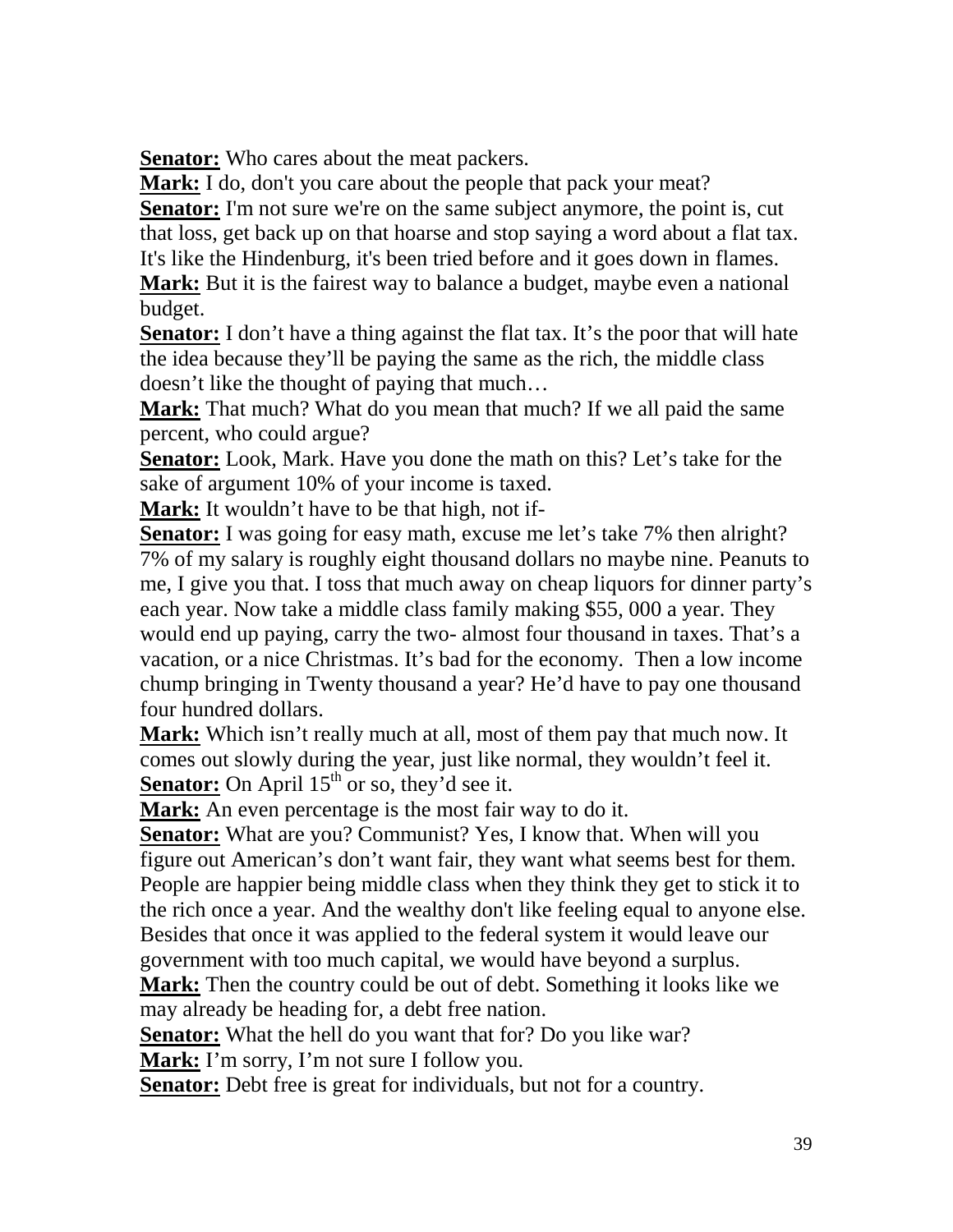**Senator:** Who cares about the meat packers.

**Mark:** I do, don't you care about the people that pack your meat?

**Senator:** I'm not sure we're on the same subject anymore, the point is, cut that loss, get back up on that hoarse and stop saying a word about a flat tax. It's like the Hindenburg, it's been tried before and it goes down in flames.

**Mark:** But it is the fairest way to balance a budget, maybe even a national budget.

**Senator:** I don't have a thing against the flat tax. It's the poor that will hate the idea because they'll be paying the same as the rich, the middle class doesn't like the thought of paying that much…

**Mark:** That much? What do you mean that much? If we all paid the same percent, who could argue?

**Senator:** Look, Mark. Have you done the math on this? Let's take for the sake of argument 10% of your income is taxed.

**Mark:** It wouldn't have to be that high, not if-

**Senator:** I was going for easy math, excuse me let's take 7% then alright? 7% of my salary is roughly eight thousand dollars no maybe nine. Peanuts to me, I give you that. I toss that much away on cheap liquors for dinner party's each year. Now take a middle class family making $55, 000 a year. They would end up paying, carry the two- almost four thousand in taxes. That's a vacation, or a nice Christmas. It's bad for the economy. Then a low income chump bringing in Twenty thousand a year? He'd have to pay one thousand four hundred dollars.

**Mark:** Which isn't really much at all, most of them pay that much now. It comes out slowly during the year, just like normal, they wouldn't feel it.

**Senator:** On April 15th or so, they'd see it.

**Mark:** An even percentage is the most fair way to do it.

**Senator:** What are you? Communist? Yes, I know that. When will you figure out American's don't want fair, they want what seems best for them. People are happier being middle class when they think they get to stick it to the rich once a year. And the wealthy don't like feeling equal to anyone else. Besides that once it was applied to the federal system it would leave our government with too much capital, we would have beyond a surplus.

**Mark:** Then the country could be out of debt. Something it looks like we may already be heading for, a debt free nation.

**Senator:** What the hell do you want that for? Do you like war?

**Mark:** I'm sorry, I'm not sure I follow you.

**Senator:** Debt free is great for individuals, but not for a country.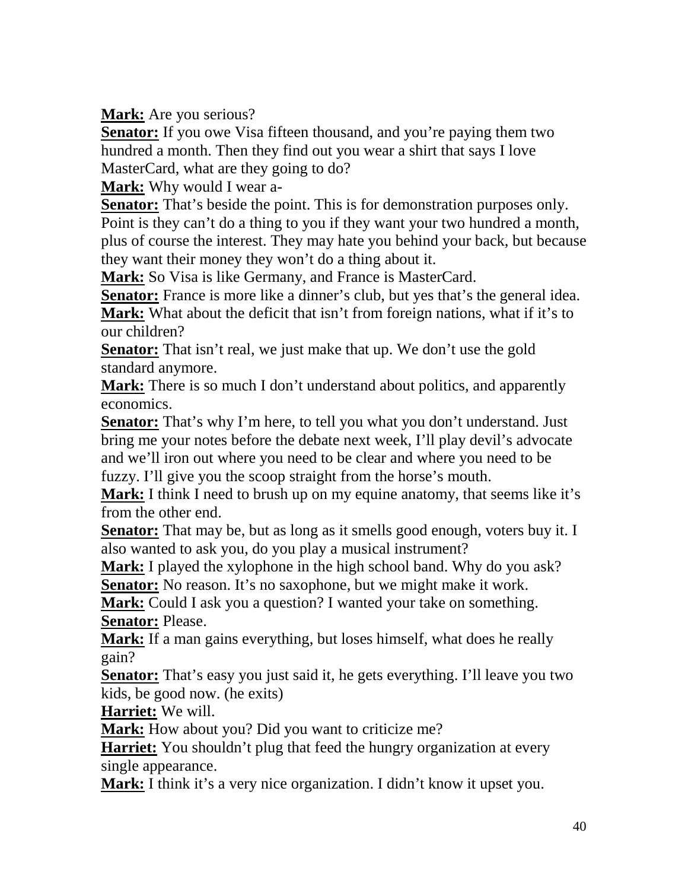**Mark:** Are you serious?
**Senator:** If you owe Visa fifteen thousand, and you're paying them two hundred a month. Then they find out you wear a shirt that says I love MasterCard, what are they going to do?
**Mark:** Why would I wear a-
**Senator:** That's beside the point. This is for demonstration purposes only. Point is they can't do a thing to you if they want your two hundred a month, plus of course the interest. They may hate you behind your back, but because they want their money they won't do a thing about it.
**Mark:** So Visa is like Germany, and France is MasterCard.
**Senator:** France is more like a dinner's club, but yes that's the general idea.
**Mark:** What about the deficit that isn't from foreign nations, what if it's to our children?
**Senator:** That isn't real, we just make that up. We don't use the gold standard anymore.
**Mark:** There is so much I don't understand about politics, and apparently economics.
**Senator:** That's why I'm here, to tell you what you don't understand. Just bring me your notes before the debate next week, I'll play devil's advocate and we'll iron out where you need to be clear and where you need to be fuzzy. I'll give you the scoop straight from the horse's mouth.
**Mark:** I think I need to brush up on my equine anatomy, that seems like it's from the other end.
**Senator:** That may be, but as long as it smells good enough, voters buy it. I also wanted to ask you, do you play a musical instrument?
**Mark:** I played the xylophone in the high school band. Why do you ask?
**Senator:** No reason. It's no saxophone, but we might make it work.
**Mark:** Could I ask you a question? I wanted your take on something.
**Senator:** Please.
**Mark:** If a man gains everything, but loses himself, what does he really gain?
**Senator:** That's easy you just said it, he gets everything. I'll leave you two kids, be good now. (he exits)
**Harriet:** We will.
**Mark:** How about you? Did you want to criticize me?
**Harriet:** You shouldn't plug that feed the hungry organization at every single appearance.
**Mark:** I think it's a very nice organization. I didn't know it upset you.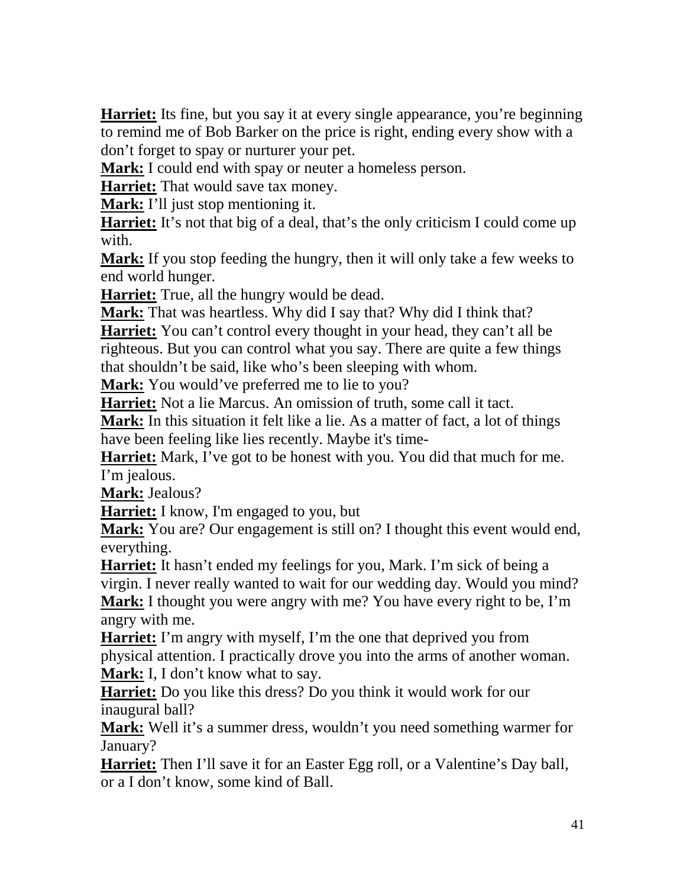**Harriet:** Its fine, but you say it at every single appearance, you're beginning to remind me of Bob Barker on the price is right, ending every show with a don't forget to spay or nurturer your pet.
**Mark:** I could end with spay or neuter a homeless person.
**Harriet:** That would save tax money.
**Mark:** I'll just stop mentioning it.
**Harriet:** It's not that big of a deal, that's the only criticism I could come up with.
**Mark:** If you stop feeding the hungry, then it will only take a few weeks to end world hunger.
**Harriet:** True, all the hungry would be dead.
**Mark:** That was heartless. Why did I say that? Why did I think that?
**Harriet:** You can't control every thought in your head, they can't all be righteous. But you can control what you say. There are quite a few things that shouldn't be said, like who's been sleeping with whom.
**Mark:** You would've preferred me to lie to you?
**Harriet:** Not a lie Marcus. An omission of truth, some call it tact.
**Mark:** In this situation it felt like a lie. As a matter of fact, a lot of things have been feeling like lies recently. Maybe it's time-
**Harriet:** Mark, I've got to be honest with you. You did that much for me. I'm jealous.
**Mark:** Jealous?
**Harriet:** I know, I'm engaged to you, but
**Mark:** You are? Our engagement is still on? I thought this event would end, everything.
**Harriet:** It hasn't ended my feelings for you, Mark. I'm sick of being a virgin. I never really wanted to wait for our wedding day. Would you mind?
**Mark:** I thought you were angry with me? You have every right to be, I'm angry with me.
**Harriet:** I'm angry with myself, I'm the one that deprived you from physical attention. I practically drove you into the arms of another woman.
**Mark:** I, I don't know what to say.
**Harriet:** Do you like this dress? Do you think it would work for our inaugural ball?
**Mark:** Well it's a summer dress, wouldn't you need something warmer for January?
**Harriet:** Then I'll save it for an Easter Egg roll, or a Valentine's Day ball, or a I don't know, some kind of Ball.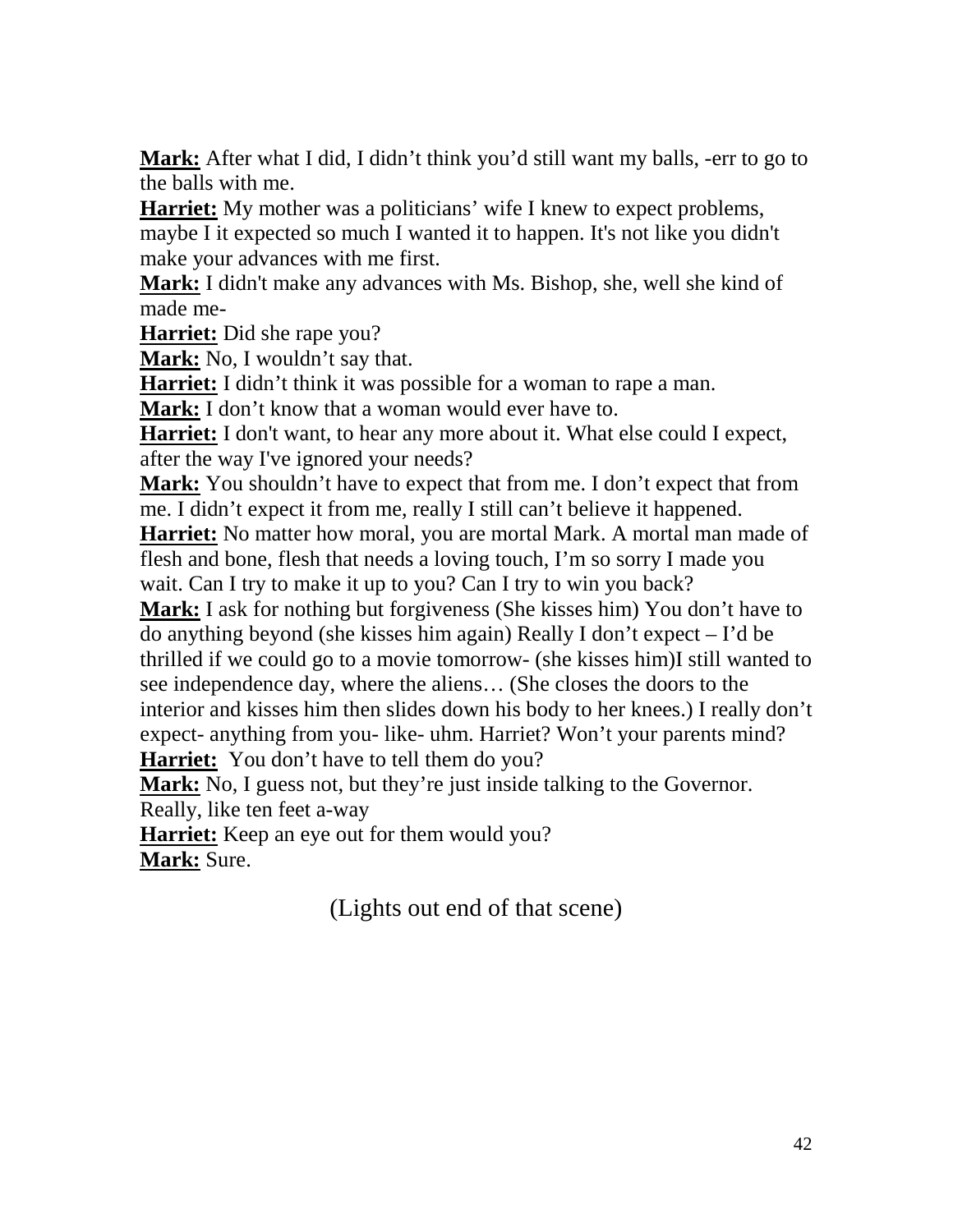**Mark:** After what I did, I didn't think you'd still want my balls, -err to go to the balls with me.
**Harriet:** My mother was a politicians' wife I knew to expect problems, maybe I it expected so much I wanted it to happen. It's not like you didn't make your advances with me first.
**Mark:** I didn't make any advances with Ms. Bishop, she, well she kind of made me-
**Harriet:** Did she rape you?
**Mark:** No, I wouldn't say that.
**Harriet:** I didn't think it was possible for a woman to rape a man.
**Mark:** I don't know that a woman would ever have to.
**Harriet:** I don't want, to hear any more about it. What else could I expect, after the way I've ignored your needs?
**Mark:** You shouldn't have to expect that from me. I don't expect that from me. I didn't expect it from me, really I still can't believe it happened.
**Harriet:** No matter how moral, you are mortal Mark. A mortal man made of flesh and bone, flesh that needs a loving touch, I'm so sorry I made you wait. Can I try to make it up to you? Can I try to win you back?
**Mark:** I ask for nothing but forgiveness (She kisses him) You don't have to do anything beyond (she kisses him again) Really I don't expect – I'd be thrilled if we could go to a movie tomorrow- (she kisses him)I still wanted to see independence day, where the aliens… (She closes the doors to the interior and kisses him then slides down his body to her knees.) I really don't expect- anything from you- like- uhm. Harriet? Won't your parents mind?
**Harriet:** You don't have to tell them do you?
**Mark:** No, I guess not, but they're just inside talking to the Governor. Really, like ten feet a-way
**Harriet:** Keep an eye out for them would you?
**Mark:** Sure.

(Lights out end of that scene)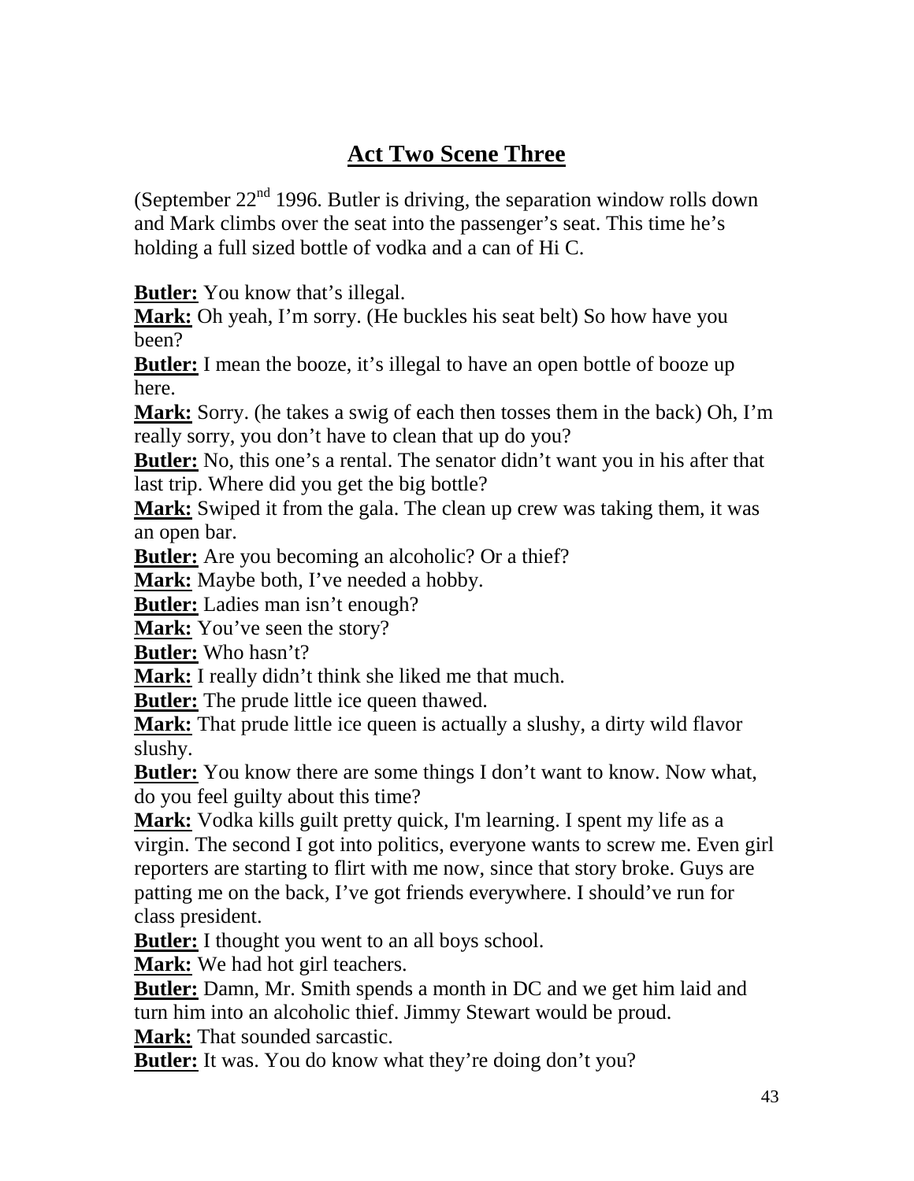## Act Two Scene Three

(September 22nd 1996. Butler is driving, the separation window rolls down and Mark climbs over the seat into the passenger's seat. This time he's holding a full sized bottle of vodka and a can of Hi C.

**Butler:** You know that's illegal.
**Mark:** Oh yeah, I'm sorry. (He buckles his seat belt) So how have you been?
**Butler:** I mean the booze, it's illegal to have an open bottle of booze up here.
**Mark:** Sorry. (he takes a swig of each then tosses them in the back) Oh, I'm really sorry, you don't have to clean that up do you?
**Butler:** No, this one's a rental. The senator didn't want you in his after that last trip. Where did you get the big bottle?
**Mark:** Swiped it from the gala. The clean up crew was taking them, it was an open bar.
**Butler:** Are you becoming an alcoholic? Or a thief?
**Mark:** Maybe both, I've needed a hobby.
**Butler:** Ladies man isn't enough?
**Mark:** You've seen the story?
**Butler:** Who hasn't?
**Mark:** I really didn't think she liked me that much.
**Butler:** The prude little ice queen thawed.
**Mark:** That prude little ice queen is actually a slushy, a dirty wild flavor slushy.
**Butler:** You know there are some things I don't want to know. Now what, do you feel guilty about this time?
**Mark:** Vodka kills guilt pretty quick, I'm learning. I spent my life as a virgin. The second I got into politics, everyone wants to screw me. Even girl reporters are starting to flirt with me now, since that story broke. Guys are patting me on the back, I've got friends everywhere. I should've run for class president.
**Butler:** I thought you went to an all boys school.
**Mark:** We had hot girl teachers.
**Butler:** Damn, Mr. Smith spends a month in DC and we get him laid and turn him into an alcoholic thief. Jimmy Stewart would be proud.
**Mark:** That sounded sarcastic.
**Butler:** It was. You do know what they're doing don't you?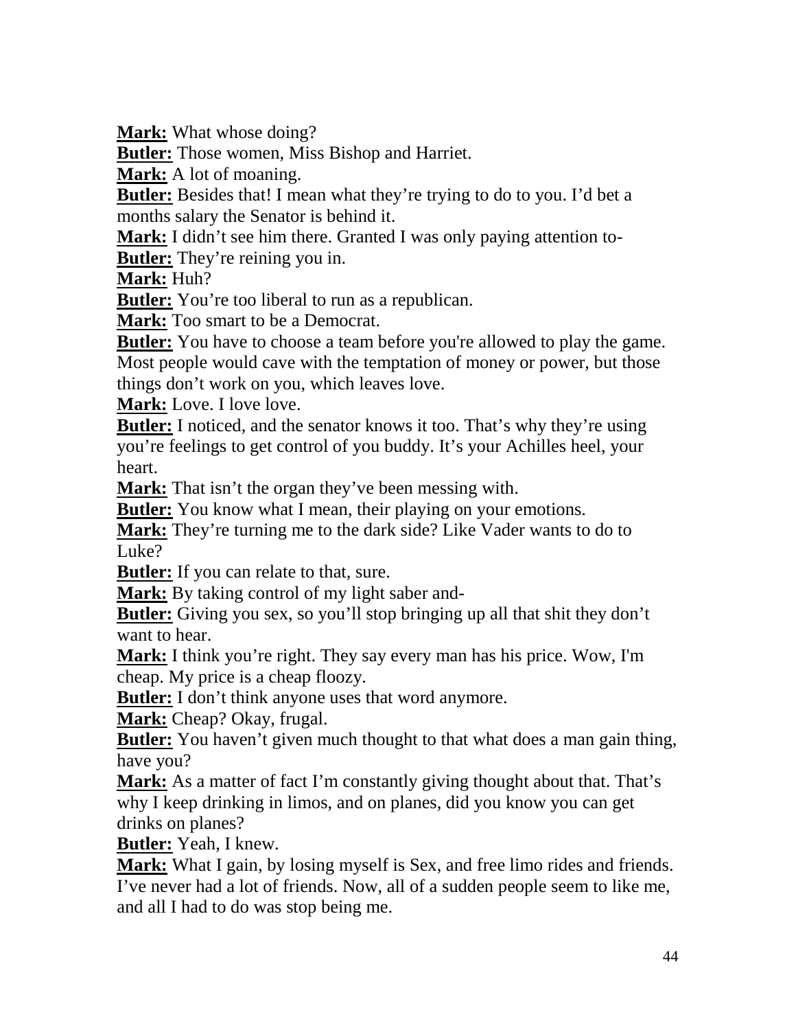**Mark:** What whose doing?

**Butler:** Those women, Miss Bishop and Harriet.

**Mark:** A lot of moaning.

**Butler:** Besides that! I mean what they're trying to do to you. I'd bet a months salary the Senator is behind it.

**Mark:** I didn't see him there. Granted I was only paying attention to-

**Butler:** They're reining you in.

**Mark:** Huh?

**Butler:** You're too liberal to run as a republican.

**Mark:** Too smart to be a Democrat.

**Butler:** You have to choose a team before you're allowed to play the game. Most people would cave with the temptation of money or power, but those things don't work on you, which leaves love.

**Mark:** Love. I love love.

**Butler:** I noticed, and the senator knows it too. That's why they're using you're feelings to get control of you buddy. It's your Achilles heel, your heart.

**Mark:** That isn't the organ they've been messing with.

**Butler:** You know what I mean, their playing on your emotions.

**Mark:** They're turning me to the dark side? Like Vader wants to do to Luke?

**Butler:** If you can relate to that, sure.

**Mark:** By taking control of my light saber and-

**Butler:** Giving you sex, so you'll stop bringing up all that shit they don't want to hear.

**Mark:** I think you're right. They say every man has his price. Wow, I'm cheap. My price is a cheap floozy.

**Butler:** I don't think anyone uses that word anymore.

**Mark:** Cheap? Okay, frugal.

**Butler:** You haven't given much thought to that what does a man gain thing, have you?

**Mark:** As a matter of fact I'm constantly giving thought about that. That's why I keep drinking in limos, and on planes, did you know you can get drinks on planes?

**Butler:** Yeah, I knew.

**Mark:** What I gain, by losing myself is Sex, and free limo rides and friends. I've never had a lot of friends. Now, all of a sudden people seem to like me, and all I had to do was stop being me.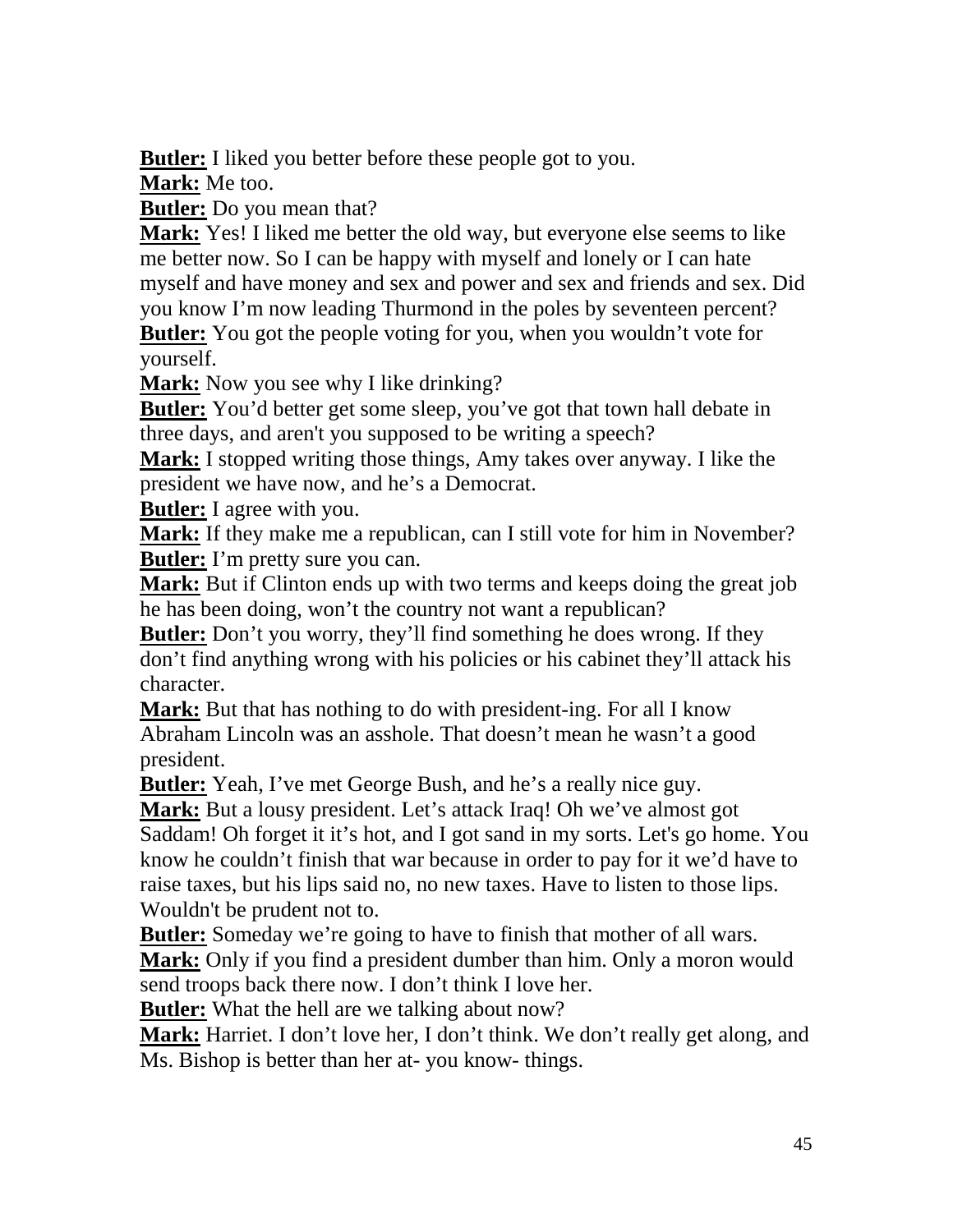**Butler:** I liked you better before these people got to you.

**Mark:** Me too.

**Butler:** Do you mean that?

**Mark:** Yes! I liked me better the old way, but everyone else seems to like me better now. So I can be happy with myself and lonely or I can hate myself and have money and sex and power and sex and friends and sex. Did you know I'm now leading Thurmond in the poles by seventeen percent?

**Butler:** You got the people voting for you, when you wouldn't vote for yourself.

**Mark:** Now you see why I like drinking?

**Butler:** You'd better get some sleep, you've got that town hall debate in three days, and aren't you supposed to be writing a speech?

**Mark:** I stopped writing those things, Amy takes over anyway. I like the president we have now, and he's a Democrat.

**Butler:** I agree with you.

**Mark:** If they make me a republican, can I still vote for him in November?

**Butler:** I'm pretty sure you can.

**Mark:** But if Clinton ends up with two terms and keeps doing the great job he has been doing, won't the country not want a republican?

**Butler:** Don't you worry, they'll find something he does wrong. If they don't find anything wrong with his policies or his cabinet they'll attack his character.

**Mark:** But that has nothing to do with president-ing. For all I know Abraham Lincoln was an asshole. That doesn't mean he wasn't a good president.

**Butler:** Yeah, I've met George Bush, and he's a really nice guy.

**Mark:** But a lousy president. Let's attack Iraq! Oh we've almost got Saddam! Oh forget it it's hot, and I got sand in my sorts. Let's go home. You know he couldn't finish that war because in order to pay for it we'd have to raise taxes, but his lips said no, no new taxes. Have to listen to those lips. Wouldn't be prudent not to.

**Butler:** Someday we're going to have to finish that mother of all wars.

**Mark:** Only if you find a president dumber than him. Only a moron would send troops back there now. I don't think I love her.

**Butler:** What the hell are we talking about now?

**Mark:** Harriet. I don't love her, I don't think. We don't really get along, and Ms. Bishop is better than her at- you know- things.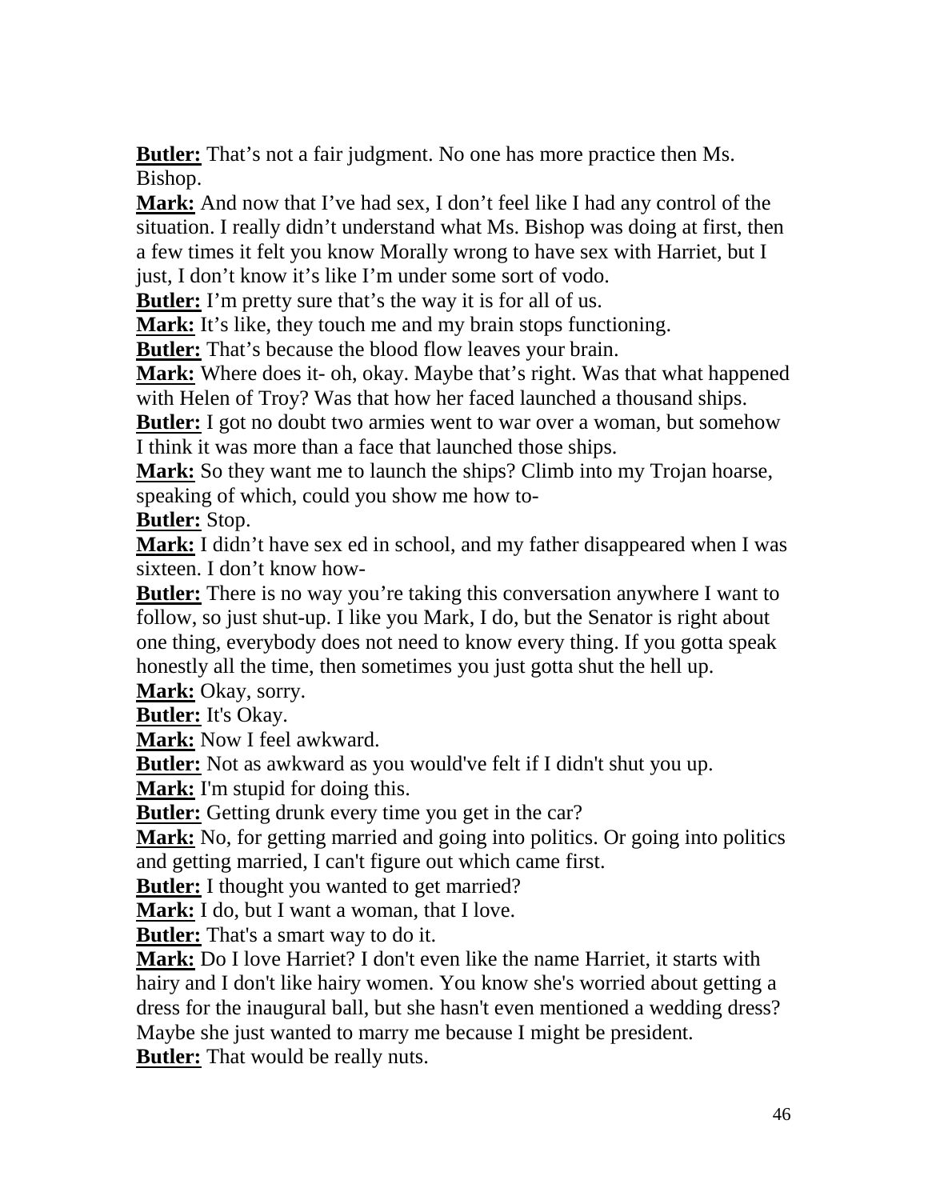**Butler:** That's not a fair judgment. No one has more practice then Ms. Bishop.

**Mark:** And now that I've had sex, I don't feel like I had any control of the situation. I really didn't understand what Ms. Bishop was doing at first, then a few times it felt you know Morally wrong to have sex with Harriet, but I just, I don't know it's like I'm under some sort of vodo.

**Butler:** I'm pretty sure that's the way it is for all of us.

**Mark:** It's like, they touch me and my brain stops functioning.

**Butler:** That's because the blood flow leaves your brain.

**Mark:** Where does it- oh, okay. Maybe that's right. Was that what happened with Helen of Troy? Was that how her faced launched a thousand ships.

**Butler:** I got no doubt two armies went to war over a woman, but somehow I think it was more than a face that launched those ships.

**Mark:** So they want me to launch the ships? Climb into my Trojan hoarse, speaking of which, could you show me how to-

**Butler:** Stop.

**Mark:** I didn't have sex ed in school, and my father disappeared when I was sixteen. I don't know how-

**Butler:** There is no way you're taking this conversation anywhere I want to follow, so just shut-up. I like you Mark, I do, but the Senator is right about one thing, everybody does not need to know every thing. If you gotta speak honestly all the time, then sometimes you just gotta shut the hell up.

**Mark:** Okay, sorry.

**Butler:** It's Okay.

**Mark:** Now I feel awkward.

**Butler:** Not as awkward as you would've felt if I didn't shut you up.

**Mark:** I'm stupid for doing this.

**Butler:** Getting drunk every time you get in the car?

**Mark:** No, for getting married and going into politics. Or going into politics and getting married, I can't figure out which came first.

**Butler:** I thought you wanted to get married?

**Mark:** I do, but I want a woman, that I love.

**Butler:** That's a smart way to do it.

**Mark:** Do I love Harriet? I don't even like the name Harriet, it starts with hairy and I don't like hairy women. You know she's worried about getting a dress for the inaugural ball, but she hasn't even mentioned a wedding dress? Maybe she just wanted to marry me because I might be president.

**Butler:** That would be really nuts.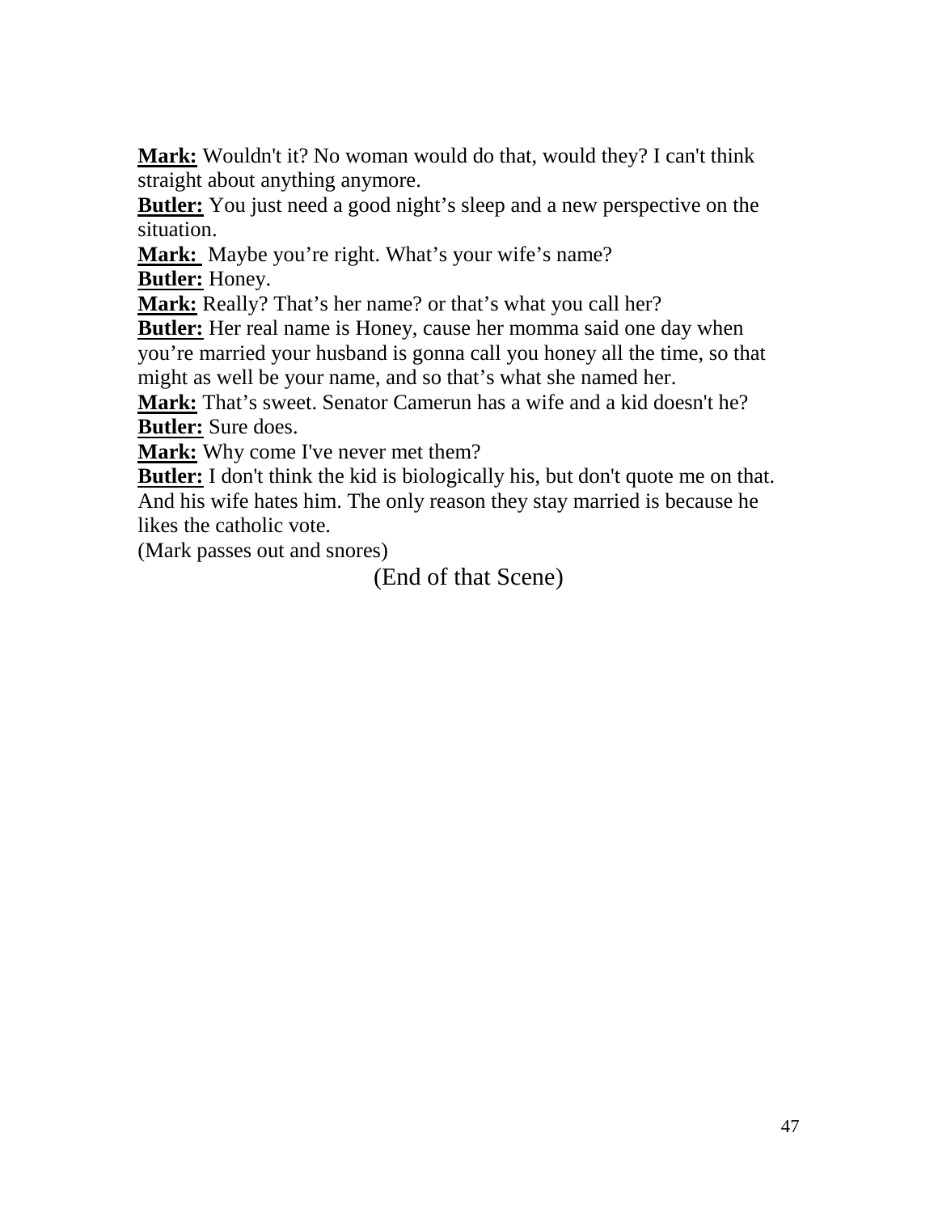**Mark:** Wouldn't it? No woman would do that, would they? I can't think straight about anything anymore.
**Butler:** You just need a good night's sleep and a new perspective on the situation.
**Mark:** Maybe you're right. What's your wife's name?
**Butler:** Honey.
**Mark:** Really? That's her name? or that's what you call her?
**Butler:** Her real name is Honey, cause her momma said one day when you're married your husband is gonna call you honey all the time, so that might as well be your name, and so that's what she named her.
**Mark:** That's sweet. Senator Camerun has a wife and a kid doesn't he?
**Butler:** Sure does.
**Mark:** Why come I've never met them?
**Butler:** I don't think the kid is biologically his, but don't quote me on that. And his wife hates him. The only reason they stay married is because he likes the catholic vote.
(Mark passes out and snores)

(End of that Scene)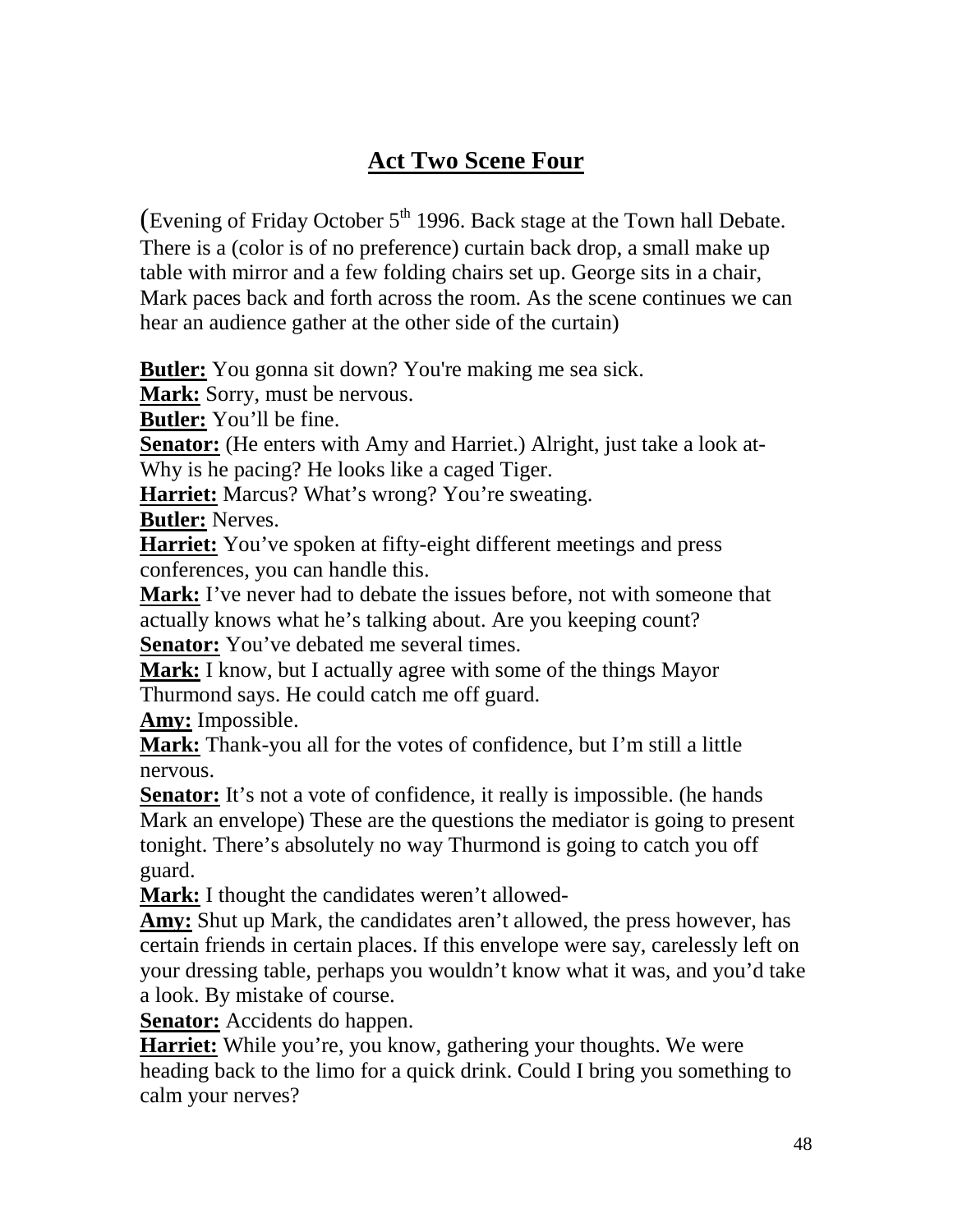## Act Two Scene Four

(Evening of Friday October 5th 1996. Back stage at the Town hall Debate. There is a (color is of no preference) curtain back drop, a small make up table with mirror and a few folding chairs set up. George sits in a chair, Mark paces back and forth across the room. As the scene continues we can hear an audience gather at the other side of the curtain)

**Butler:** You gonna sit down? You're making me sea sick.
**Mark:** Sorry, must be nervous.
**Butler:** You'll be fine.
**Senator:** (He enters with Amy and Harriet.) Alright, just take a look at- Why is he pacing? He looks like a caged Tiger.
**Harriet:** Marcus? What's wrong? You're sweating.
**Butler:** Nerves.
**Harriet:** You've spoken at fifty-eight different meetings and press conferences, you can handle this.
**Mark:** I've never had to debate the issues before, not with someone that actually knows what he's talking about. Are you keeping count?
**Senator:** You've debated me several times.
**Mark:** I know, but I actually agree with some of the things Mayor Thurmond says. He could catch me off guard.
**Amy:** Impossible.
**Mark:** Thank-you all for the votes of confidence, but I'm still a little nervous.
**Senator:** It's not a vote of confidence, it really is impossible. (he hands Mark an envelope) These are the questions the mediator is going to present tonight. There's absolutely no way Thurmond is going to catch you off guard.
**Mark:** I thought the candidates weren't allowed-
**Amy:** Shut up Mark, the candidates aren't allowed, the press however, has certain friends in certain places. If this envelope were say, carelessly left on your dressing table, perhaps you wouldn't know what it was, and you'd take a look. By mistake of course.
**Senator:** Accidents do happen.
**Harriet:** While you're, you know, gathering your thoughts. We were heading back to the limo for a quick drink. Could I bring you something to calm your nerves?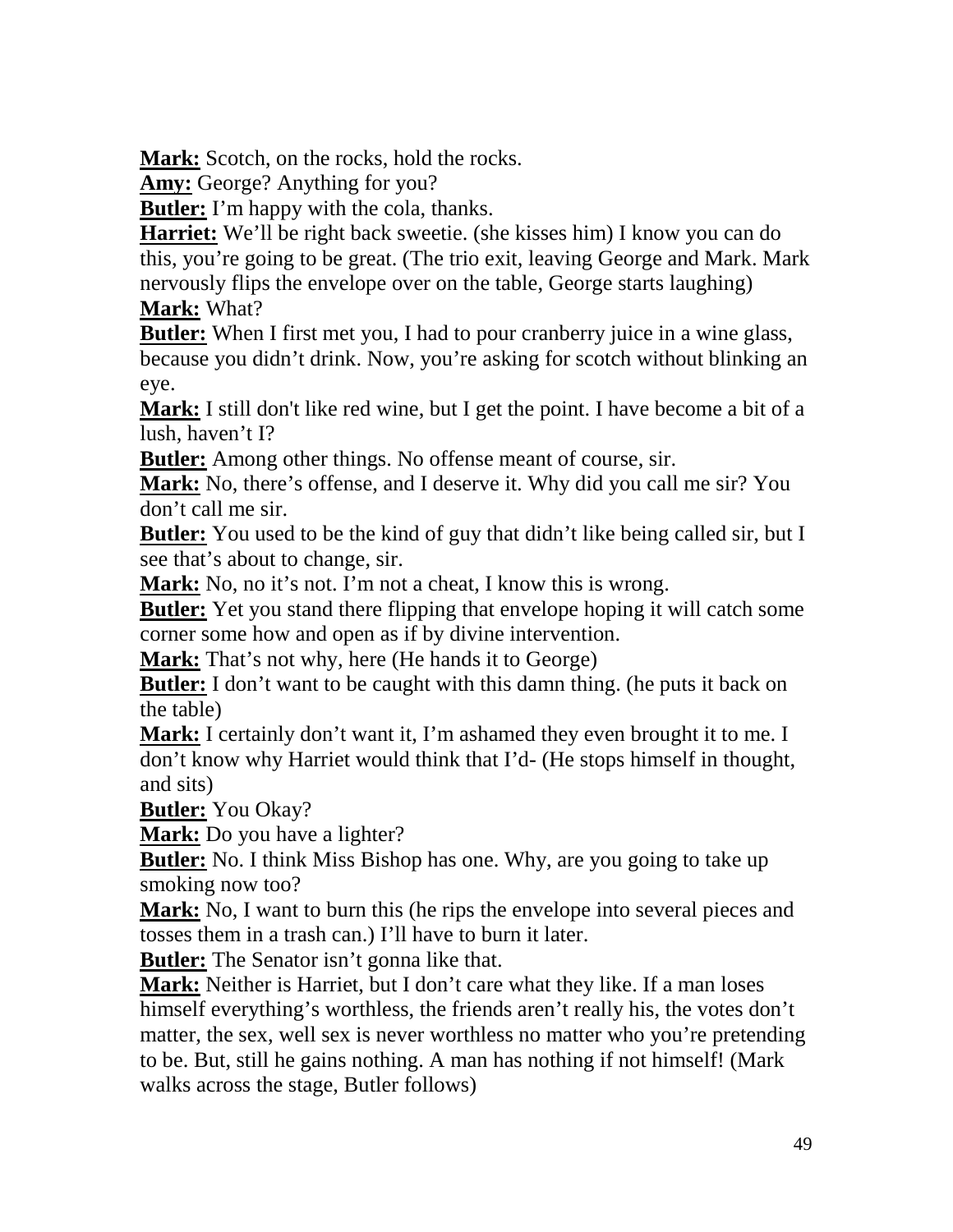**Mark:** Scotch, on the rocks, hold the rocks.
**Amy:** George? Anything for you?
**Butler:** I'm happy with the cola, thanks.
**Harriet:** We'll be right back sweetie. (she kisses him) I know you can do this, you're going to be great. (The trio exit, leaving George and Mark. Mark nervously flips the envelope over on the table, George starts laughing)
**Mark:** What?
**Butler:** When I first met you, I had to pour cranberry juice in a wine glass, because you didn't drink. Now, you're asking for scotch without blinking an eye.
**Mark:** I still don't like red wine, but I get the point. I have become a bit of a lush, haven't I?
**Butler:** Among other things. No offense meant of course, sir.
**Mark:** No, there's offense, and I deserve it. Why did you call me sir? You don't call me sir.
**Butler:** You used to be the kind of guy that didn't like being called sir, but I see that's about to change, sir.
**Mark:** No, no it's not. I'm not a cheat, I know this is wrong.
**Butler:** Yet you stand there flipping that envelope hoping it will catch some corner some how and open as if by divine intervention.
**Mark:** That's not why, here (He hands it to George)
**Butler:** I don't want to be caught with this damn thing. (he puts it back on the table)
**Mark:** I certainly don't want it, I'm ashamed they even brought it to me. I don't know why Harriet would think that I'd- (He stops himself in thought, and sits)
**Butler:** You Okay?
**Mark:** Do you have a lighter?
**Butler:** No. I think Miss Bishop has one. Why, are you going to take up smoking now too?
**Mark:** No, I want to burn this (he rips the envelope into several pieces and tosses them in a trash can.) I'll have to burn it later.
**Butler:** The Senator isn't gonna like that.
**Mark:** Neither is Harriet, but I don't care what they like. If a man loses himself everything's worthless, the friends aren't really his, the votes don't matter, the sex, well sex is never worthless no matter who you're pretending to be. But, still he gains nothing. A man has nothing if not himself! (Mark walks across the stage, Butler follows)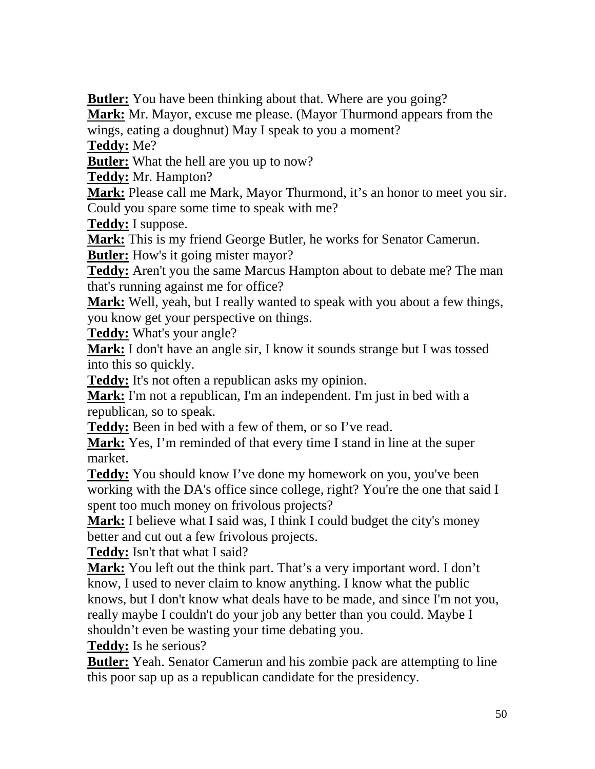**Butler:** You have been thinking about that. Where are you going?
**Mark:** Mr. Mayor, excuse me please. (Mayor Thurmond appears from the wings, eating a doughnut) May I speak to you a moment?
**Teddy:** Me?
**Butler:** What the hell are you up to now?
**Teddy:** Mr. Hampton?
**Mark:** Please call me Mark, Mayor Thurmond, it's an honor to meet you sir. Could you spare some time to speak with me?
**Teddy:** I suppose.
**Mark:** This is my friend George Butler, he works for Senator Camerun.
**Butler:** How's it going mister mayor?
**Teddy:** Aren't you the same Marcus Hampton about to debate me? The man that's running against me for office?
**Mark:** Well, yeah, but I really wanted to speak with you about a few things, you know get your perspective on things.
**Teddy:** What's your angle?
**Mark:** I don't have an angle sir, I know it sounds strange but I was tossed into this so quickly.
**Teddy:** It's not often a republican asks my opinion.
**Mark:** I'm not a republican, I'm an independent. I'm just in bed with a republican, so to speak.
**Teddy:** Been in bed with a few of them, or so I've read.
**Mark:** Yes, I'm reminded of that every time I stand in line at the super market.
**Teddy:** You should know I've done my homework on you, you've been working with the DA's office since college, right? You're the one that said I spent too much money on frivolous projects?
**Mark:** I believe what I said was, I think I could budget the city's money better and cut out a few frivolous projects.
**Teddy:** Isn't that what I said?
**Mark:** You left out the think part. That's a very important word. I don't know, I used to never claim to know anything. I know what the public knows, but I don't know what deals have to be made, and since I'm not you, really maybe I couldn't do your job any better than you could. Maybe I shouldn't even be wasting your time debating you.
**Teddy:** Is he serious?
**Butler:** Yeah. Senator Camerun and his zombie pack are attempting to line this poor sap up as a republican candidate for the presidency.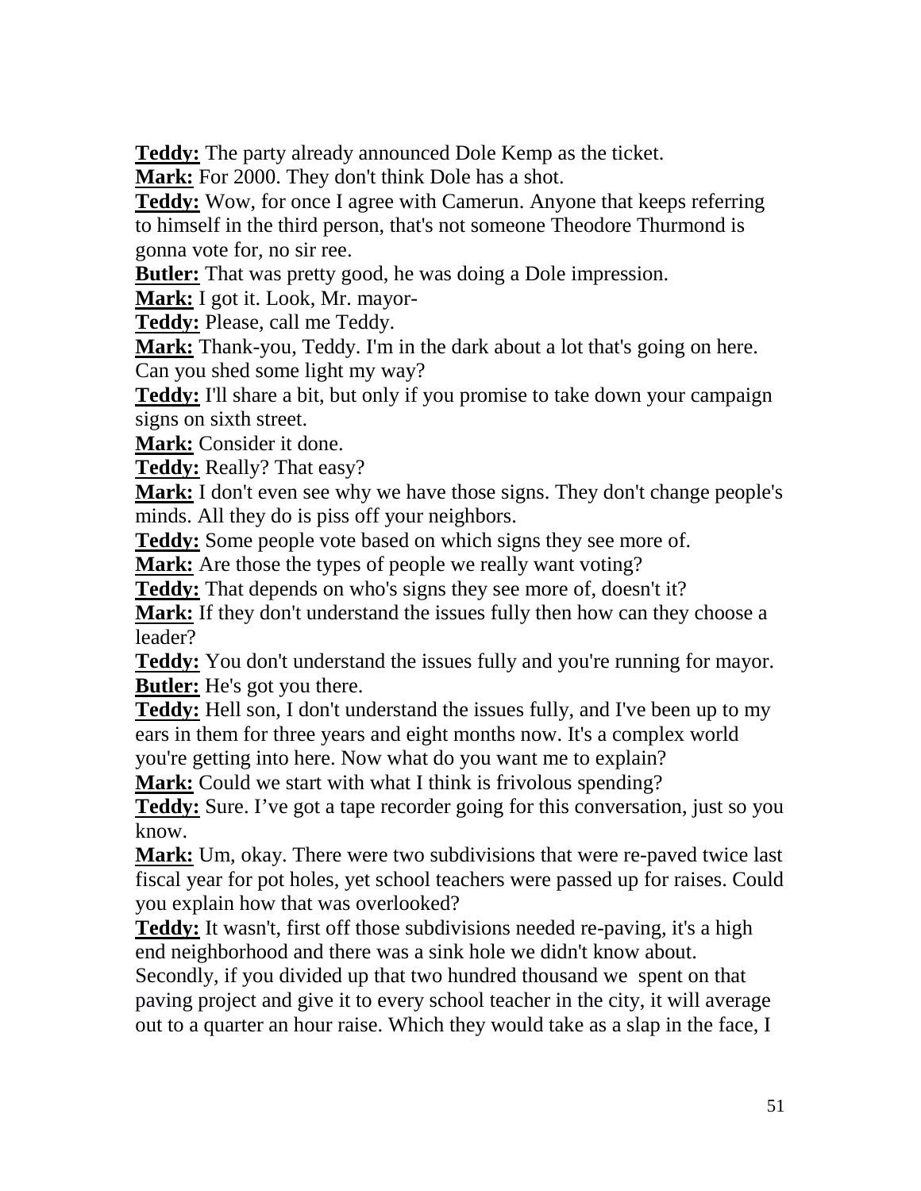**Teddy:** The party already announced Dole Kemp as the ticket.
**Mark:** For 2000. They don't think Dole has a shot.
**Teddy:** Wow, for once I agree with Camerun. Anyone that keeps referring to himself in the third person, that's not someone Theodore Thurmond is gonna vote for, no sir ree.
**Butler:** That was pretty good, he was doing a Dole impression.
**Mark:** I got it. Look, Mr. mayor-
**Teddy:** Please, call me Teddy.
**Mark:** Thank-you, Teddy. I'm in the dark about a lot that's going on here. Can you shed some light my way?
**Teddy:** I'll share a bit, but only if you promise to take down your campaign signs on sixth street.
**Mark:** Consider it done.
**Teddy:** Really? That easy?
**Mark:** I don't even see why we have those signs. They don't change people's minds. All they do is piss off your neighbors.
**Teddy:** Some people vote based on which signs they see more of.
**Mark:** Are those the types of people we really want voting?
**Teddy:** That depends on who's signs they see more of, doesn't it?
**Mark:** If they don't understand the issues fully then how can they choose a leader?
**Teddy:** You don't understand the issues fully and you're running for mayor.
**Butler:** He's got you there.
**Teddy:** Hell son, I don't understand the issues fully, and I've been up to my ears in them for three years and eight months now. It's a complex world you're getting into here. Now what do you want me to explain?
**Mark:** Could we start with what I think is frivolous spending?
**Teddy:** Sure. I've got a tape recorder going for this conversation, just so you know.
**Mark:** Um, okay. There were two subdivisions that were re-paved twice last fiscal year for pot holes, yet school teachers were passed up for raises. Could you explain how that was overlooked?
**Teddy:** It wasn't, first off those subdivisions needed re-paving, it's a high end neighborhood and there was a sink hole we didn't know about. Secondly, if you divided up that two hundred thousand we spent on that paving project and give it to every school teacher in the city, it will average out to a quarter an hour raise. Which they would take as a slap in the face, I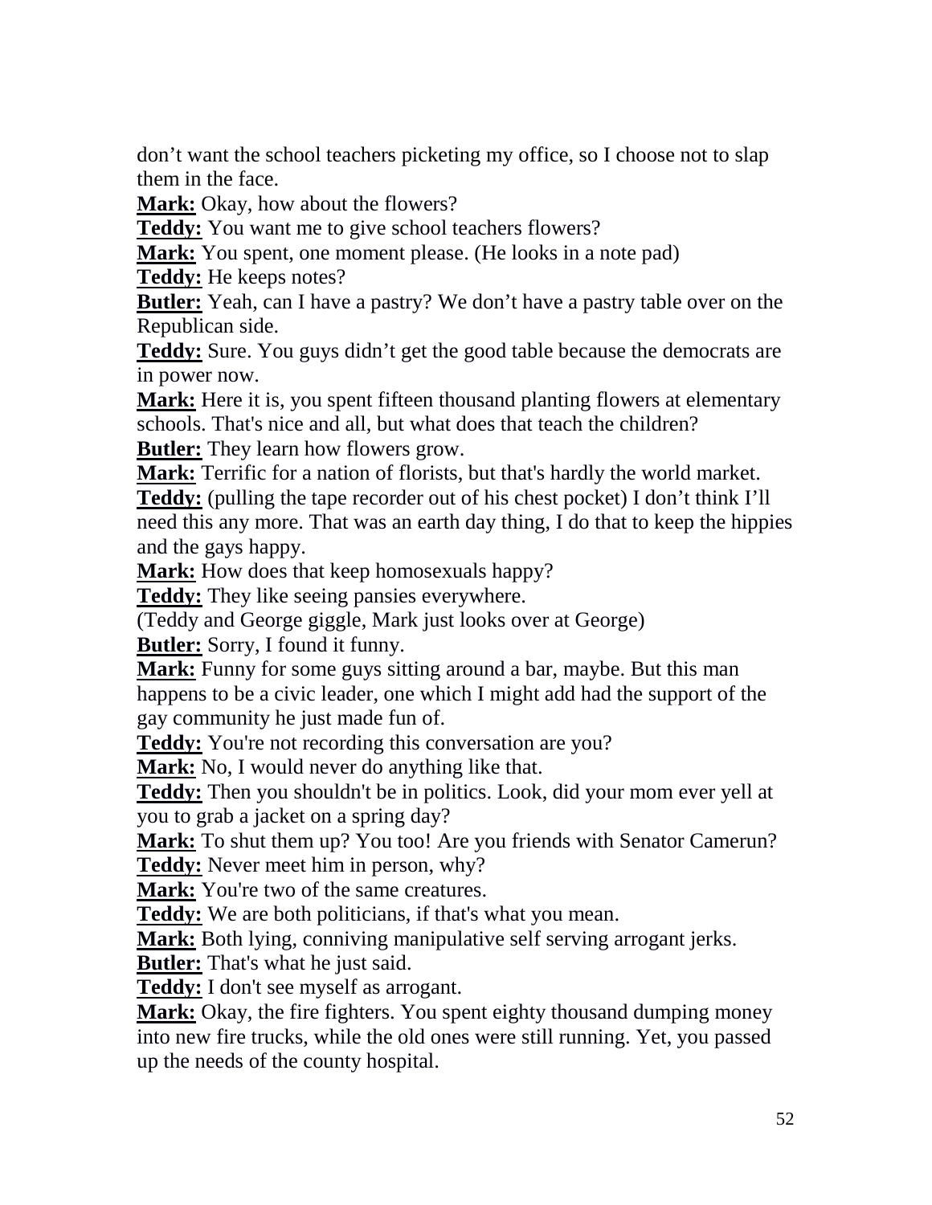don’t want the school teachers picketing my office, so I choose not to slap them in the face.

**Mark:** Okay, how about the flowers?

**Teddy:** You want me to give school teachers flowers?

**Mark:** You spent, one moment please. (He looks in a note pad)

**Teddy:** He keeps notes?

**Butler:** Yeah, can I have a pastry? We don’t have a pastry table over on the Republican side.

**Teddy:** Sure. You guys didn’t get the good table because the democrats are in power now.

**Mark:** Here it is, you spent fifteen thousand planting flowers at elementary schools. That's nice and all, but what does that teach the children?

**Butler:** They learn how flowers grow.

**Mark:** Terrific for a nation of florists, but that's hardly the world market.

**Teddy:** (pulling the tape recorder out of his chest pocket) I don’t think I’ll need this any more. That was an earth day thing, I do that to keep the hippies and the gays happy.

**Mark:** How does that keep homosexuals happy?

**Teddy:** They like seeing pansies everywhere.

(Teddy and George giggle, Mark just looks over at George)

**Butler:** Sorry, I found it funny.

**Mark:** Funny for some guys sitting around a bar, maybe. But this man happens to be a civic leader, one which I might add had the support of the gay community he just made fun of.

**Teddy:** You're not recording this conversation are you?

**Mark:** No, I would never do anything like that.

**Teddy:** Then you shouldn't be in politics. Look, did your mom ever yell at you to grab a jacket on a spring day?

**Mark:** To shut them up? You too! Are you friends with Senator Camerun?

**Teddy:** Never meet him in person, why?

**Mark:** You're two of the same creatures.

**Teddy:** We are both politicians, if that's what you mean.

**Mark:** Both lying, conniving manipulative self serving arrogant jerks.

**Butler:** That's what he just said.

**Teddy:** I don't see myself as arrogant.

**Mark:** Okay, the fire fighters. You spent eighty thousand dumping money into new fire trucks, while the old ones were still running. Yet, you passed up the needs of the county hospital.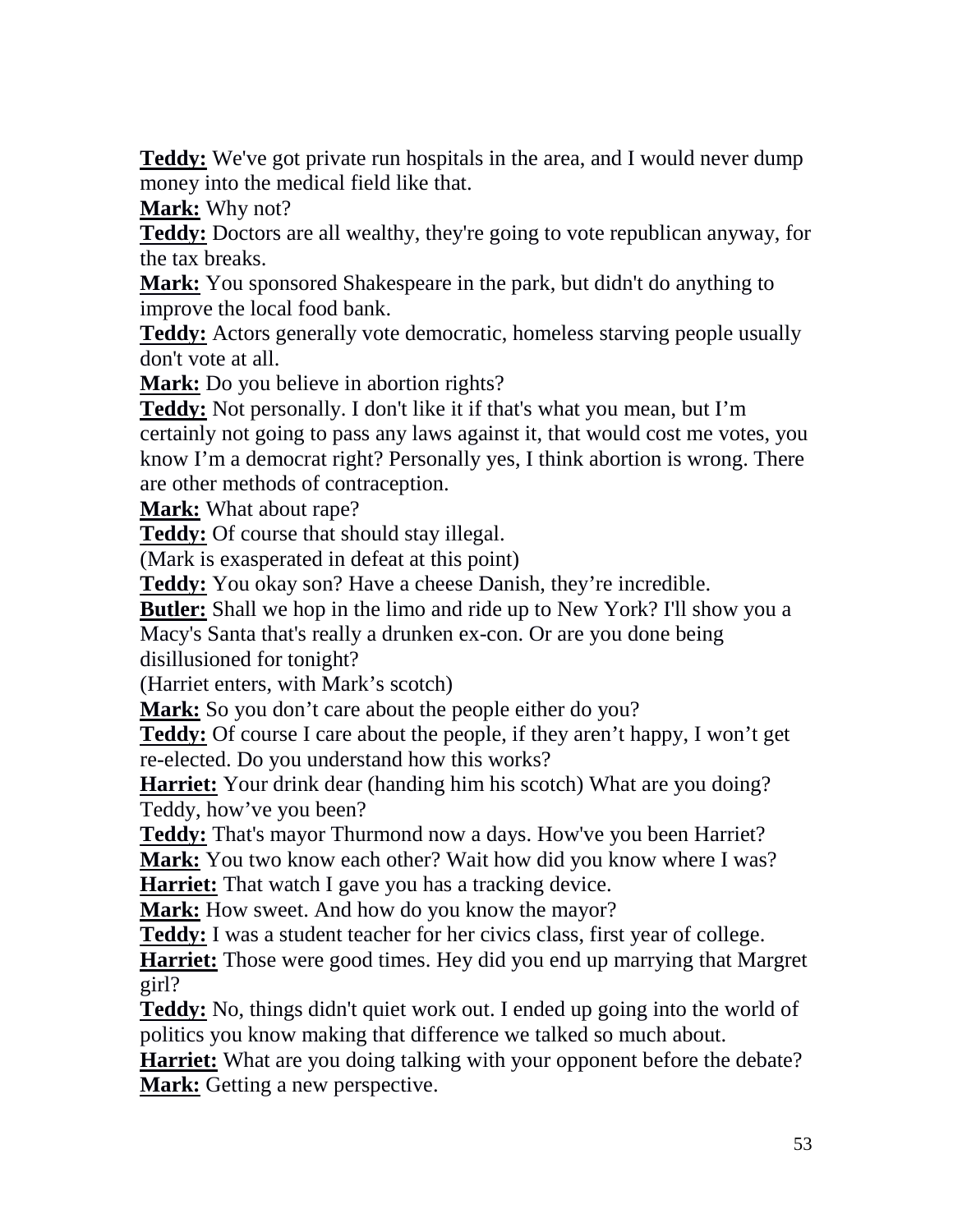**Teddy:** We've got private run hospitals in the area, and I would never dump money into the medical field like that.
**Mark:** Why not?
**Teddy:** Doctors are all wealthy, they're going to vote republican anyway, for the tax breaks.
**Mark:** You sponsored Shakespeare in the park, but didn't do anything to improve the local food bank.
**Teddy:** Actors generally vote democratic, homeless starving people usually don't vote at all.
**Mark:** Do you believe in abortion rights?
**Teddy:** Not personally. I don't like it if that's what you mean, but I'm certainly not going to pass any laws against it, that would cost me votes, you know I'm a democrat right? Personally yes, I think abortion is wrong. There are other methods of contraception.
**Mark:** What about rape?
**Teddy:** Of course that should stay illegal.
(Mark is exasperated in defeat at this point)
**Teddy:** You okay son? Have a cheese Danish, they're incredible.
**Butler:** Shall we hop in the limo and ride up to New York? I'll show you a Macy's Santa that's really a drunken ex-con. Or are you done being disillusioned for tonight?
(Harriet enters, with Mark's scotch)
**Mark:** So you don't care about the people either do you?
**Teddy:** Of course I care about the people, if they aren't happy, I won't get re-elected. Do you understand how this works?
**Harriet:** Your drink dear (handing him his scotch) What are you doing? Teddy, how've you been?
**Teddy:** That's mayor Thurmond now a days. How've you been Harriet?
**Mark:** You two know each other? Wait how did you know where I was?
**Harriet:** That watch I gave you has a tracking device.
**Mark:** How sweet. And how do you know the mayor?
**Teddy:** I was a student teacher for her civics class, first year of college.
**Harriet:** Those were good times. Hey did you end up marrying that Margret girl?
**Teddy:** No, things didn't quiet work out. I ended up going into the world of politics you know making that difference we talked so much about.
**Harriet:** What are you doing talking with your opponent before the debate?
**Mark:** Getting a new perspective.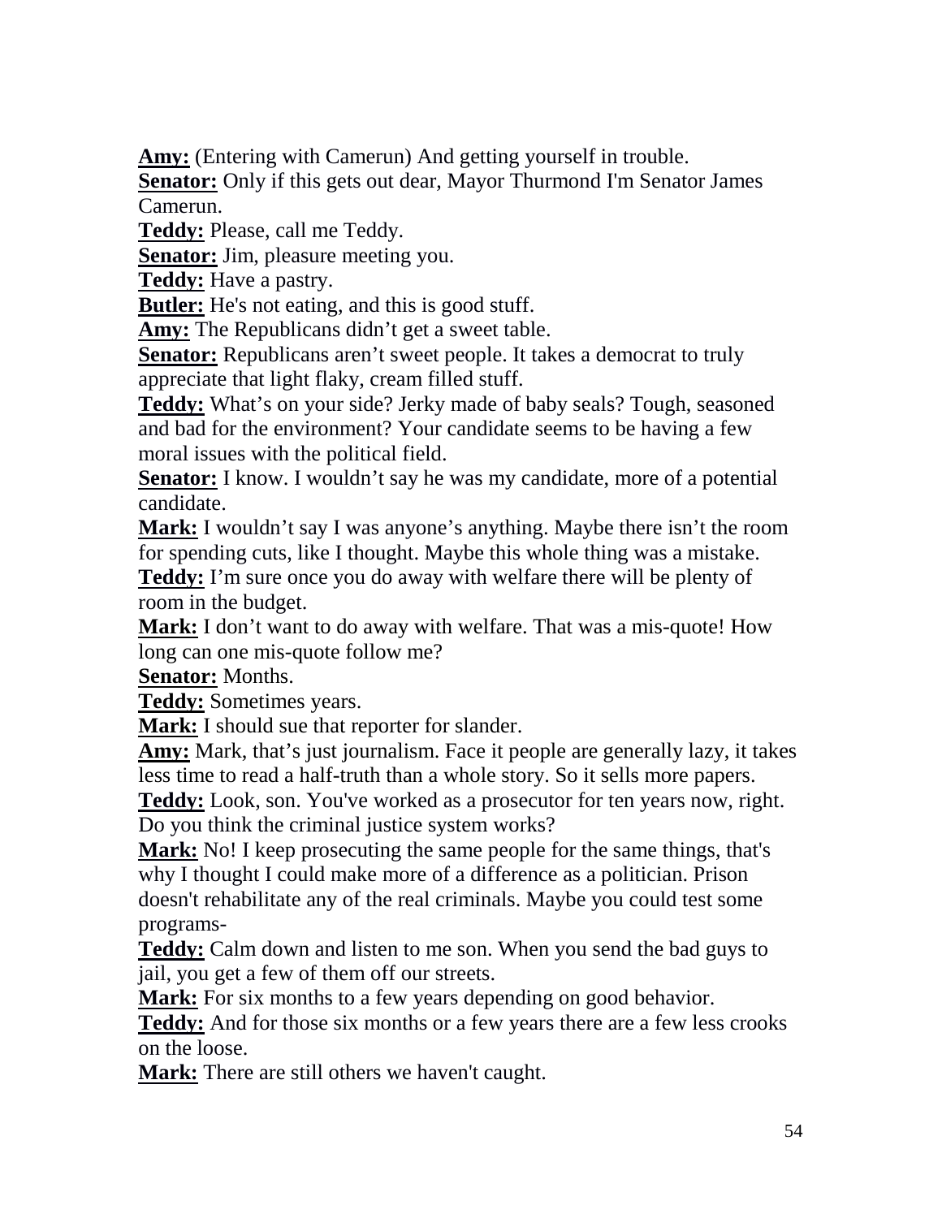**Amy:** (Entering with Camerun) And getting yourself in trouble.

**Senator:** Only if this gets out dear, Mayor Thurmond I'm Senator James Camerun.

**Teddy:** Please, call me Teddy.

**Senator:** Jim, pleasure meeting you.

**Teddy:** Have a pastry.

**Butler:** He's not eating, and this is good stuff.

**Amy:** The Republicans didn't get a sweet table.

**Senator:** Republicans aren't sweet people. It takes a democrat to truly appreciate that light flaky, cream filled stuff.

**Teddy:** What's on your side? Jerky made of baby seals? Tough, seasoned and bad for the environment? Your candidate seems to be having a few moral issues with the political field.

**Senator:** I know. I wouldn't say he was my candidate, more of a potential candidate.

**Mark:** I wouldn't say I was anyone's anything. Maybe there isn't the room for spending cuts, like I thought. Maybe this whole thing was a mistake.

**Teddy:** I'm sure once you do away with welfare there will be plenty of room in the budget.

**Mark:** I don't want to do away with welfare. That was a mis-quote! How long can one mis-quote follow me?

**Senator:** Months.

**Teddy:** Sometimes years.

**Mark:** I should sue that reporter for slander.

**Amy:** Mark, that's just journalism. Face it people are generally lazy, it takes less time to read a half-truth than a whole story. So it sells more papers.

**Teddy:** Look, son. You've worked as a prosecutor for ten years now, right. Do you think the criminal justice system works?

**Mark:** No! I keep prosecuting the same people for the same things, that's why I thought I could make more of a difference as a politician. Prison doesn't rehabilitate any of the real criminals. Maybe you could test some programs-

**Teddy:** Calm down and listen to me son. When you send the bad guys to jail, you get a few of them off our streets.

**Mark:** For six months to a few years depending on good behavior.

**Teddy:** And for those six months or a few years there are a few less crooks on the loose.

**Mark:** There are still others we haven't caught.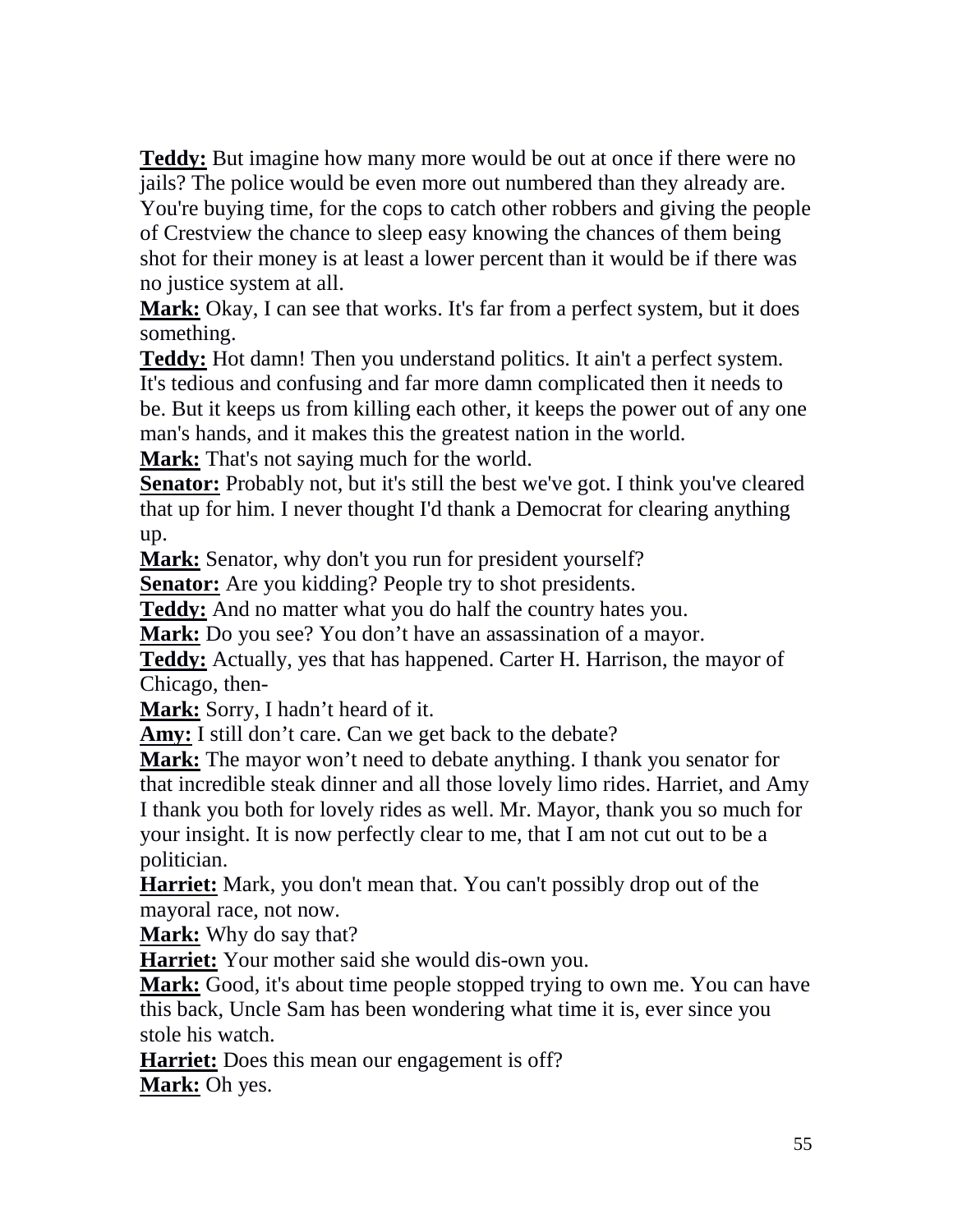**Teddy:** But imagine how many more would be out at once if there were no jails? The police would be even more out numbered than they already are. You're buying time, for the cops to catch other robbers and giving the people of Crestview the chance to sleep easy knowing the chances of them being shot for their money is at least a lower percent than it would be if there was no justice system at all.

**Mark:** Okay, I can see that works. It's far from a perfect system, but it does something.

**Teddy:** Hot damn! Then you understand politics. It ain't a perfect system. It's tedious and confusing and far more damn complicated then it needs to be. But it keeps us from killing each other, it keeps the power out of any one man's hands, and it makes this the greatest nation in the world.

**Mark:** That's not saying much for the world.

**Senator:** Probably not, but it's still the best we've got. I think you've cleared that up for him. I never thought I'd thank a Democrat for clearing anything up.

**Mark:** Senator, why don't you run for president yourself?

**Senator:** Are you kidding? People try to shot presidents.

**Teddy:** And no matter what you do half the country hates you.

**Mark:** Do you see? You don't have an assassination of a mayor.

**Teddy:** Actually, yes that has happened. Carter H. Harrison, the mayor of Chicago, then-

**Mark:** Sorry, I hadn't heard of it.

**Amy:** I still don't care. Can we get back to the debate?

**Mark:** The mayor won't need to debate anything. I thank you senator for that incredible steak dinner and all those lovely limo rides. Harriet, and Amy I thank you both for lovely rides as well. Mr. Mayor, thank you so much for your insight. It is now perfectly clear to me, that I am not cut out to be a politician.

**Harriet:** Mark, you don't mean that. You can't possibly drop out of the mayoral race, not now.

**Mark:** Why do say that?

**Harriet:** Your mother said she would dis-own you.

**Mark:** Good, it's about time people stopped trying to own me. You can have this back, Uncle Sam has been wondering what time it is, ever since you stole his watch.

**Harriet:** Does this mean our engagement is off?

**Mark:** Oh yes.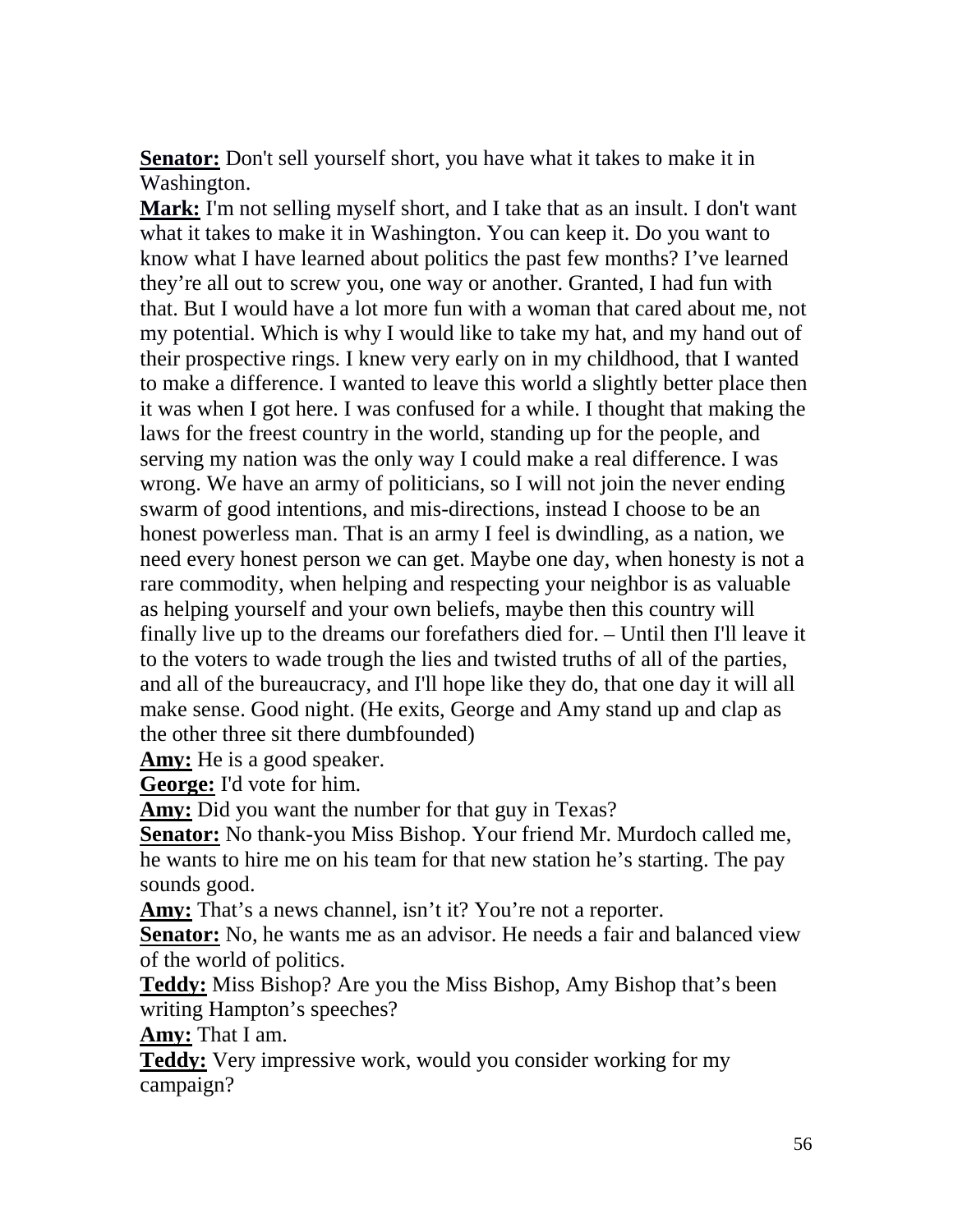**Senator:** Don't sell yourself short, you have what it takes to make it in Washington.

**Mark:** I'm not selling myself short, and I take that as an insult. I don't want what it takes to make it in Washington. You can keep it. Do you want to know what I have learned about politics the past few months? I've learned they're all out to screw you, one way or another. Granted, I had fun with that. But I would have a lot more fun with a woman that cared about me, not my potential. Which is why I would like to take my hat, and my hand out of their prospective rings. I knew very early on in my childhood, that I wanted to make a difference. I wanted to leave this world a slightly better place then it was when I got here. I was confused for a while. I thought that making the laws for the freest country in the world, standing up for the people, and serving my nation was the only way I could make a real difference. I was wrong. We have an army of politicians, so I will not join the never ending swarm of good intentions, and mis-directions, instead I choose to be an honest powerless man. That is an army I feel is dwindling, as a nation, we need every honest person we can get. Maybe one day, when honesty is not a rare commodity, when helping and respecting your neighbor is as valuable as helping yourself and your own beliefs, maybe then this country will finally live up to the dreams our forefathers died for. – Until then I'll leave it to the voters to wade trough the lies and twisted truths of all of the parties, and all of the bureaucracy, and I'll hope like they do, that one day it will all make sense. Good night. (He exits, George and Amy stand up and clap as the other three sit there dumbfounded)

**Amy:** He is a good speaker.

**George:** I'd vote for him.

**Amy:** Did you want the number for that guy in Texas?

**Senator:** No thank-you Miss Bishop. Your friend Mr. Murdoch called me, he wants to hire me on his team for that new station he's starting. The pay sounds good.

**Amy:** That's a news channel, isn't it? You're not a reporter.

**Senator:** No, he wants me as an advisor. He needs a fair and balanced view of the world of politics.

**Teddy:** Miss Bishop? Are you the Miss Bishop, Amy Bishop that's been writing Hampton's speeches?

**Amy:** That I am.

**Teddy:** Very impressive work, would you consider working for my campaign?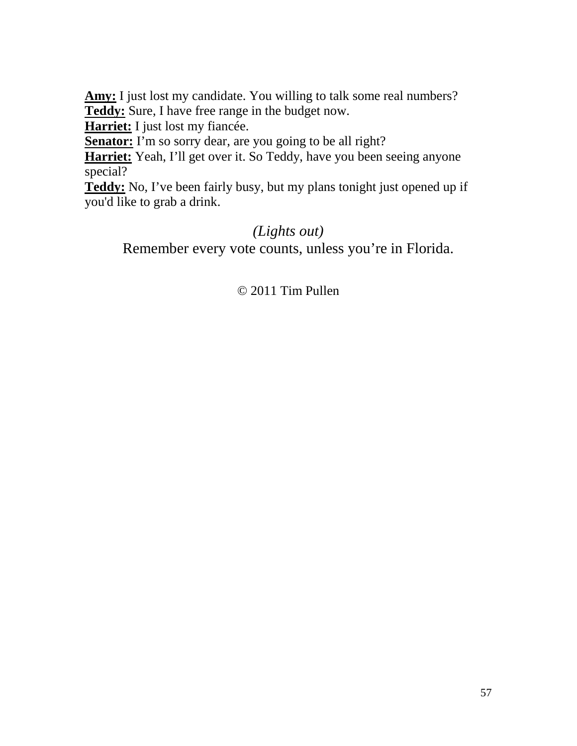**Amy:** I just lost my candidate. You willing to talk some real numbers?
**Teddy:** Sure, I have free range in the budget now.
**Harriet:** I just lost my fiancée.
**Senator:** I'm so sorry dear, are you going to be all right?
**Harriet:** Yeah, I'll get over it. So Teddy, have you been seeing anyone special?
**Teddy:** No, I've been fairly busy, but my plans tonight just opened up if you'd like to grab a drink.

*(Lights out)*

Remember every vote counts, unless you're in Florida.

© 2011 Tim Pullen